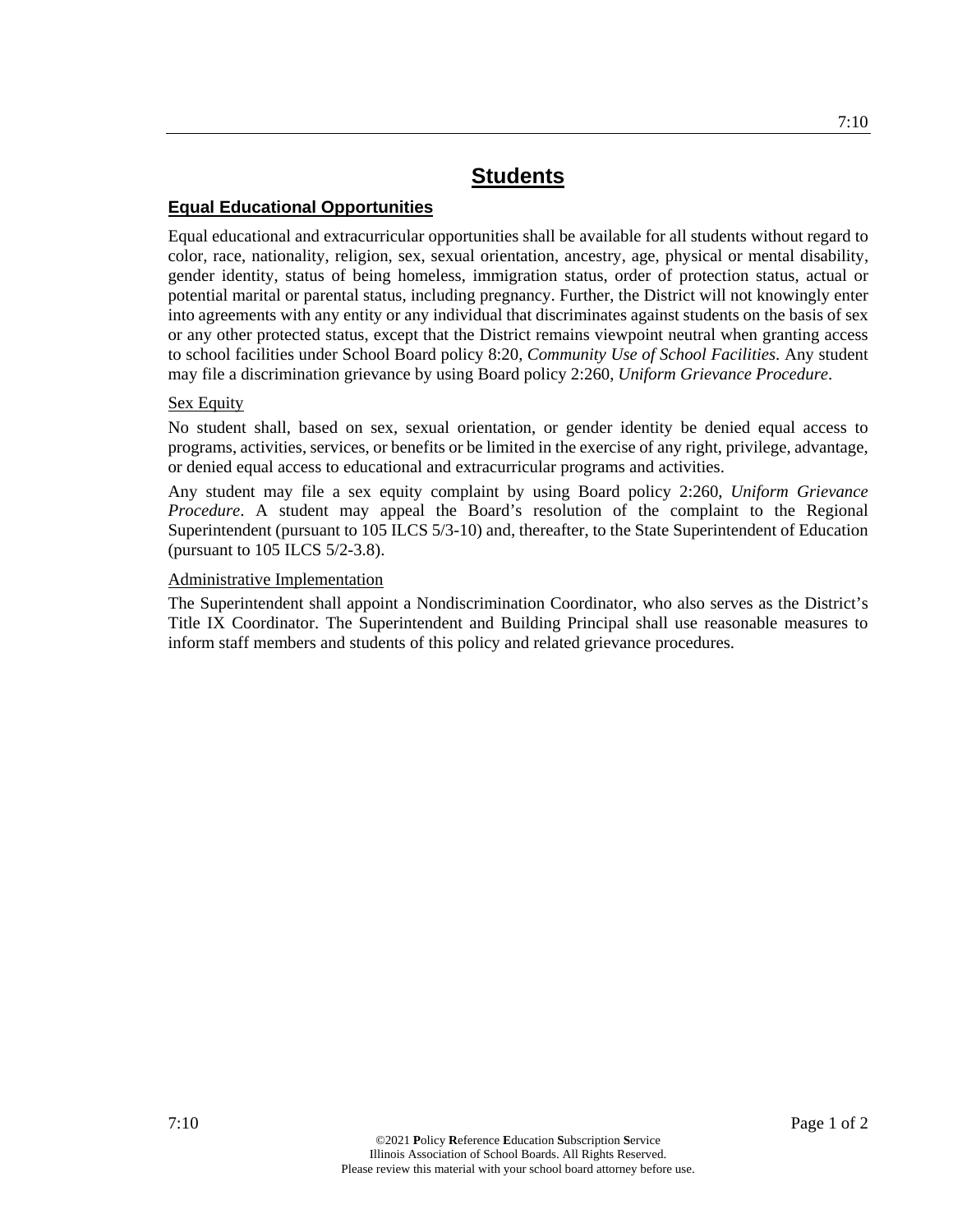# Students

## Equal Educational Opportunities

Equal educational and extracurricular opportunities shall be available for all students without regard to color, race, nationality, religion, sex, sexual orientation, ancestry, age, physical or mental disability, gender identity, status of being homeless, immigration status, order of protection status, actual or potential marital or parental status, including pregnancy. Further, the District will not knowingly enter into agreements with any entity or any individual that discriminates against students on the basis of sex or any other protected status, except that the District remains viewpoint neutral when granting access to school facilities under School Board policy 8:20, *Community Use of School Facilities*. Any student may file a discrimination grievance by using Board policy 2:260, *Uniform Grievance Procedure*.

### Sex Equity

No student shall, based on sex, sexual orientation, or gender identity be denied equal access to programs, activities, services, or benefits or be limited in the exercise of any right, privilege, advantage, or denied equal access to educational and extracurricular programs and activities.

Any student may file a sex equity complaint by using Board policy 2:260, *Uniform Grievance Procedure*. A student may appeal the Board's resolution of the complaint to the Regional Superintendent (pursuant to 105 ILCS 5/3-10) and, thereafter, to the State Superintendent of Education (pursuant to 105 ILCS 5/2-3.8).

### Administrative Implementation

The Superintendent shall appoint a Nondiscrimination Coordinator, who also serves as the District's Title IX Coordinator. The Superintendent and Building Principal shall use reasonable measures to inform staff members and students of this policy and related grievance procedures.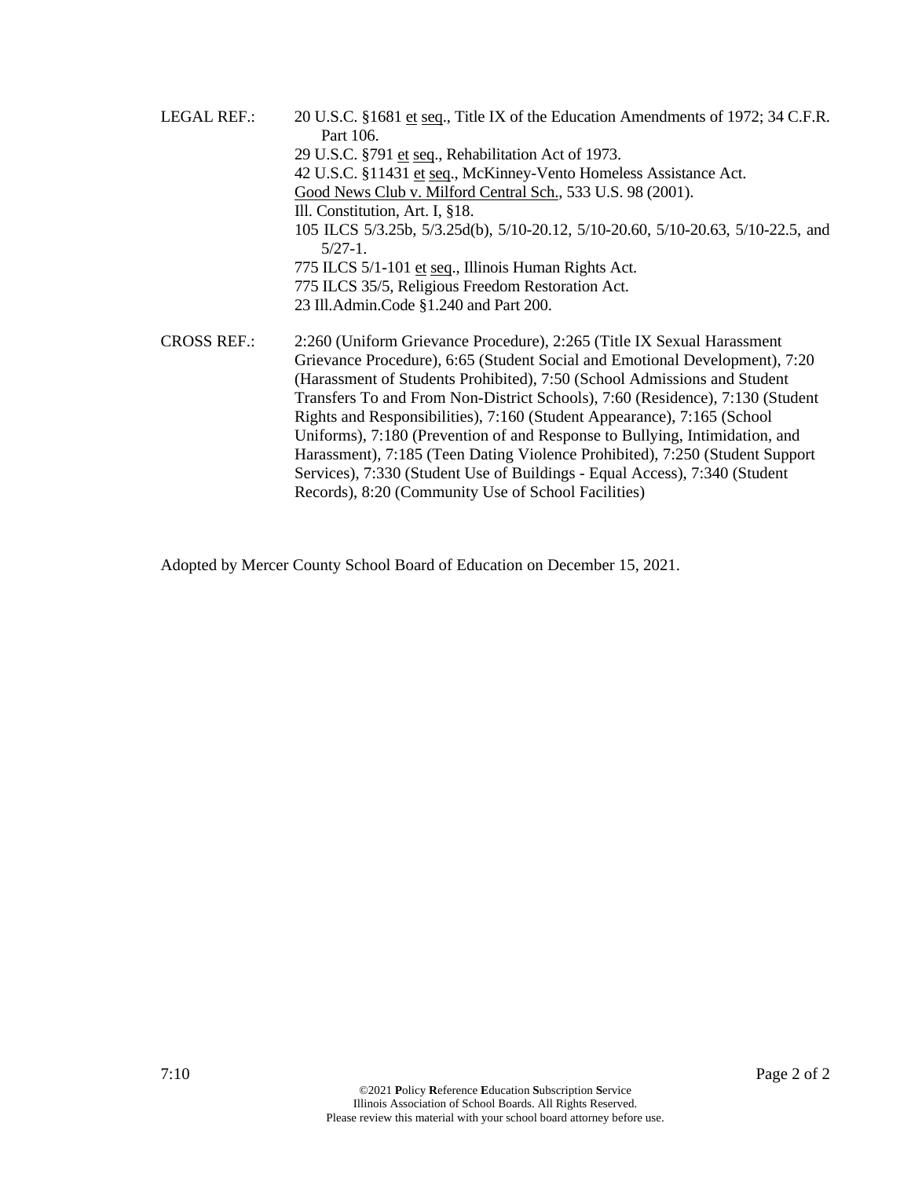LEGAL REF.: 20 U.S.C. §1681 et seq., Title IX of the Education Amendments of 1972; 34 C.F.R. Part 106.

29 U.S.C. §791 et seq., Rehabilitation Act of 1973.

42 U.S.C. §11431 et seq., McKinney-Vento Homeless Assistance Act.

Good News Club v. Milford Central Sch., 533 U.S. 98 (2001).

Ill. Constitution, Art. I, §18.

105 ILCS 5/3.25b, 5/3.25d(b), 5/10-20.12, 5/10-20.60, 5/10-20.63, 5/10-22.5, and 5/27-1.

775 ILCS 5/1-101 et seq., Illinois Human Rights Act.

775 ILCS 35/5, Religious Freedom Restoration Act.

23 Ill.Admin.Code §1.240 and Part 200.

CROSS REF.: 2:260 (Uniform Grievance Procedure), 2:265 (Title IX Sexual Harassment Grievance Procedure), 6:65 (Student Social and Emotional Development), 7:20 (Harassment of Students Prohibited), 7:50 (School Admissions and Student Transfers To and From Non-District Schools), 7:60 (Residence), 7:130 (Student Rights and Responsibilities), 7:160 (Student Appearance), 7:165 (School Uniforms), 7:180 (Prevention of and Response to Bullying, Intimidation, and Harassment), 7:185 (Teen Dating Violence Prohibited), 7:250 (Student Support Services), 7:330 (Student Use of Buildings - Equal Access), 7:340 (Student Records), 8:20 (Community Use of School Facilities)

Adopted by Mercer County School Board of Education on December 15, 2021.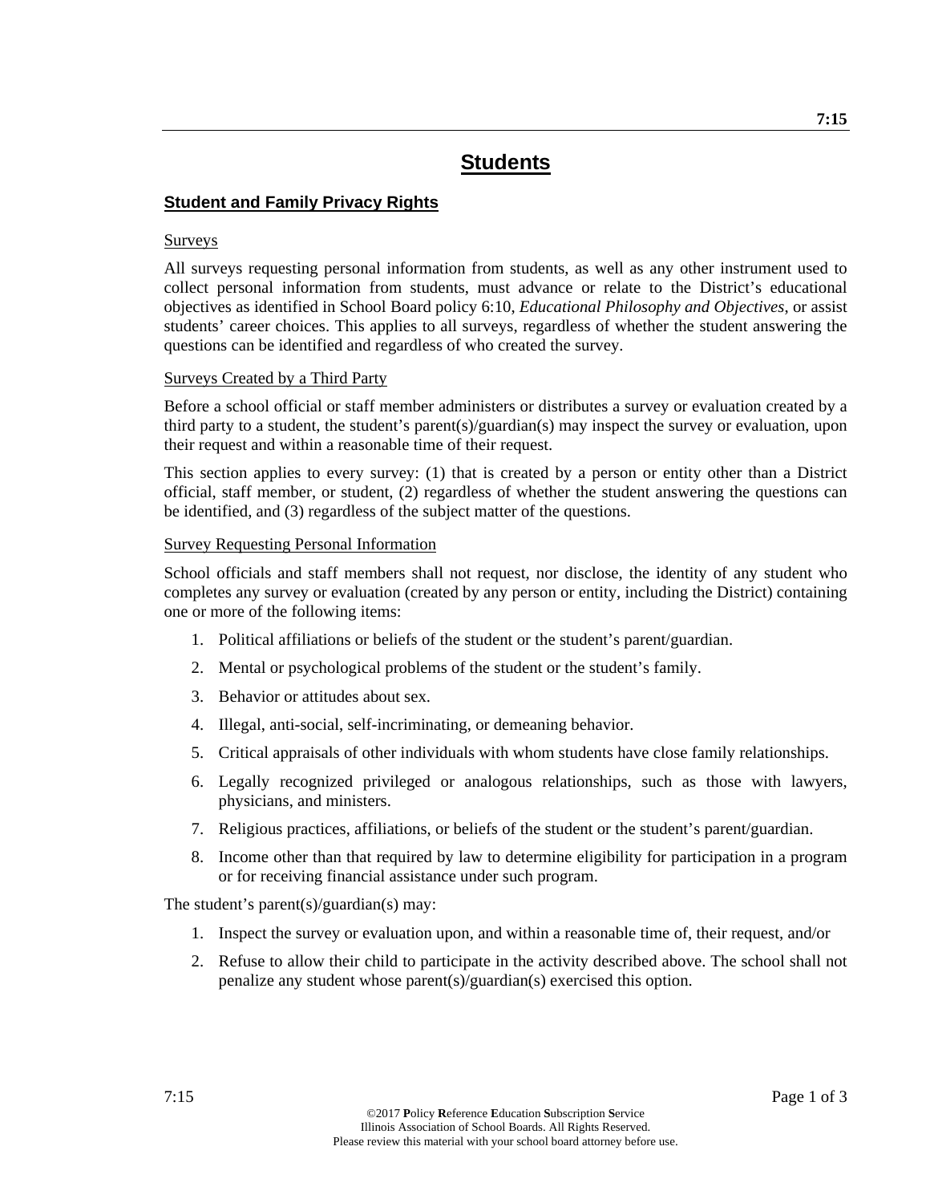# Students

## Student and Family Privacy Rights

### Surveys

All surveys requesting personal information from students, as well as any other instrument used to collect personal information from students, must advance or relate to the District's educational objectives as identified in School Board policy 6:10, *Educational Philosophy and Objectives*, or assist students' career choices. This applies to all surveys, regardless of whether the student answering the questions can be identified and regardless of who created the survey.

### Surveys Created by a Third Party

Before a school official or staff member administers or distributes a survey or evaluation created by a third party to a student, the student's parent(s)/guardian(s) may inspect the survey or evaluation, upon their request and within a reasonable time of their request.

This section applies to every survey: (1) that is created by a person or entity other than a District official, staff member, or student, (2) regardless of whether the student answering the questions can be identified, and (3) regardless of the subject matter of the questions.

### Survey Requesting Personal Information

School officials and staff members shall not request, nor disclose, the identity of any student who completes any survey or evaluation (created by any person or entity, including the District) containing one or more of the following items:

1. Political affiliations or beliefs of the student or the student's parent/guardian.
2. Mental or psychological problems of the student or the student's family.
3. Behavior or attitudes about sex.
4. Illegal, anti-social, self-incriminating, or demeaning behavior.
5. Critical appraisals of other individuals with whom students have close family relationships.
6. Legally recognized privileged or analogous relationships, such as those with lawyers, physicians, and ministers.
7. Religious practices, affiliations, or beliefs of the student or the student's parent/guardian.
8. Income other than that required by law to determine eligibility for participation in a program or for receiving financial assistance under such program.

The student's parent(s)/guardian(s) may:

1. Inspect the survey or evaluation upon, and within a reasonable time of, their request, and/or
2. Refuse to allow their child to participate in the activity described above. The school shall not penalize any student whose parent(s)/guardian(s) exercised this option.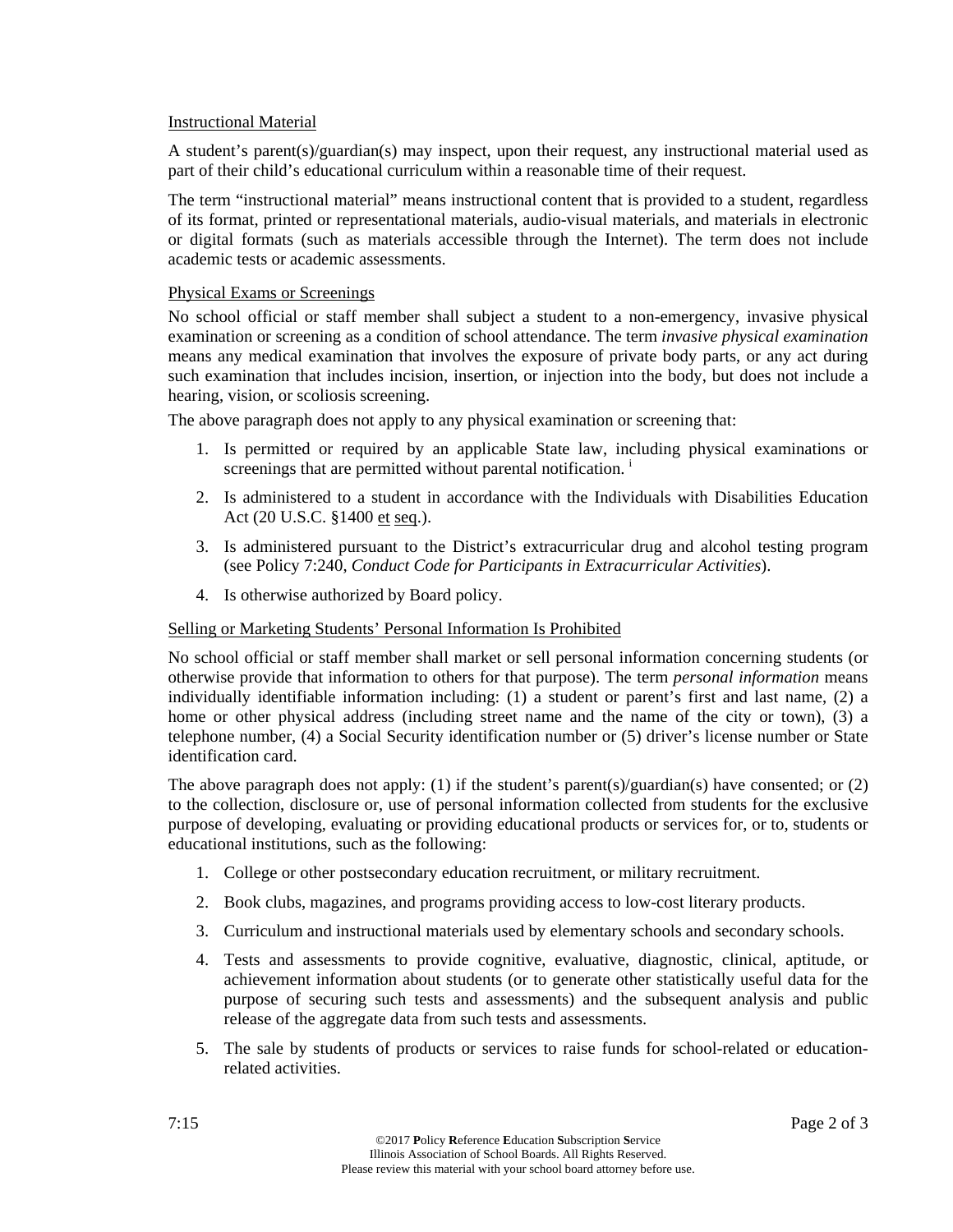Instructional Material

A student's parent(s)/guardian(s) may inspect, upon their request, any instructional material used as part of their child's educational curriculum within a reasonable time of their request.

The term "instructional material" means instructional content that is provided to a student, regardless of its format, printed or representational materials, audio-visual materials, and materials in electronic or digital formats (such as materials accessible through the Internet). The term does not include academic tests or academic assessments.

Physical Exams or Screenings

No school official or staff member shall subject a student to a non-emergency, invasive physical examination or screening as a condition of school attendance. The term *invasive physical examination* means any medical examination that involves the exposure of private body parts, or any act during such examination that includes incision, insertion, or injection into the body, but does not include a hearing, vision, or scoliosis screening.

The above paragraph does not apply to any physical examination or screening that:

1. Is permitted or required by an applicable State law, including physical examinations or screenings that are permitted without parental notification. [i]
2. Is administered to a student in accordance with the Individuals with Disabilities Education Act (20 U.S.C. §1400 et seq.).
3. Is administered pursuant to the District's extracurricular drug and alcohol testing program (see Policy 7:240, *Conduct Code for Participants in Extracurricular Activities*).
4. Is otherwise authorized by Board policy.

Selling or Marketing Students' Personal Information Is Prohibited

No school official or staff member shall market or sell personal information concerning students (or otherwise provide that information to others for that purpose). The term *personal information* means individually identifiable information including: (1) a student or parent's first and last name, (2) a home or other physical address (including street name and the name of the city or town), (3) a telephone number, (4) a Social Security identification number or (5) driver's license number or State identification card.

The above paragraph does not apply: (1) if the student's parent(s)/guardian(s) have consented; or (2) to the collection, disclosure or, use of personal information collected from students for the exclusive purpose of developing, evaluating or providing educational products or services for, or to, students or educational institutions, such as the following:

1. College or other postsecondary education recruitment, or military recruitment.
2. Book clubs, magazines, and programs providing access to low-cost literary products.
3. Curriculum and instructional materials used by elementary schools and secondary schools.
4. Tests and assessments to provide cognitive, evaluative, diagnostic, clinical, aptitude, or achievement information about students (or to generate other statistically useful data for the purpose of securing such tests and assessments) and the subsequent analysis and public release of the aggregate data from such tests and assessments.
5. The sale by students of products or services to raise funds for school-related or education-related activities.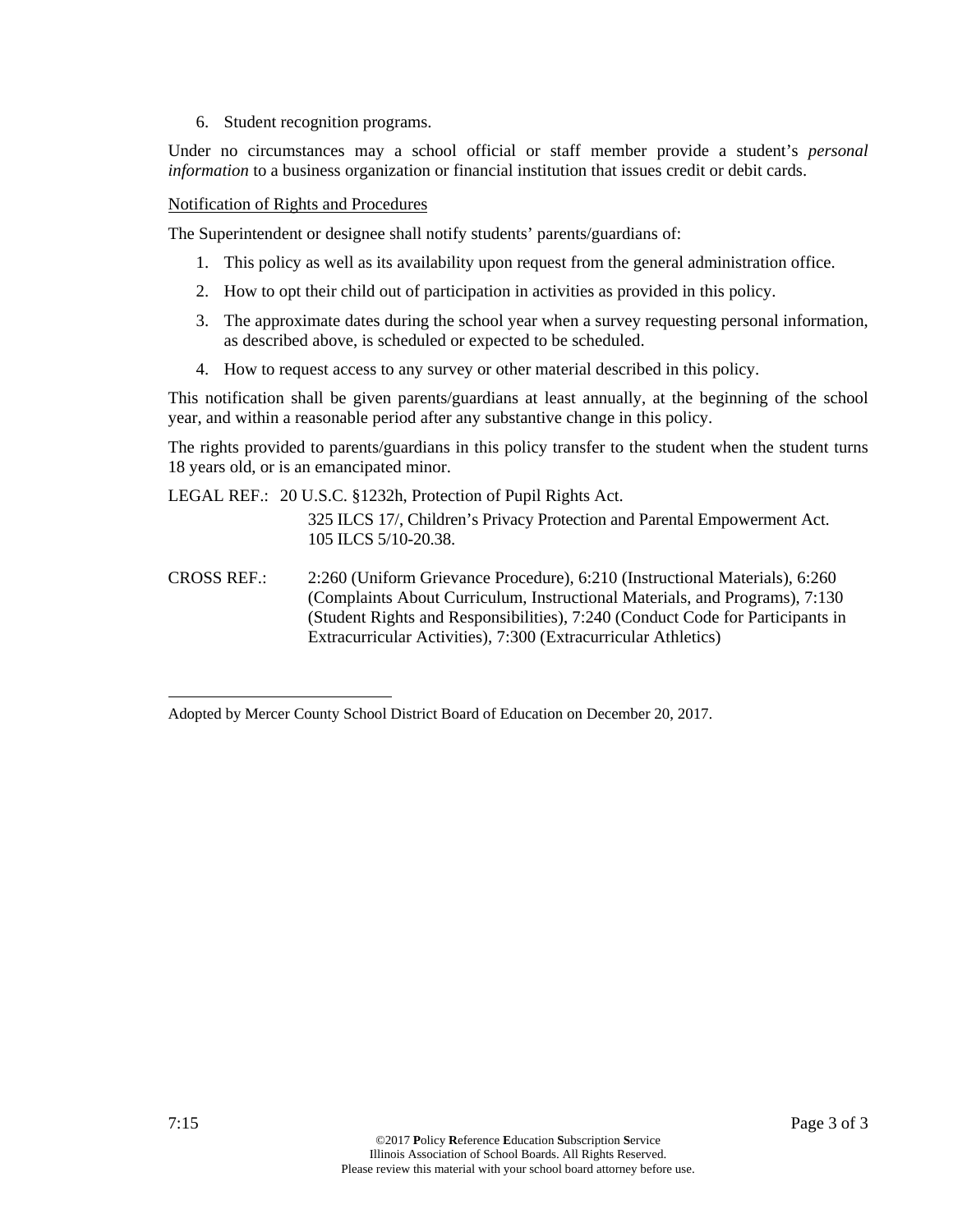6. Student recognition programs.

Under no circumstances may a school official or staff member provide a student's *personal information* to a business organization or financial institution that issues credit or debit cards.

Notification of Rights and Procedures

The Superintendent or designee shall notify students' parents/guardians of:

1. This policy as well as its availability upon request from the general administration office.
2. How to opt their child out of participation in activities as provided in this policy.
3. The approximate dates during the school year when a survey requesting personal information, as described above, is scheduled or expected to be scheduled.
4. How to request access to any survey or other material described in this policy.

This notification shall be given parents/guardians at least annually, at the beginning of the school year, and within a reasonable period after any substantive change in this policy.

The rights provided to parents/guardians in this policy transfer to the student when the student turns 18 years old, or is an emancipated minor.

LEGAL REF.: 20 U.S.C. §1232h, Protection of Pupil Rights Act.
325 ILCS 17/, Children's Privacy Protection and Parental Empowerment Act.
105 ILCS 5/10-20.38.

CROSS REF.: 2:260 (Uniform Grievance Procedure), 6:210 (Instructional Materials), 6:260 (Complaints About Curriculum, Instructional Materials, and Programs), 7:130 (Student Rights and Responsibilities), 7:240 (Conduct Code for Participants in Extracurricular Activities), 7:300 (Extracurricular Athletics)

---

Adopted by Mercer County School District Board of Education on December 20, 2017.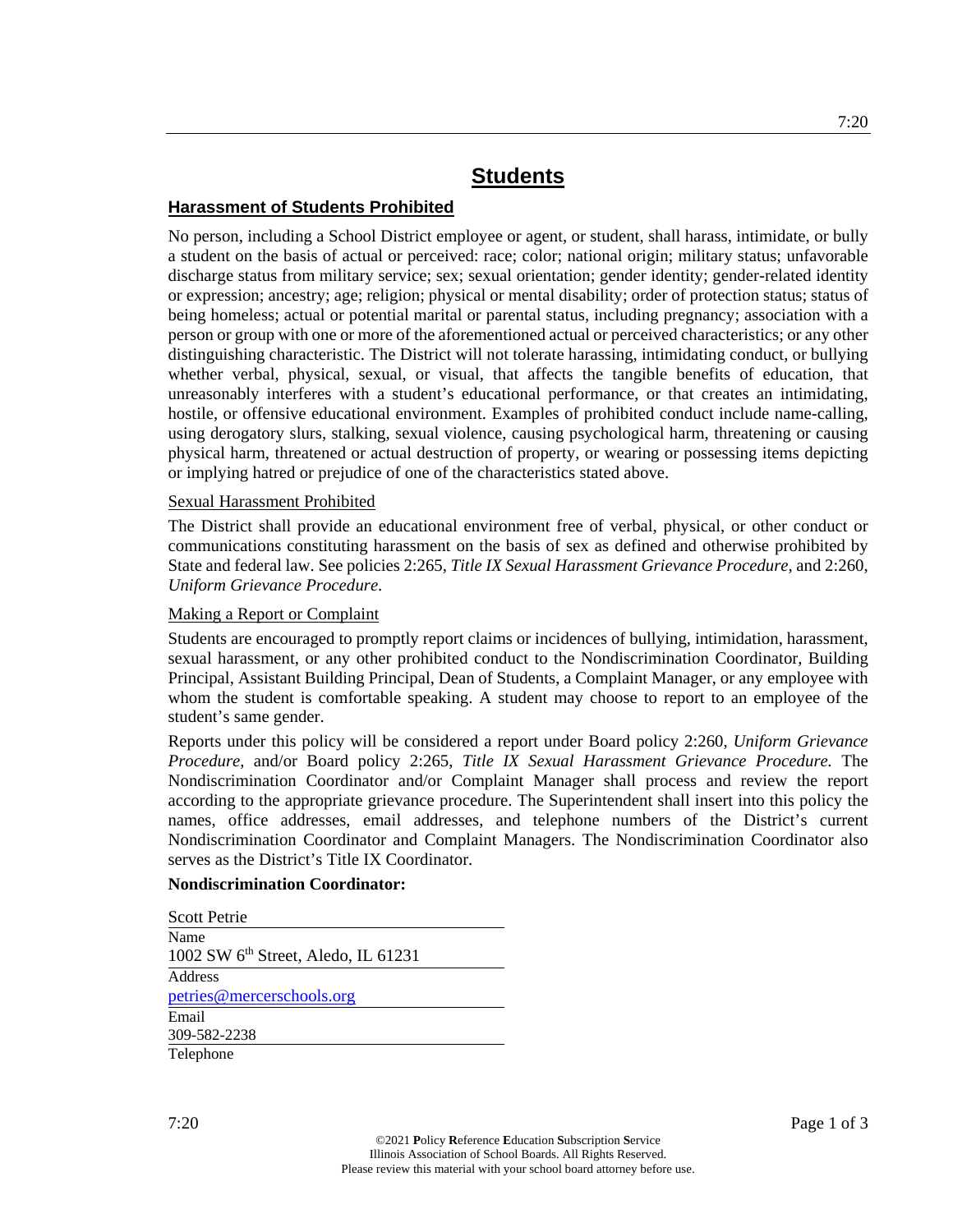# Students

## Harassment of Students Prohibited

No person, including a School District employee or agent, or student, shall harass, intimidate, or bully a student on the basis of actual or perceived: race; color; national origin; military status; unfavorable discharge status from military service; sex; sexual orientation; gender identity; gender-related identity or expression; ancestry; age; religion; physical or mental disability; order of protection status; status of being homeless; actual or potential marital or parental status, including pregnancy; association with a person or group with one or more of the aforementioned actual or perceived characteristics; or any other distinguishing characteristic. The District will not tolerate harassing, intimidating conduct, or bullying whether verbal, physical, sexual, or visual, that affects the tangible benefits of education, that unreasonably interferes with a student's educational performance, or that creates an intimidating, hostile, or offensive educational environment. Examples of prohibited conduct include name-calling, using derogatory slurs, stalking, sexual violence, causing psychological harm, threatening or causing physical harm, threatened or actual destruction of property, or wearing or possessing items depicting or implying hatred or prejudice of one of the characteristics stated above.

### Sexual Harassment Prohibited

The District shall provide an educational environment free of verbal, physical, or other conduct or communications constituting harassment on the basis of sex as defined and otherwise prohibited by State and federal law. See policies 2:265, *Title IX Sexual Harassment Grievance Procedure*, and 2:260, *Uniform Grievance Procedure*.

### Making a Report or Complaint

Students are encouraged to promptly report claims or incidences of bullying, intimidation, harassment, sexual harassment, or any other prohibited conduct to the Nondiscrimination Coordinator, Building Principal, Assistant Building Principal, Dean of Students, a Complaint Manager, or any employee with whom the student is comfortable speaking. A student may choose to report to an employee of the student's same gender.

Reports under this policy will be considered a report under Board policy 2:260, *Uniform Grievance Procedure*, and/or Board policy 2:265, *Title IX Sexual Harassment Grievance Procedure*. The Nondiscrimination Coordinator and/or Complaint Manager shall process and review the report according to the appropriate grievance procedure. The Superintendent shall insert into this policy the names, office addresses, email addresses, and telephone numbers of the District's current Nondiscrimination Coordinator and Complaint Managers. The Nondiscrimination Coordinator also serves as the District's Title IX Coordinator.

**Nondiscrimination Coordinator:**

Scott Petrie
Name

1002 SW 6th Street, Aledo, IL 61231
Address

petries@mercerschools.org
Email

309-582-2238
Telephone

©2021 **P**olicy **R**eference **E**ducation **S**ubscription **S**ervice
Illinois Association of School Boards. All Rights Reserved.
Please review this material with your school board attorney before use.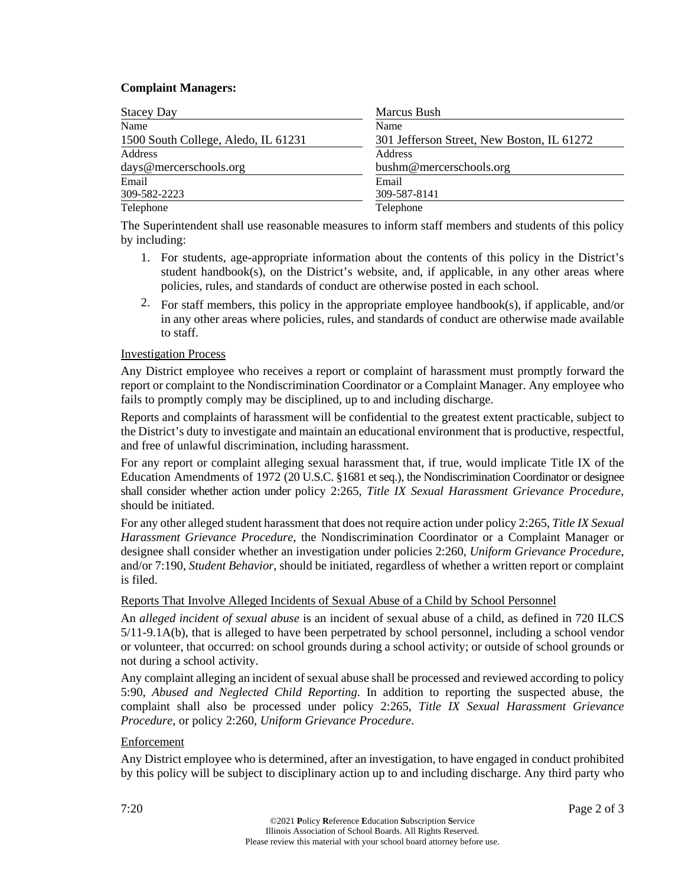**Complaint Managers:**

| Stacey Day | Marcus Bush |
|---|---|
| Name | Name |
| 1500 South College, Aledo, IL 61231 | 301 Jefferson Street, New Boston, IL 61272 |
| Address | Address |
| days@mercerschools.org | bushm@mercerschools.org |
| Email | Email |
| 309-582-2223 | 309-587-8141 |
| Telephone | Telephone |

The Superintendent shall use reasonable measures to inform staff members and students of this policy by including:

1. For students, age-appropriate information about the contents of this policy in the District's student handbook(s), on the District's website, and, if applicable, in any other areas where policies, rules, and standards of conduct are otherwise posted in each school.
2. For staff members, this policy in the appropriate employee handbook(s), if applicable, and/or in any other areas where policies, rules, and standards of conduct are otherwise made available to staff.

Investigation Process

Any District employee who receives a report or complaint of harassment must promptly forward the report or complaint to the Nondiscrimination Coordinator or a Complaint Manager. Any employee who fails to promptly comply may be disciplined, up to and including discharge.

Reports and complaints of harassment will be confidential to the greatest extent practicable, subject to the District's duty to investigate and maintain an educational environment that is productive, respectful, and free of unlawful discrimination, including harassment.

For any report or complaint alleging sexual harassment that, if true, would implicate Title IX of the Education Amendments of 1972 (20 U.S.C. §1681 et seq.), the Nondiscrimination Coordinator or designee shall consider whether action under policy 2:265, *Title IX Sexual Harassment Grievance Procedure*, should be initiated.

For any other alleged student harassment that does not require action under policy 2:265, *Title IX Sexual Harassment Grievance Procedure,* the Nondiscrimination Coordinator or a Complaint Manager or designee shall consider whether an investigation under policies 2:260, *Uniform Grievance Procedure,* and/or 7:190, *Student Behavior*, should be initiated, regardless of whether a written report or complaint is filed.

Reports That Involve Alleged Incidents of Sexual Abuse of a Child by School Personnel

An *alleged incident of sexual abuse* is an incident of sexual abuse of a child, as defined in 720 ILCS 5/11-9.1A(b), that is alleged to have been perpetrated by school personnel, including a school vendor or volunteer, that occurred: on school grounds during a school activity; or outside of school grounds or not during a school activity.

Any complaint alleging an incident of sexual abuse shall be processed and reviewed according to policy 5:90, *Abused and Neglected Child Reporting.* In addition to reporting the suspected abuse, the complaint shall also be processed under policy 2:265, *Title IX Sexual Harassment Grievance Procedure*, or policy 2:260, *Uniform Grievance Procedure*.

Enforcement

Any District employee who is determined, after an investigation, to have engaged in conduct prohibited by this policy will be subject to disciplinary action up to and including discharge. Any third party who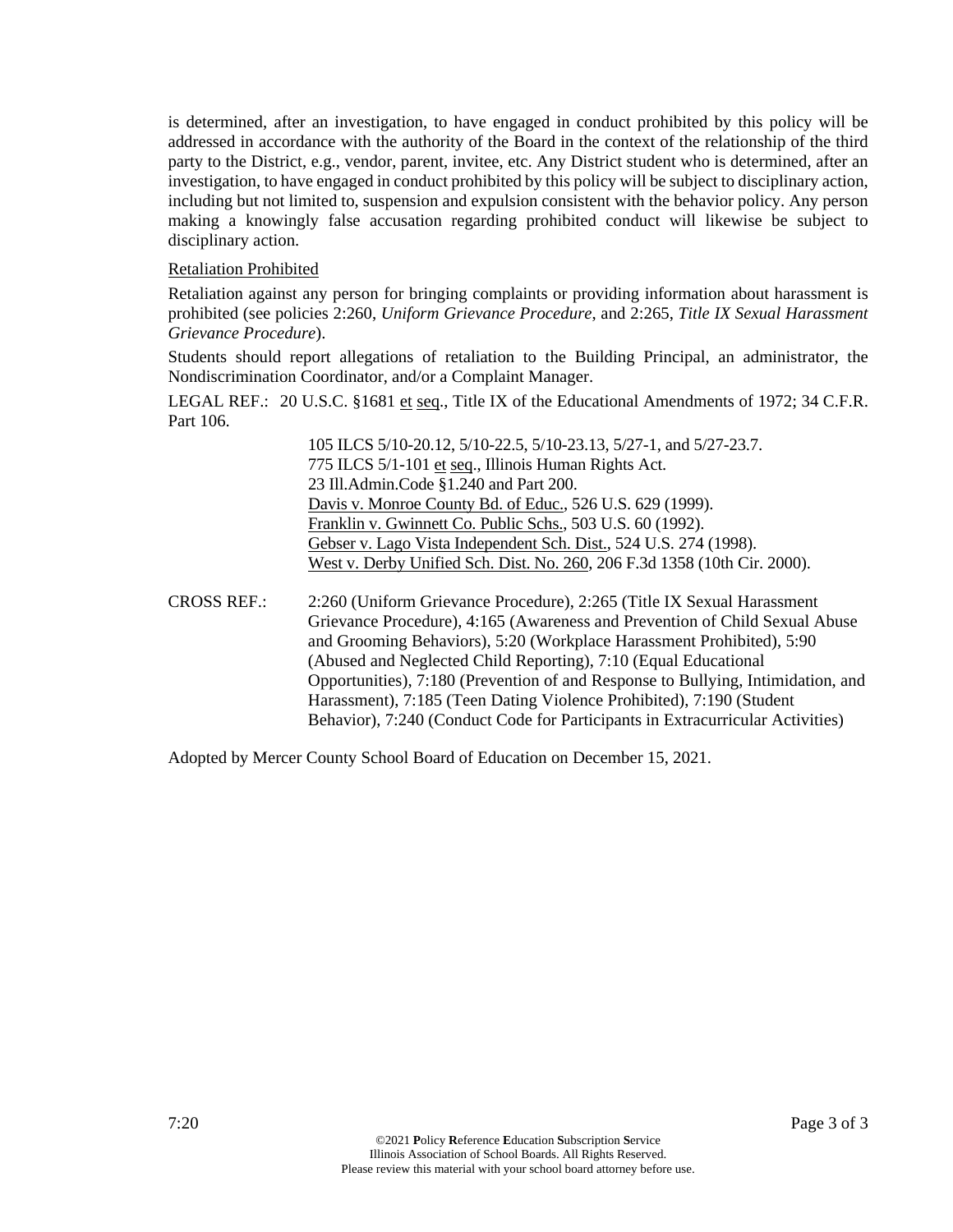is determined, after an investigation, to have engaged in conduct prohibited by this policy will be addressed in accordance with the authority of the Board in the context of the relationship of the third party to the District, e.g., vendor, parent, invitee, etc. Any District student who is determined, after an investigation, to have engaged in conduct prohibited by this policy will be subject to disciplinary action, including but not limited to, suspension and expulsion consistent with the behavior policy. Any person making a knowingly false accusation regarding prohibited conduct will likewise be subject to disciplinary action.

Retaliation Prohibited

Retaliation against any person for bringing complaints or providing information about harassment is prohibited (see policies 2:260, *Uniform Grievance Procedure*, and 2:265, *Title IX Sexual Harassment Grievance Procedure*).

Students should report allegations of retaliation to the Building Principal, an administrator, the Nondiscrimination Coordinator, and/or a Complaint Manager.

LEGAL REF.: 20 U.S.C. §1681 et seq., Title IX of the Educational Amendments of 1972; 34 C.F.R. Part 106.

105 ILCS 5/10-20.12, 5/10-22.5, 5/10-23.13, 5/27-1, and 5/27-23.7.
775 ILCS 5/1-101 et seq., Illinois Human Rights Act.
23 Ill.Admin.Code §1.240 and Part 200.
Davis v. Monroe County Bd. of Educ., 526 U.S. 629 (1999).
Franklin v. Gwinnett Co. Public Schs., 503 U.S. 60 (1992).
Gebser v. Lago Vista Independent Sch. Dist., 524 U.S. 274 (1998).
West v. Derby Unified Sch. Dist. No. 260, 206 F.3d 1358 (10th Cir. 2000).

CROSS REF.: 2:260 (Uniform Grievance Procedure), 2:265 (Title IX Sexual Harassment Grievance Procedure), 4:165 (Awareness and Prevention of Child Sexual Abuse and Grooming Behaviors), 5:20 (Workplace Harassment Prohibited), 5:90 (Abused and Neglected Child Reporting), 7:10 (Equal Educational Opportunities), 7:180 (Prevention of and Response to Bullying, Intimidation, and Harassment), 7:185 (Teen Dating Violence Prohibited), 7:190 (Student Behavior), 7:240 (Conduct Code for Participants in Extracurricular Activities)

Adopted by Mercer County School Board of Education on December 15, 2021.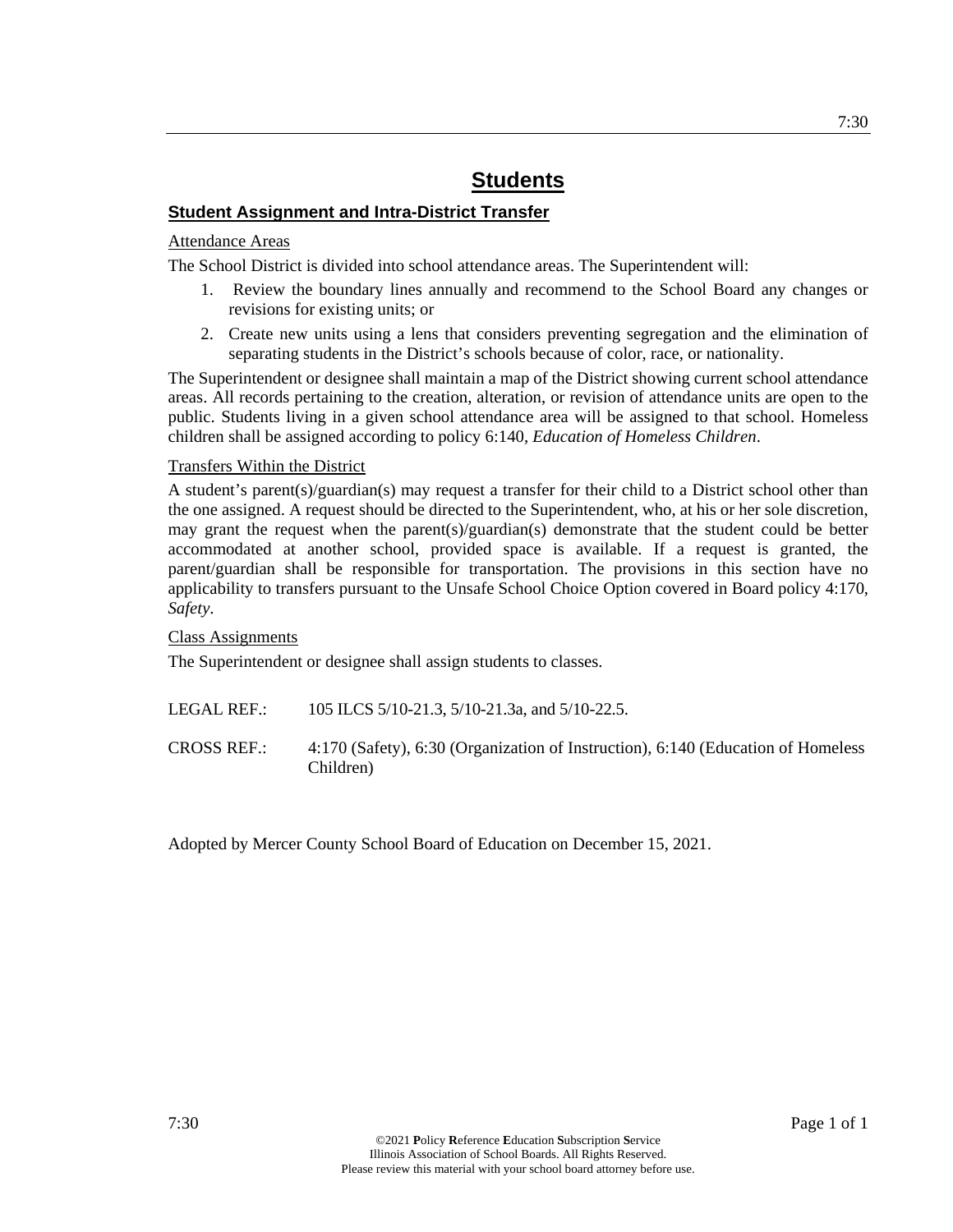# Students

## Student Assignment and Intra-District Transfer

Attendance Areas

The School District is divided into school attendance areas. The Superintendent will:

1. Review the boundary lines annually and recommend to the School Board any changes or revisions for existing units; or
2. Create new units using a lens that considers preventing segregation and the elimination of separating students in the District's schools because of color, race, or nationality.

The Superintendent or designee shall maintain a map of the District showing current school attendance areas. All records pertaining to the creation, alteration, or revision of attendance units are open to the public. Students living in a given school attendance area will be assigned to that school. Homeless children shall be assigned according to policy 6:140, *Education of Homeless Children*.

Transfers Within the District

A student's parent(s)/guardian(s) may request a transfer for their child to a District school other than the one assigned. A request should be directed to the Superintendent, who, at his or her sole discretion, may grant the request when the parent(s)/guardian(s) demonstrate that the student could be better accommodated at another school, provided space is available. If a request is granted, the parent/guardian shall be responsible for transportation. The provisions in this section have no applicability to transfers pursuant to the Unsafe School Choice Option covered in Board policy 4:170, *Safety*.

Class Assignments

The Superintendent or designee shall assign students to classes.

LEGAL REF.: 105 ILCS 5/10-21.3, 5/10-21.3a, and 5/10-22.5.

CROSS REF.: 4:170 (Safety), 6:30 (Organization of Instruction), 6:140 (Education of Homeless Children)

Adopted by Mercer County School Board of Education on December 15, 2021.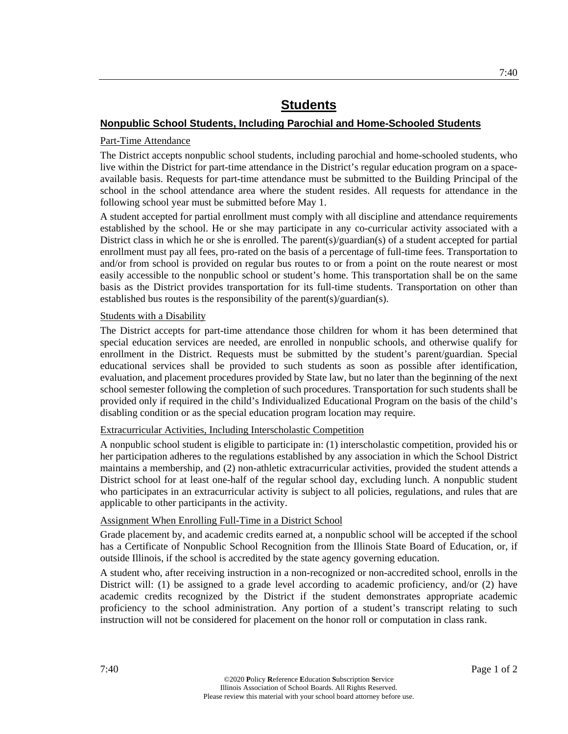# Students

## Nonpublic School Students, Including Parochial and Home-Schooled Students

### Part-Time Attendance

The District accepts nonpublic school students, including parochial and home-schooled students, who live within the District for part-time attendance in the District's regular education program on a space-available basis. Requests for part-time attendance must be submitted to the Building Principal of the school in the school attendance area where the student resides. All requests for attendance in the following school year must be submitted before May 1.

A student accepted for partial enrollment must comply with all discipline and attendance requirements established by the school. He or she may participate in any co-curricular activity associated with a District class in which he or she is enrolled. The parent(s)/guardian(s) of a student accepted for partial enrollment must pay all fees, pro-rated on the basis of a percentage of full-time fees. Transportation to and/or from school is provided on regular bus routes to or from a point on the route nearest or most easily accessible to the nonpublic school or student's home. This transportation shall be on the same basis as the District provides transportation for its full-time students. Transportation on other than established bus routes is the responsibility of the parent(s)/guardian(s).

### Students with a Disability

The District accepts for part-time attendance those children for whom it has been determined that special education services are needed, are enrolled in nonpublic schools, and otherwise qualify for enrollment in the District. Requests must be submitted by the student's parent/guardian. Special educational services shall be provided to such students as soon as possible after identification, evaluation, and placement procedures provided by State law, but no later than the beginning of the next school semester following the completion of such procedures. Transportation for such students shall be provided only if required in the child's Individualized Educational Program on the basis of the child's disabling condition or as the special education program location may require.

### Extracurricular Activities, Including Interscholastic Competition

A nonpublic school student is eligible to participate in: (1) interscholastic competition, provided his or her participation adheres to the regulations established by any association in which the School District maintains a membership, and (2) non-athletic extracurricular activities, provided the student attends a District school for at least one-half of the regular school day, excluding lunch. A nonpublic student who participates in an extracurricular activity is subject to all policies, regulations, and rules that are applicable to other participants in the activity.

### Assignment When Enrolling Full-Time in a District School

Grade placement by, and academic credits earned at, a nonpublic school will be accepted if the school has a Certificate of Nonpublic School Recognition from the Illinois State Board of Education, or, if outside Illinois, if the school is accredited by the state agency governing education.

A student who, after receiving instruction in a non-recognized or non-accredited school, enrolls in the District will: (1) be assigned to a grade level according to academic proficiency, and/or (2) have academic credits recognized by the District if the student demonstrates appropriate academic proficiency to the school administration. Any portion of a student's transcript relating to such instruction will not be considered for placement on the honor roll or computation in class rank.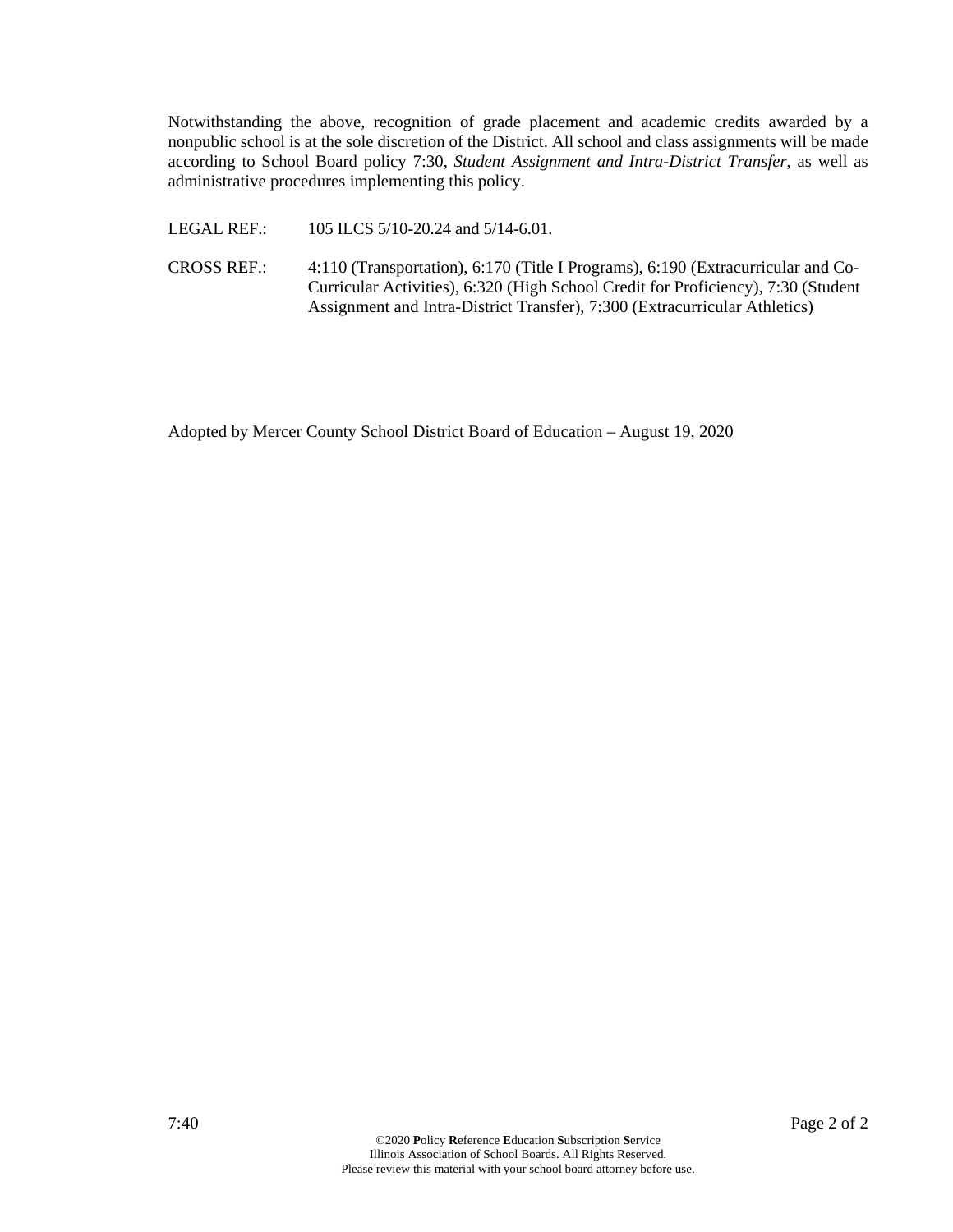Notwithstanding the above, recognition of grade placement and academic credits awarded by a nonpublic school is at the sole discretion of the District. All school and class assignments will be made according to School Board policy 7:30, *Student Assignment and Intra-District Transfer*, as well as administrative procedures implementing this policy.

LEGAL REF.: 105 ILCS 5/10-20.24 and 5/14-6.01.

CROSS REF.: 4:110 (Transportation), 6:170 (Title I Programs), 6:190 (Extracurricular and Co-Curricular Activities), 6:320 (High School Credit for Proficiency), 7:30 (Student Assignment and Intra-District Transfer), 7:300 (Extracurricular Athletics)

Adopted by Mercer County School District Board of Education – August 19, 2020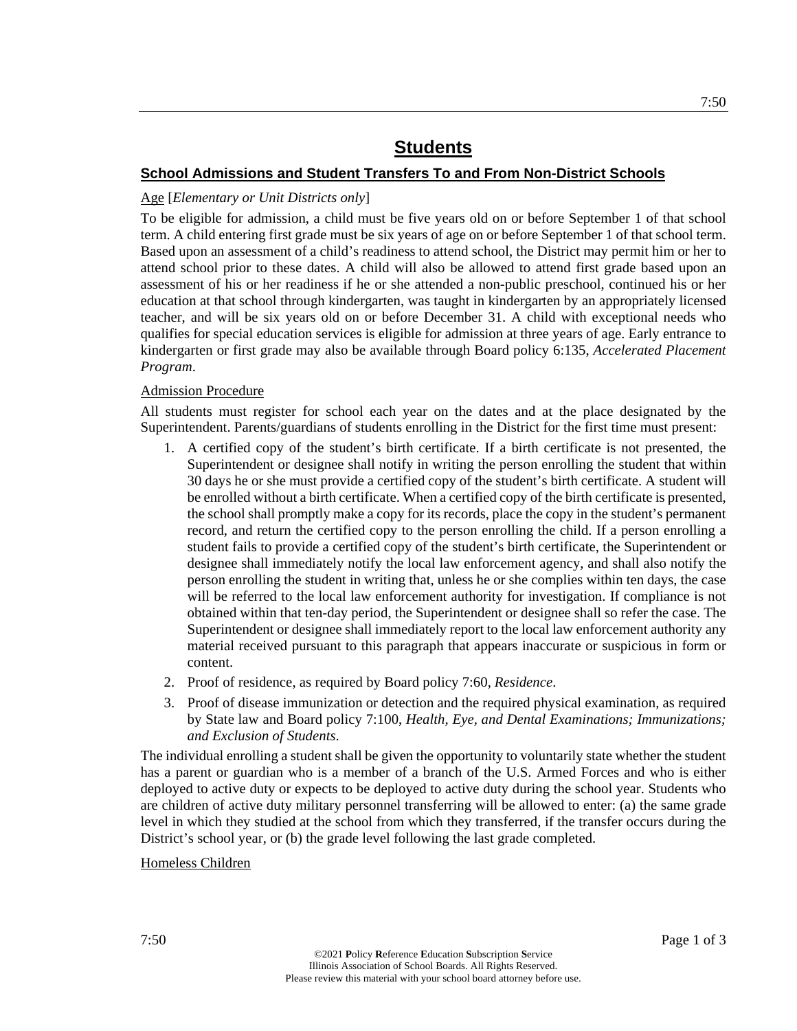# Students

## School Admissions and Student Transfers To and From Non-District Schools

Age [*Elementary or Unit Districts only*]

To be eligible for admission, a child must be five years old on or before September 1 of that school term. A child entering first grade must be six years of age on or before September 1 of that school term. Based upon an assessment of a child's readiness to attend school, the District may permit him or her to attend school prior to these dates. A child will also be allowed to attend first grade based upon an assessment of his or her readiness if he or she attended a non-public preschool, continued his or her education at that school through kindergarten, was taught in kindergarten by an appropriately licensed teacher, and will be six years old on or before December 31. A child with exceptional needs who qualifies for special education services is eligible for admission at three years of age. Early entrance to kindergarten or first grade may also be available through Board policy 6:135, *Accelerated Placement Program*.

Admission Procedure

All students must register for school each year on the dates and at the place designated by the Superintendent. Parents/guardians of students enrolling in the District for the first time must present:

1. A certified copy of the student's birth certificate. If a birth certificate is not presented, the Superintendent or designee shall notify in writing the person enrolling the student that within 30 days he or she must provide a certified copy of the student's birth certificate. A student will be enrolled without a birth certificate. When a certified copy of the birth certificate is presented, the school shall promptly make a copy for its records, place the copy in the student's permanent record, and return the certified copy to the person enrolling the child. If a person enrolling a student fails to provide a certified copy of the student's birth certificate, the Superintendent or designee shall immediately notify the local law enforcement agency, and shall also notify the person enrolling the student in writing that, unless he or she complies within ten days, the case will be referred to the local law enforcement authority for investigation. If compliance is not obtained within that ten-day period, the Superintendent or designee shall so refer the case. The Superintendent or designee shall immediately report to the local law enforcement authority any material received pursuant to this paragraph that appears inaccurate or suspicious in form or content.
2. Proof of residence, as required by Board policy 7:60, *Residence*.
3. Proof of disease immunization or detection and the required physical examination, as required by State law and Board policy 7:100, *Health, Eye, and Dental Examinations; Immunizations; and Exclusion of Students*.

The individual enrolling a student shall be given the opportunity to voluntarily state whether the student has a parent or guardian who is a member of a branch of the U.S. Armed Forces and who is either deployed to active duty or expects to be deployed to active duty during the school year. Students who are children of active duty military personnel transferring will be allowed to enter: (a) the same grade level in which they studied at the school from which they transferred, if the transfer occurs during the District's school year, or (b) the grade level following the last grade completed.

Homeless Children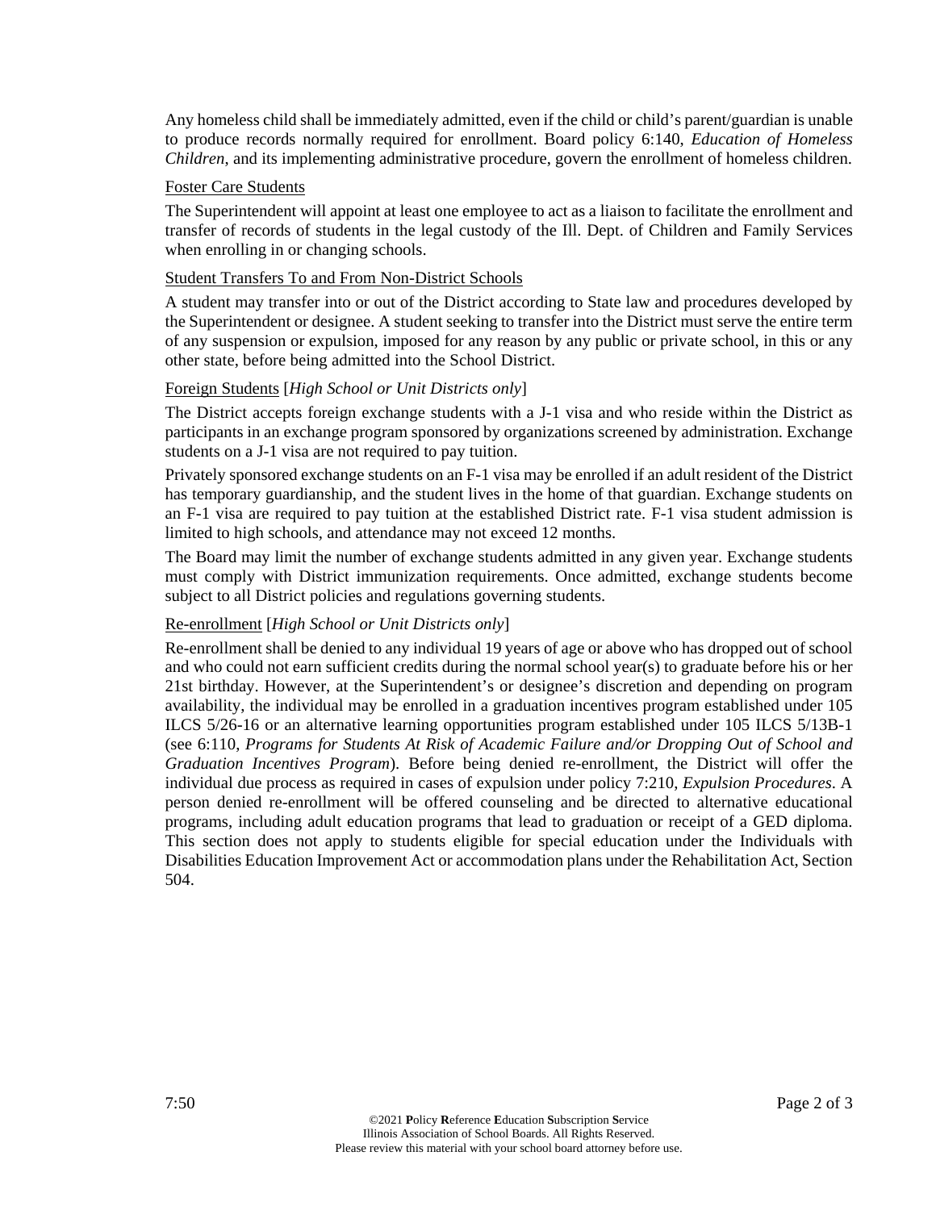Any homeless child shall be immediately admitted, even if the child or child's parent/guardian is unable to produce records normally required for enrollment. Board policy 6:140, *Education of Homeless Children*, and its implementing administrative procedure, govern the enrollment of homeless children.

<u>Foster Care Students</u>

The Superintendent will appoint at least one employee to act as a liaison to facilitate the enrollment and transfer of records of students in the legal custody of the Ill. Dept. of Children and Family Services when enrolling in or changing schools.

<u>Student Transfers To and From Non-District Schools</u>

A student may transfer into or out of the District according to State law and procedures developed by the Superintendent or designee. A student seeking to transfer into the District must serve the entire term of any suspension or expulsion, imposed for any reason by any public or private school, in this or any other state, before being admitted into the School District.

<u>Foreign Students</u> [*High School or Unit Districts only*]

The District accepts foreign exchange students with a J-1 visa and who reside within the District as participants in an exchange program sponsored by organizations screened by administration. Exchange students on a J-1 visa are not required to pay tuition.

Privately sponsored exchange students on an F-1 visa may be enrolled if an adult resident of the District has temporary guardianship, and the student lives in the home of that guardian. Exchange students on an F-1 visa are required to pay tuition at the established District rate. F-1 visa student admission is limited to high schools, and attendance may not exceed 12 months.

The Board may limit the number of exchange students admitted in any given year. Exchange students must comply with District immunization requirements. Once admitted, exchange students become subject to all District policies and regulations governing students.

<u>Re-enrollment</u> [*High School or Unit Districts only*]

Re-enrollment shall be denied to any individual 19 years of age or above who has dropped out of school and who could not earn sufficient credits during the normal school year(s) to graduate before his or her 21st birthday. However, at the Superintendent's or designee's discretion and depending on program availability, the individual may be enrolled in a graduation incentives program established under 105 ILCS 5/26-16 or an alternative learning opportunities program established under 105 ILCS 5/13B-1 (see 6:110, *Programs for Students At Risk of Academic Failure and/or Dropping Out of School and Graduation Incentives Program*). Before being denied re-enrollment, the District will offer the individual due process as required in cases of expulsion under policy 7:210, *Expulsion Procedures*. A person denied re-enrollment will be offered counseling and be directed to alternative educational programs, including adult education programs that lead to graduation or receipt of a GED diploma. This section does not apply to students eligible for special education under the Individuals with Disabilities Education Improvement Act or accommodation plans under the Rehabilitation Act, Section 504.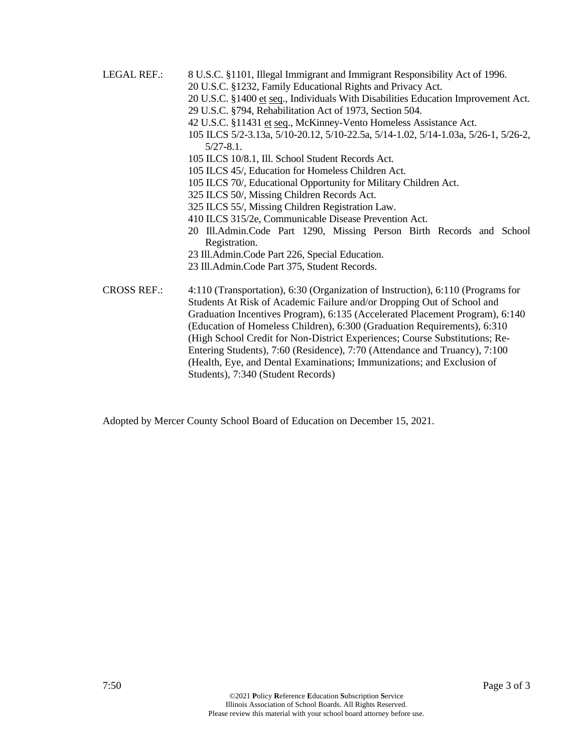LEGAL REF.: 8 U.S.C. §1101, Illegal Immigrant and Immigrant Responsibility Act of 1996.
20 U.S.C. §1232, Family Educational Rights and Privacy Act.
20 U.S.C. §1400 et seq., Individuals With Disabilities Education Improvement Act.
29 U.S.C. §794, Rehabilitation Act of 1973, Section 504.
42 U.S.C. §11431 et seq., McKinney-Vento Homeless Assistance Act.
105 ILCS 5/2-3.13a, 5/10-20.12, 5/10-22.5a, 5/14-1.02, 5/14-1.03a, 5/26-1, 5/26-2, 5/27-8.1.
105 ILCS 10/8.1, Ill. School Student Records Act.
105 ILCS 45/, Education for Homeless Children Act.
105 ILCS 70/, Educational Opportunity for Military Children Act.
325 ILCS 50/, Missing Children Records Act.
325 ILCS 55/, Missing Children Registration Law.
410 ILCS 315/2e, Communicable Disease Prevention Act.
20 Ill.Admin.Code Part 1290, Missing Person Birth Records and School Registration.
23 Ill.Admin.Code Part 226, Special Education.
23 Ill.Admin.Code Part 375, Student Records.

CROSS REF.: 4:110 (Transportation), 6:30 (Organization of Instruction), 6:110 (Programs for Students At Risk of Academic Failure and/or Dropping Out of School and Graduation Incentives Program), 6:135 (Accelerated Placement Program), 6:140 (Education of Homeless Children), 6:300 (Graduation Requirements), 6:310 (High School Credit for Non-District Experiences; Course Substitutions; Re-Entering Students), 7:60 (Residence), 7:70 (Attendance and Truancy), 7:100 (Health, Eye, and Dental Examinations; Immunizations; and Exclusion of Students), 7:340 (Student Records)

Adopted by Mercer County School Board of Education on December 15, 2021.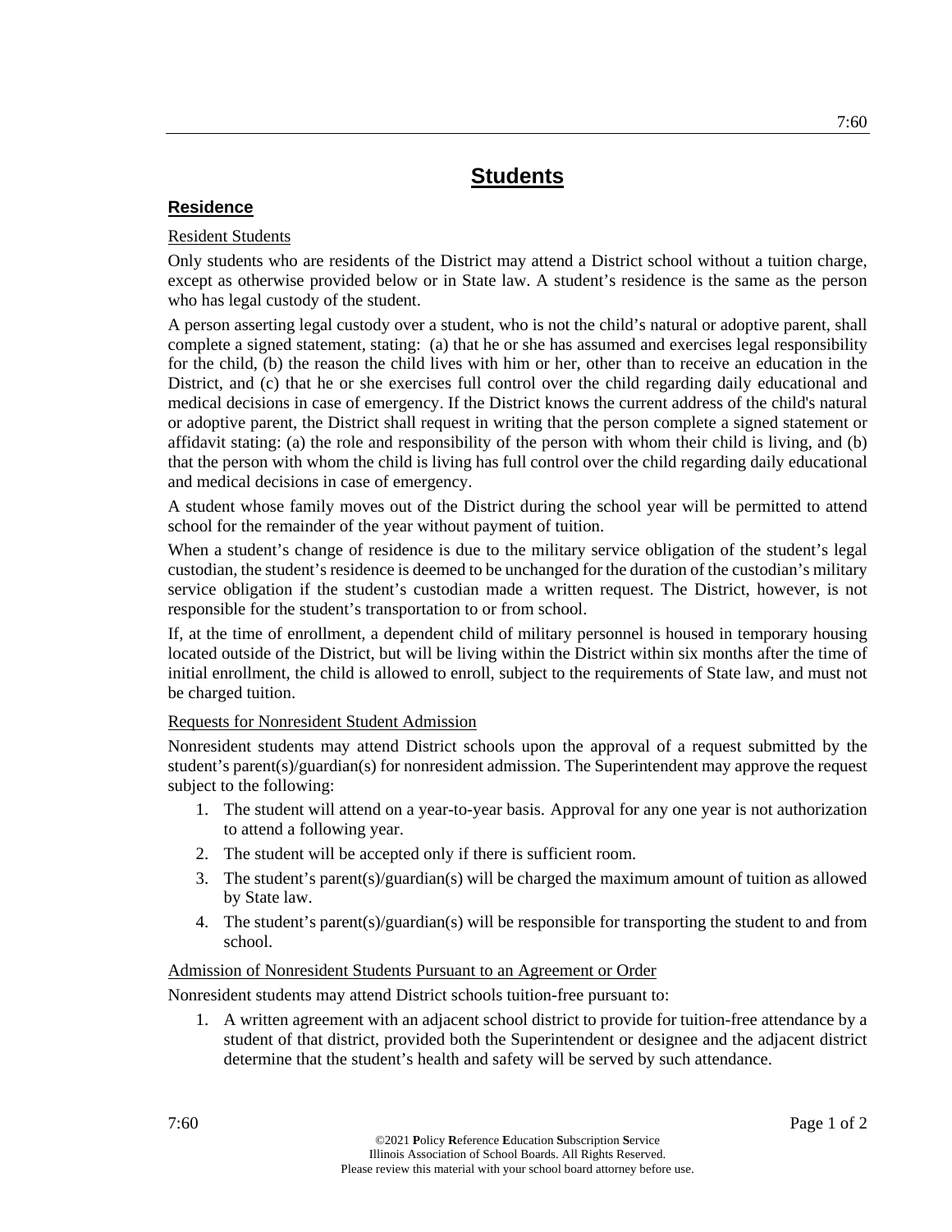# Students

## Residence

Resident Students

Only students who are residents of the District may attend a District school without a tuition charge, except as otherwise provided below or in State law. A student's residence is the same as the person who has legal custody of the student.

A person asserting legal custody over a student, who is not the child's natural or adoptive parent, shall complete a signed statement, stating: (a) that he or she has assumed and exercises legal responsibility for the child, (b) the reason the child lives with him or her, other than to receive an education in the District, and (c) that he or she exercises full control over the child regarding daily educational and medical decisions in case of emergency. If the District knows the current address of the child's natural or adoptive parent, the District shall request in writing that the person complete a signed statement or affidavit stating: (a) the role and responsibility of the person with whom their child is living, and (b) that the person with whom the child is living has full control over the child regarding daily educational and medical decisions in case of emergency.

A student whose family moves out of the District during the school year will be permitted to attend school for the remainder of the year without payment of tuition.

When a student's change of residence is due to the military service obligation of the student's legal custodian, the student's residence is deemed to be unchanged for the duration of the custodian's military service obligation if the student's custodian made a written request. The District, however, is not responsible for the student's transportation to or from school.

If, at the time of enrollment, a dependent child of military personnel is housed in temporary housing located outside of the District, but will be living within the District within six months after the time of initial enrollment, the child is allowed to enroll, subject to the requirements of State law, and must not be charged tuition.

Requests for Nonresident Student Admission

Nonresident students may attend District schools upon the approval of a request submitted by the student's parent(s)/guardian(s) for nonresident admission. The Superintendent may approve the request subject to the following:

1. The student will attend on a year-to-year basis. Approval for any one year is not authorization to attend a following year.
2. The student will be accepted only if there is sufficient room.
3. The student's parent(s)/guardian(s) will be charged the maximum amount of tuition as allowed by State law.
4. The student's parent(s)/guardian(s) will be responsible for transporting the student to and from school.

Admission of Nonresident Students Pursuant to an Agreement or Order

Nonresident students may attend District schools tuition-free pursuant to:

1. A written agreement with an adjacent school district to provide for tuition-free attendance by a student of that district, provided both the Superintendent or designee and the adjacent district determine that the student's health and safety will be served by such attendance.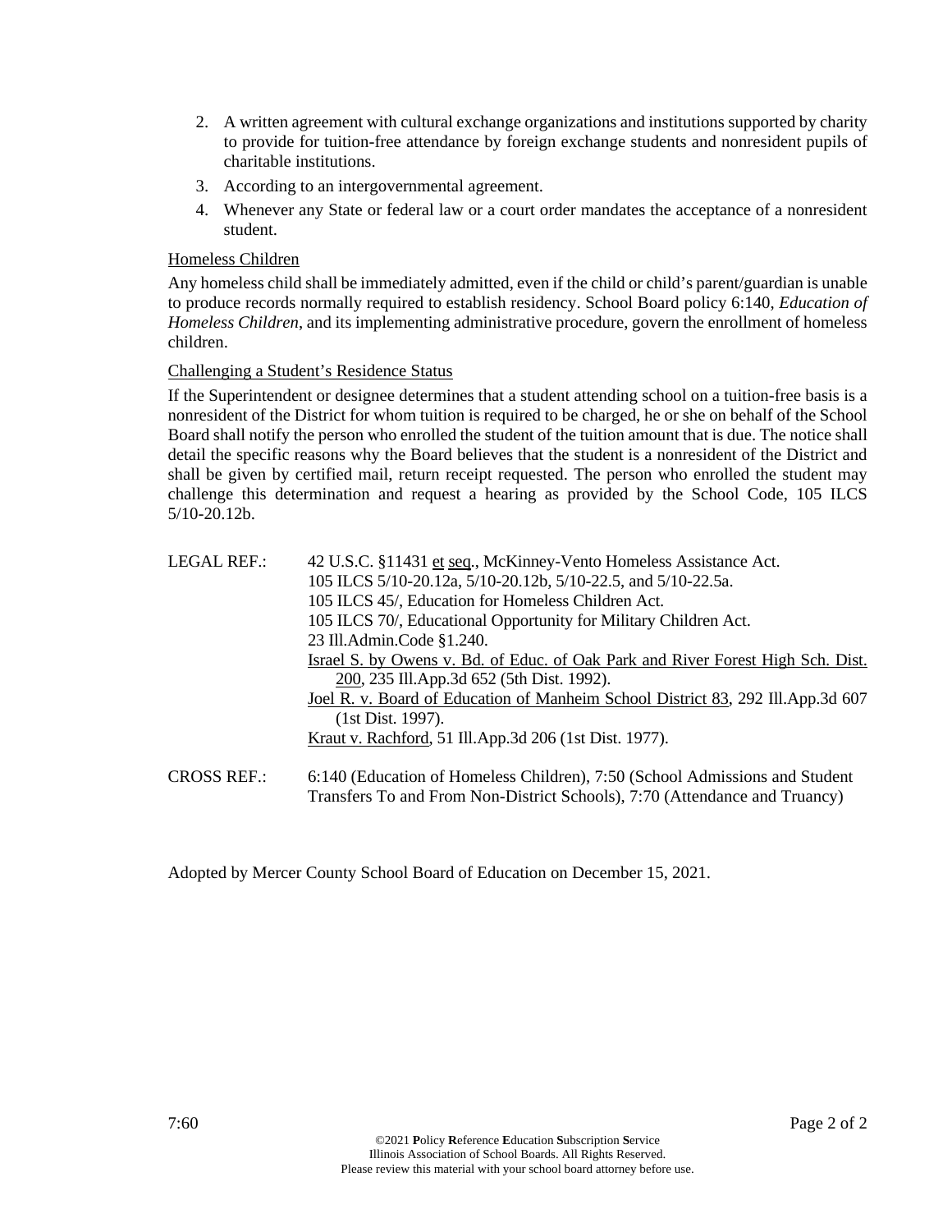2. A written agreement with cultural exchange organizations and institutions supported by charity to provide for tuition-free attendance by foreign exchange students and nonresident pupils of charitable institutions.
3. According to an intergovernmental agreement.
4. Whenever any State or federal law or a court order mandates the acceptance of a nonresident student.

Homeless Children

Any homeless child shall be immediately admitted, even if the child or child's parent/guardian is unable to produce records normally required to establish residency. School Board policy 6:140, *Education of Homeless Children*, and its implementing administrative procedure, govern the enrollment of homeless children.

Challenging a Student's Residence Status

If the Superintendent or designee determines that a student attending school on a tuition-free basis is a nonresident of the District for whom tuition is required to be charged, he or she on behalf of the School Board shall notify the person who enrolled the student of the tuition amount that is due. The notice shall detail the specific reasons why the Board believes that the student is a nonresident of the District and shall be given by certified mail, return receipt requested. The person who enrolled the student may challenge this determination and request a hearing as provided by the School Code, 105 ILCS 5/10-20.12b.

LEGAL REF.: 42 U.S.C. §11431 et seq., McKinney-Vento Homeless Assistance Act.
105 ILCS 5/10-20.12a, 5/10-20.12b, 5/10-22.5, and 5/10-22.5a.
105 ILCS 45/, Education for Homeless Children Act.
105 ILCS 70/, Educational Opportunity for Military Children Act.
23 Ill.Admin.Code §1.240.
Israel S. by Owens v. Bd. of Educ. of Oak Park and River Forest High Sch. Dist. 200, 235 Ill.App.3d 652 (5th Dist. 1992).
Joel R. v. Board of Education of Manheim School District 83, 292 Ill.App.3d 607 (1st Dist. 1997).
Kraut v. Rachford, 51 Ill.App.3d 206 (1st Dist. 1977).

CROSS REF.: 6:140 (Education of Homeless Children), 7:50 (School Admissions and Student Transfers To and From Non-District Schools), 7:70 (Attendance and Truancy)

Adopted by Mercer County School Board of Education on December 15, 2021.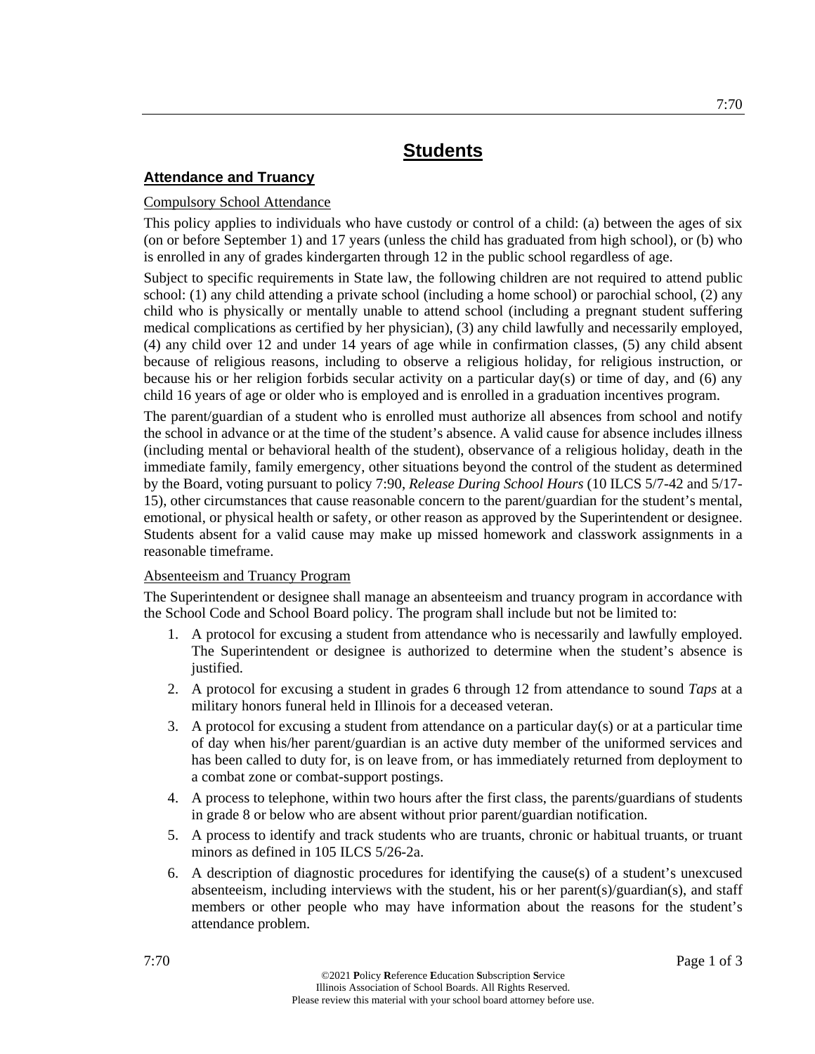# Students

## Attendance and Truancy

Compulsory School Attendance

This policy applies to individuals who have custody or control of a child: (a) between the ages of six (on or before September 1) and 17 years (unless the child has graduated from high school), or (b) who is enrolled in any of grades kindergarten through 12 in the public school regardless of age.

Subject to specific requirements in State law, the following children are not required to attend public school: (1) any child attending a private school (including a home school) or parochial school, (2) any child who is physically or mentally unable to attend school (including a pregnant student suffering medical complications as certified by her physician), (3) any child lawfully and necessarily employed, (4) any child over 12 and under 14 years of age while in confirmation classes, (5) any child absent because of religious reasons, including to observe a religious holiday, for religious instruction, or because his or her religion forbids secular activity on a particular day(s) or time of day, and (6) any child 16 years of age or older who is employed and is enrolled in a graduation incentives program.

The parent/guardian of a student who is enrolled must authorize all absences from school and notify the school in advance or at the time of the student's absence. A valid cause for absence includes illness (including mental or behavioral health of the student), observance of a religious holiday, death in the immediate family, family emergency, other situations beyond the control of the student as determined by the Board, voting pursuant to policy 7:90, *Release During School Hours* (10 ILCS 5/7-42 and 5/17-15), other circumstances that cause reasonable concern to the parent/guardian for the student's mental, emotional, or physical health or safety, or other reason as approved by the Superintendent or designee. Students absent for a valid cause may make up missed homework and classwork assignments in a reasonable timeframe.

Absenteeism and Truancy Program

The Superintendent or designee shall manage an absenteeism and truancy program in accordance with the School Code and School Board policy. The program shall include but not be limited to:

1. A protocol for excusing a student from attendance who is necessarily and lawfully employed. The Superintendent or designee is authorized to determine when the student's absence is justified.
2. A protocol for excusing a student in grades 6 through 12 from attendance to sound *Taps* at a military honors funeral held in Illinois for a deceased veteran.
3. A protocol for excusing a student from attendance on a particular day(s) or at a particular time of day when his/her parent/guardian is an active duty member of the uniformed services and has been called to duty for, is on leave from, or has immediately returned from deployment to a combat zone or combat-support postings.
4. A process to telephone, within two hours after the first class, the parents/guardians of students in grade 8 or below who are absent without prior parent/guardian notification.
5. A process to identify and track students who are truants, chronic or habitual truants, or truant minors as defined in 105 ILCS 5/26-2a.
6. A description of diagnostic procedures for identifying the cause(s) of a student's unexcused absenteeism, including interviews with the student, his or her parent(s)/guardian(s), and staff members or other people who may have information about the reasons for the student's attendance problem.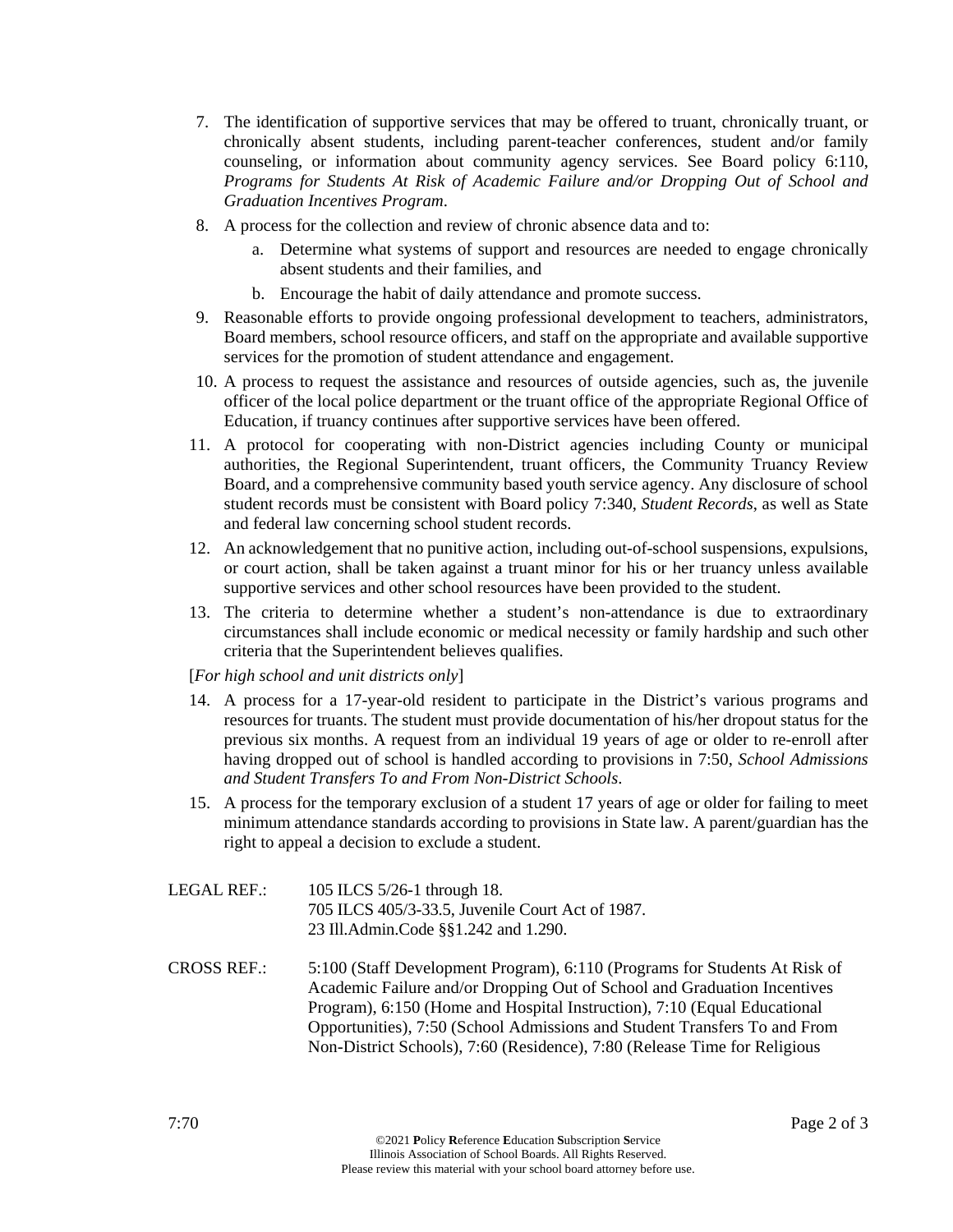7. The identification of supportive services that may be offered to truant, chronically truant, or chronically absent students, including parent-teacher conferences, student and/or family counseling, or information about community agency services. See Board policy 6:110, *Programs for Students At Risk of Academic Failure and/or Dropping Out of School and Graduation Incentives Program*.
8. A process for the collection and review of chronic absence data and to:
   a. Determine what systems of support and resources are needed to engage chronically absent students and their families, and
   b. Encourage the habit of daily attendance and promote success.
9. Reasonable efforts to provide ongoing professional development to teachers, administrators, Board members, school resource officers, and staff on the appropriate and available supportive services for the promotion of student attendance and engagement.
10. A process to request the assistance and resources of outside agencies, such as, the juvenile officer of the local police department or the truant office of the appropriate Regional Office of Education, if truancy continues after supportive services have been offered.
11. A protocol for cooperating with non-District agencies including County or municipal authorities, the Regional Superintendent, truant officers, the Community Truancy Review Board, and a comprehensive community based youth service agency. Any disclosure of school student records must be consistent with Board policy 7:340, *Student Records*, as well as State and federal law concerning school student records.
12. An acknowledgement that no punitive action, including out-of-school suspensions, expulsions, or court action, shall be taken against a truant minor for his or her truancy unless available supportive services and other school resources have been provided to the student.
13. The criteria to determine whether a student's non-attendance is due to extraordinary circumstances shall include economic or medical necessity or family hardship and such other criteria that the Superintendent believes qualifies.

[*For high school and unit districts only*]

14. A process for a 17-year-old resident to participate in the District's various programs and resources for truants. The student must provide documentation of his/her dropout status for the previous six months. A request from an individual 19 years of age or older to re-enroll after having dropped out of school is handled according to provisions in 7:50, *School Admissions and Student Transfers To and From Non-District Schools*.
15. A process for the temporary exclusion of a student 17 years of age or older for failing to meet minimum attendance standards according to provisions in State law. A parent/guardian has the right to appeal a decision to exclude a student.

LEGAL REF.: 105 ILCS 5/26-1 through 18.
705 ILCS 405/3-33.5, Juvenile Court Act of 1987.
23 Ill.Admin.Code §§1.242 and 1.290.

CROSS REF.: 5:100 (Staff Development Program), 6:110 (Programs for Students At Risk of Academic Failure and/or Dropping Out of School and Graduation Incentives Program), 6:150 (Home and Hospital Instruction), 7:10 (Equal Educational Opportunities), 7:50 (School Admissions and Student Transfers To and From Non-District Schools), 7:60 (Residence), 7:80 (Release Time for Religious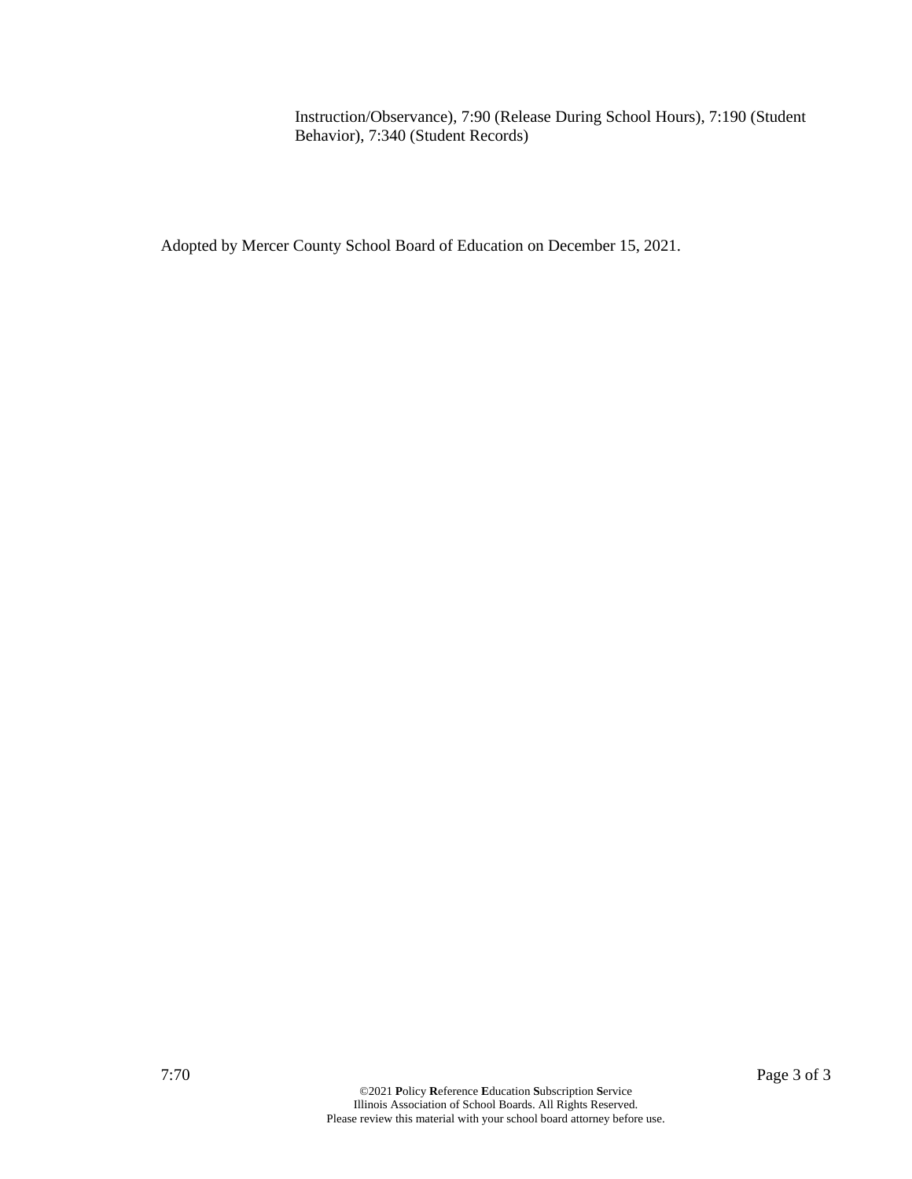Instruction/Observance), 7:90 (Release During School Hours), 7:190 (Student Behavior), 7:340 (Student Records)

Adopted by Mercer County School Board of Education on December 15, 2021.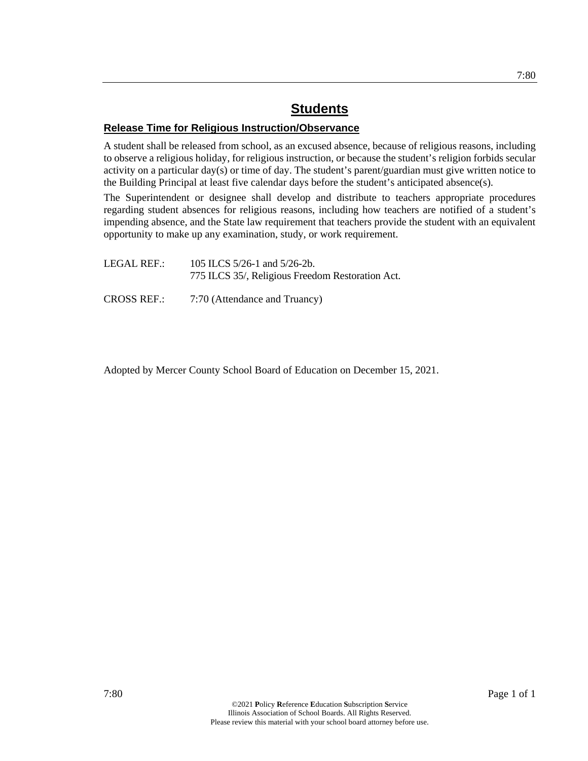# Students

## Release Time for Religious Instruction/Observance

A student shall be released from school, as an excused absence, because of religious reasons, including to observe a religious holiday, for religious instruction, or because the student's religion forbids secular activity on a particular day(s) or time of day. The student's parent/guardian must give written notice to the Building Principal at least five calendar days before the student's anticipated absence(s).

The Superintendent or designee shall develop and distribute to teachers appropriate procedures regarding student absences for religious reasons, including how teachers are notified of a student's impending absence, and the State law requirement that teachers provide the student with an equivalent opportunity to make up any examination, study, or work requirement.

LEGAL REF.: 105 ILCS 5/26-1 and 5/26-2b.
775 ILCS 35/, Religious Freedom Restoration Act.

CROSS REF.: 7:70 (Attendance and Truancy)

Adopted by Mercer County School Board of Education on December 15, 2021.

©2021 **P**olicy **R**eference **E**ducation **S**ubscription **S**ervice
Illinois Association of School Boards. All Rights Reserved.
Please review this material with your school board attorney before use.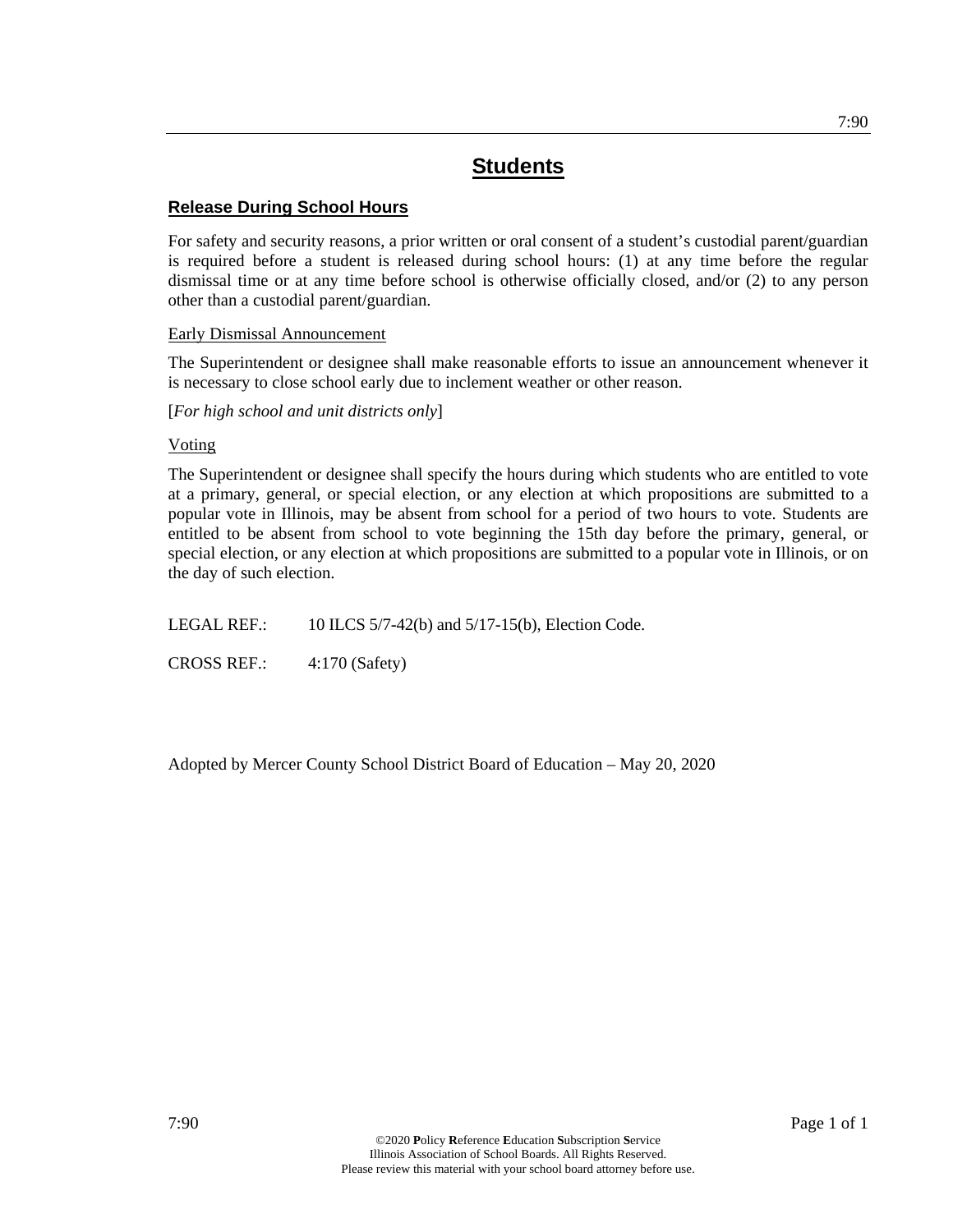# Students

## Release During School Hours

For safety and security reasons, a prior written or oral consent of a student's custodial parent/guardian is required before a student is released during school hours: (1) at any time before the regular dismissal time or at any time before school is otherwise officially closed, and/or (2) to any person other than a custodial parent/guardian.

### Early Dismissal Announcement

The Superintendent or designee shall make reasonable efforts to issue an announcement whenever it is necessary to close school early due to inclement weather or other reason.

[*For high school and unit districts only*]

### Voting

The Superintendent or designee shall specify the hours during which students who are entitled to vote at a primary, general, or special election, or any election at which propositions are submitted to a popular vote in Illinois, may be absent from school for a period of two hours to vote. Students are entitled to be absent from school to vote beginning the 15th day before the primary, general, or special election, or any election at which propositions are submitted to a popular vote in Illinois, or on the day of such election.

LEGAL REF.: 10 ILCS 5/7-42(b) and 5/17-15(b), Election Code.

CROSS REF.: 4:170 (Safety)

Adopted by Mercer County School District Board of Education – May 20, 2020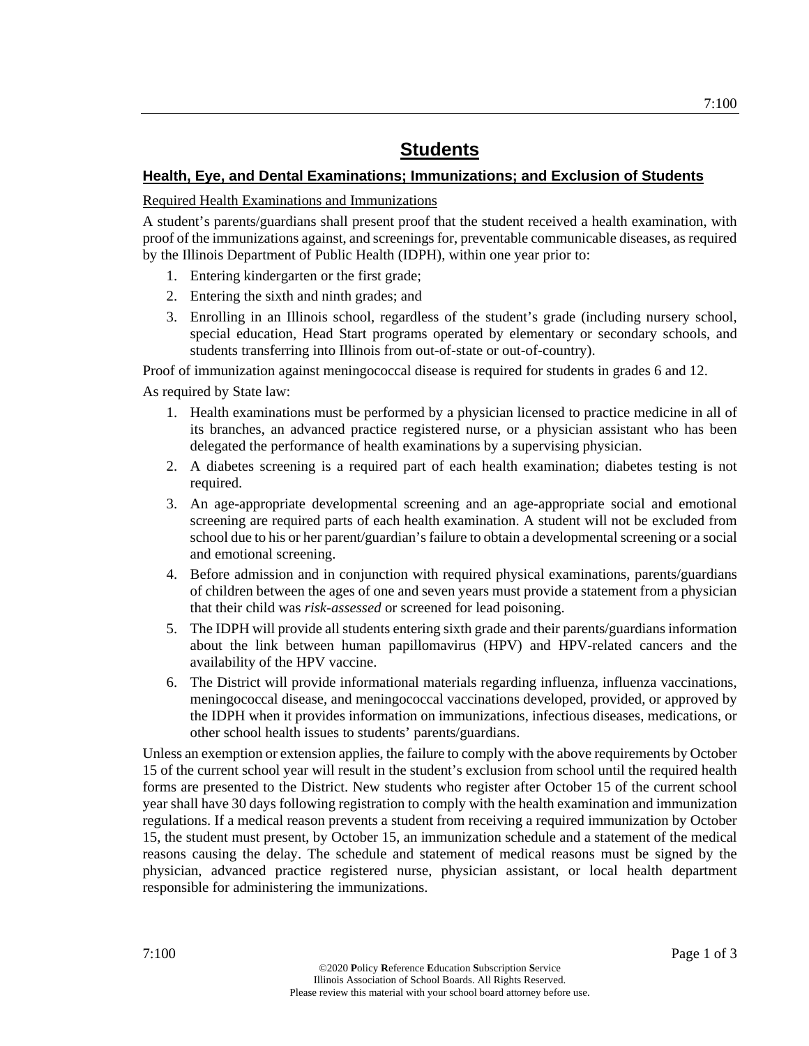# Students

## Health, Eye, and Dental Examinations; Immunizations; and Exclusion of Students

Required Health Examinations and Immunizations

A student's parents/guardians shall present proof that the student received a health examination, with proof of the immunizations against, and screenings for, preventable communicable diseases, as required by the Illinois Department of Public Health (IDPH), within one year prior to:

1. Entering kindergarten or the first grade;
2. Entering the sixth and ninth grades; and
3. Enrolling in an Illinois school, regardless of the student's grade (including nursery school, special education, Head Start programs operated by elementary or secondary schools, and students transferring into Illinois from out-of-state or out-of-country).

Proof of immunization against meningococcal disease is required for students in grades 6 and 12.

As required by State law:

1. Health examinations must be performed by a physician licensed to practice medicine in all of its branches, an advanced practice registered nurse, or a physician assistant who has been delegated the performance of health examinations by a supervising physician.
2. A diabetes screening is a required part of each health examination; diabetes testing is not required.
3. An age-appropriate developmental screening and an age-appropriate social and emotional screening are required parts of each health examination. A student will not be excluded from school due to his or her parent/guardian's failure to obtain a developmental screening or a social and emotional screening.
4. Before admission and in conjunction with required physical examinations, parents/guardians of children between the ages of one and seven years must provide a statement from a physician that their child was *risk-assessed* or screened for lead poisoning.
5. The IDPH will provide all students entering sixth grade and their parents/guardians information about the link between human papillomavirus (HPV) and HPV-related cancers and the availability of the HPV vaccine.
6. The District will provide informational materials regarding influenza, influenza vaccinations, meningococcal disease, and meningococcal vaccinations developed, provided, or approved by the IDPH when it provides information on immunizations, infectious diseases, medications, or other school health issues to students' parents/guardians.

Unless an exemption or extension applies, the failure to comply with the above requirements by October 15 of the current school year will result in the student's exclusion from school until the required health forms are presented to the District. New students who register after October 15 of the current school year shall have 30 days following registration to comply with the health examination and immunization regulations. If a medical reason prevents a student from receiving a required immunization by October 15, the student must present, by October 15, an immunization schedule and a statement of the medical reasons causing the delay. The schedule and statement of medical reasons must be signed by the physician, advanced practice registered nurse, physician assistant, or local health department responsible for administering the immunizations.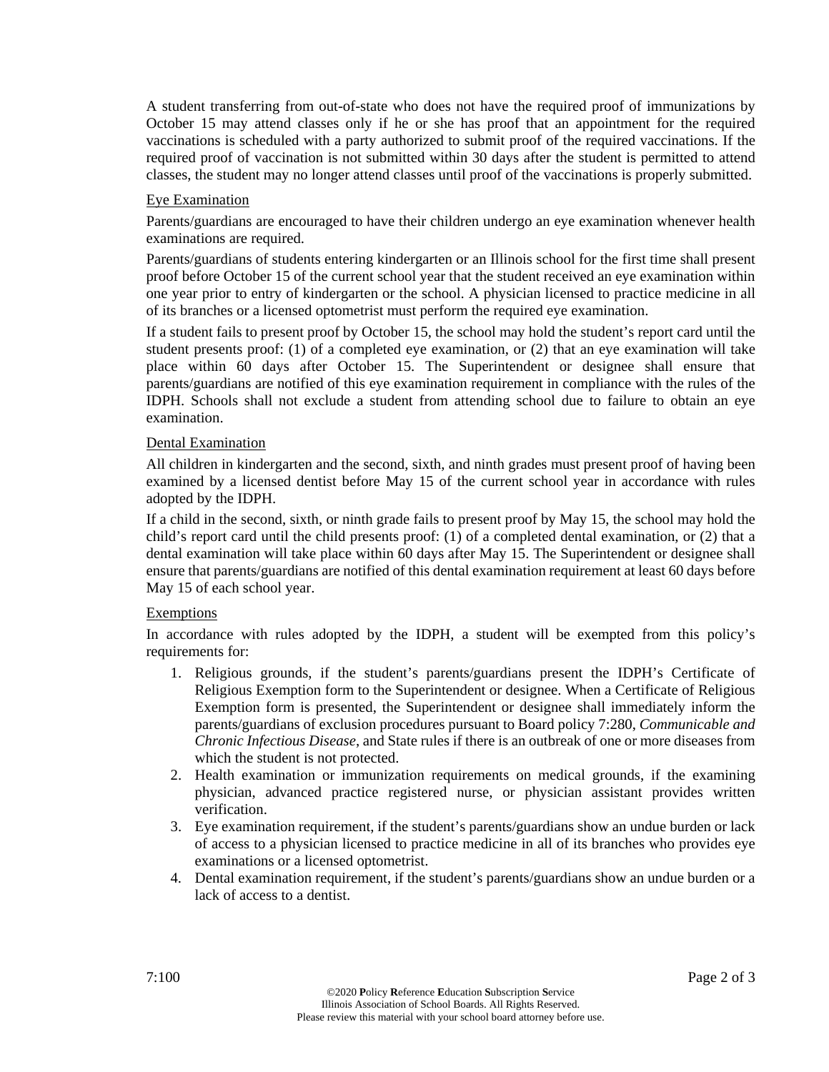A student transferring from out-of-state who does not have the required proof of immunizations by October 15 may attend classes only if he or she has proof that an appointment for the required vaccinations is scheduled with a party authorized to submit proof of the required vaccinations. If the required proof of vaccination is not submitted within 30 days after the student is permitted to attend classes, the student may no longer attend classes until proof of the vaccinations is properly submitted.

Eye Examination

Parents/guardians are encouraged to have their children undergo an eye examination whenever health examinations are required.

Parents/guardians of students entering kindergarten or an Illinois school for the first time shall present proof before October 15 of the current school year that the student received an eye examination within one year prior to entry of kindergarten or the school. A physician licensed to practice medicine in all of its branches or a licensed optometrist must perform the required eye examination.

If a student fails to present proof by October 15, the school may hold the student's report card until the student presents proof: (1) of a completed eye examination, or (2) that an eye examination will take place within 60 days after October 15. The Superintendent or designee shall ensure that parents/guardians are notified of this eye examination requirement in compliance with the rules of the IDPH. Schools shall not exclude a student from attending school due to failure to obtain an eye examination.

Dental Examination

All children in kindergarten and the second, sixth, and ninth grades must present proof of having been examined by a licensed dentist before May 15 of the current school year in accordance with rules adopted by the IDPH.

If a child in the second, sixth, or ninth grade fails to present proof by May 15, the school may hold the child's report card until the child presents proof: (1) of a completed dental examination, or (2) that a dental examination will take place within 60 days after May 15. The Superintendent or designee shall ensure that parents/guardians are notified of this dental examination requirement at least 60 days before May 15 of each school year.

Exemptions

In accordance with rules adopted by the IDPH, a student will be exempted from this policy's requirements for:

1. Religious grounds, if the student's parents/guardians present the IDPH's Certificate of Religious Exemption form to the Superintendent or designee. When a Certificate of Religious Exemption form is presented, the Superintendent or designee shall immediately inform the parents/guardians of exclusion procedures pursuant to Board policy 7:280, *Communicable and Chronic Infectious Disease*, and State rules if there is an outbreak of one or more diseases from which the student is not protected.
2. Health examination or immunization requirements on medical grounds, if the examining physician, advanced practice registered nurse, or physician assistant provides written verification.
3. Eye examination requirement, if the student's parents/guardians show an undue burden or lack of access to a physician licensed to practice medicine in all of its branches who provides eye examinations or a licensed optometrist.
4. Dental examination requirement, if the student's parents/guardians show an undue burden or a lack of access to a dentist.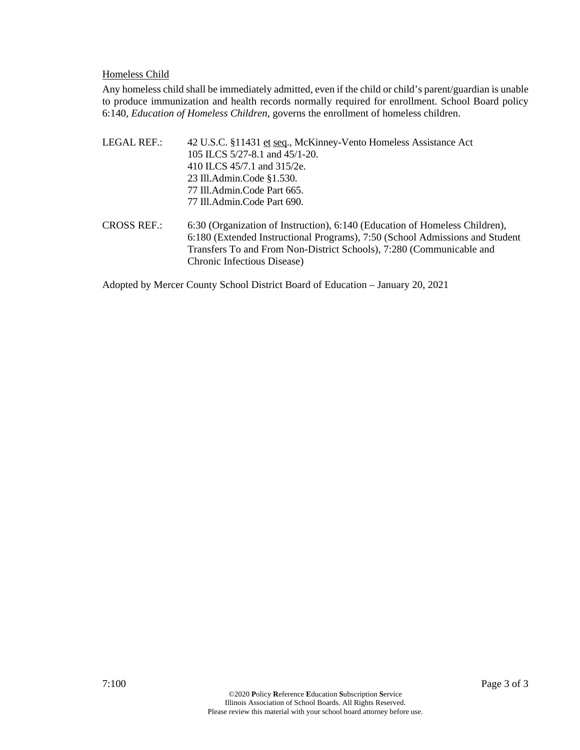Homeless Child

Any homeless child shall be immediately admitted, even if the child or child's parent/guardian is unable to produce immunization and health records normally required for enrollment. School Board policy 6:140, *Education of Homeless Children*, governs the enrollment of homeless children.

LEGAL REF.: 42 U.S.C. §11431 et seq., McKinney-Vento Homeless Assistance Act
105 ILCS 5/27-8.1 and 45/1-20.
410 ILCS 45/7.1 and 315/2e.
23 Ill.Admin.Code §1.530.
77 Ill.Admin.Code Part 665.
77 Ill.Admin.Code Part 690.

CROSS REF.: 6:30 (Organization of Instruction), 6:140 (Education of Homeless Children), 6:180 (Extended Instructional Programs), 7:50 (School Admissions and Student Transfers To and From Non-District Schools), 7:280 (Communicable and Chronic Infectious Disease)

Adopted by Mercer County School District Board of Education – January 20, 2021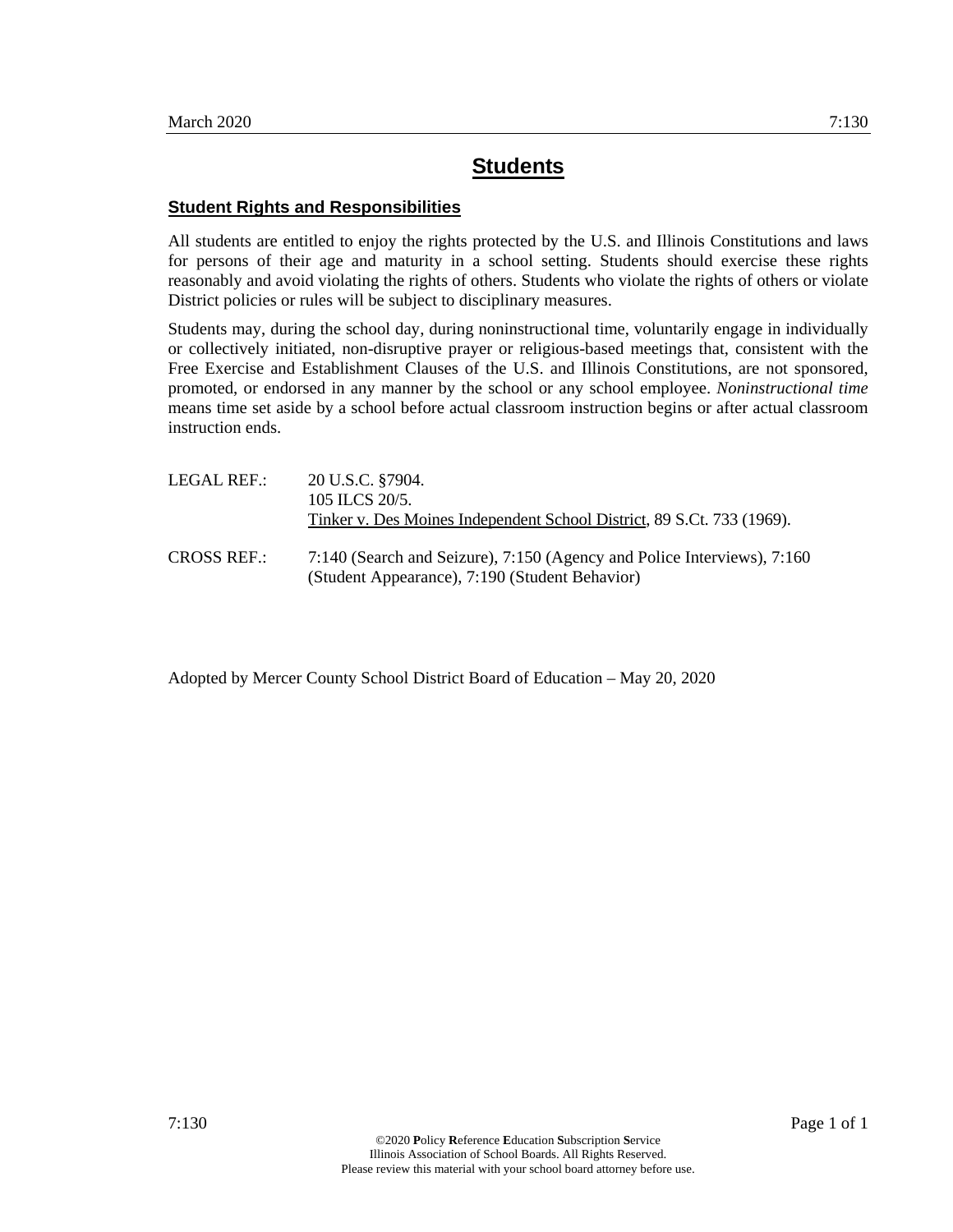# Students

## Student Rights and Responsibilities

All students are entitled to enjoy the rights protected by the U.S. and Illinois Constitutions and laws for persons of their age and maturity in a school setting. Students should exercise these rights reasonably and avoid violating the rights of others. Students who violate the rights of others or violate District policies or rules will be subject to disciplinary measures.

Students may, during the school day, during noninstructional time, voluntarily engage in individually or collectively initiated, non-disruptive prayer or religious-based meetings that, consistent with the Free Exercise and Establishment Clauses of the U.S. and Illinois Constitutions, are not sponsored, promoted, or endorsed in any manner by the school or any school employee. *Noninstructional time* means time set aside by a school before actual classroom instruction begins or after actual classroom instruction ends.

LEGAL REF.: 20 U.S.C. §7904.
105 ILCS 20/5.
Tinker v. Des Moines Independent School District, 89 S.Ct. 733 (1969).

CROSS REF.: 7:140 (Search and Seizure), 7:150 (Agency and Police Interviews), 7:160 (Student Appearance), 7:190 (Student Behavior)

Adopted by Mercer County School District Board of Education – May 20, 2020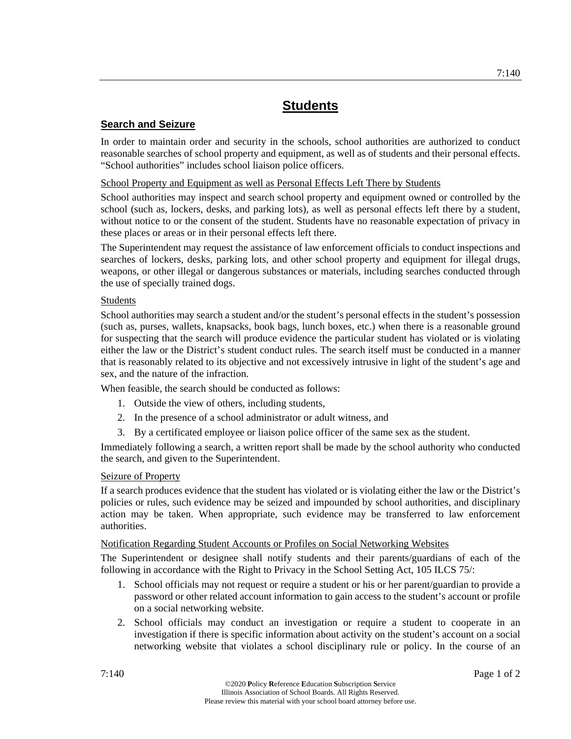# Students

## Search and Seizure

In order to maintain order and security in the schools, school authorities are authorized to conduct reasonable searches of school property and equipment, as well as of students and their personal effects. "School authorities" includes school liaison police officers.

### School Property and Equipment as well as Personal Effects Left There by Students

School authorities may inspect and search school property and equipment owned or controlled by the school (such as, lockers, desks, and parking lots), as well as personal effects left there by a student, without notice to or the consent of the student. Students have no reasonable expectation of privacy in these places or areas or in their personal effects left there.

The Superintendent may request the assistance of law enforcement officials to conduct inspections and searches of lockers, desks, parking lots, and other school property and equipment for illegal drugs, weapons, or other illegal or dangerous substances or materials, including searches conducted through the use of specially trained dogs.

### Students

School authorities may search a student and/or the student's personal effects in the student's possession (such as, purses, wallets, knapsacks, book bags, lunch boxes, etc.) when there is a reasonable ground for suspecting that the search will produce evidence the particular student has violated or is violating either the law or the District's student conduct rules. The search itself must be conducted in a manner that is reasonably related to its objective and not excessively intrusive in light of the student's age and sex, and the nature of the infraction.

When feasible, the search should be conducted as follows:

1. Outside the view of others, including students,
2. In the presence of a school administrator or adult witness, and
3. By a certificated employee or liaison police officer of the same sex as the student.

Immediately following a search, a written report shall be made by the school authority who conducted the search, and given to the Superintendent.

### Seizure of Property

If a search produces evidence that the student has violated or is violating either the law or the District's policies or rules, such evidence may be seized and impounded by school authorities, and disciplinary action may be taken. When appropriate, such evidence may be transferred to law enforcement authorities.

### Notification Regarding Student Accounts or Profiles on Social Networking Websites

The Superintendent or designee shall notify students and their parents/guardians of each of the following in accordance with the Right to Privacy in the School Setting Act, 105 ILCS 75/:

1. School officials may not request or require a student or his or her parent/guardian to provide a password or other related account information to gain access to the student's account or profile on a social networking website.
2. School officials may conduct an investigation or require a student to cooperate in an investigation if there is specific information about activity on the student's account on a social networking website that violates a school disciplinary rule or policy. In the course of an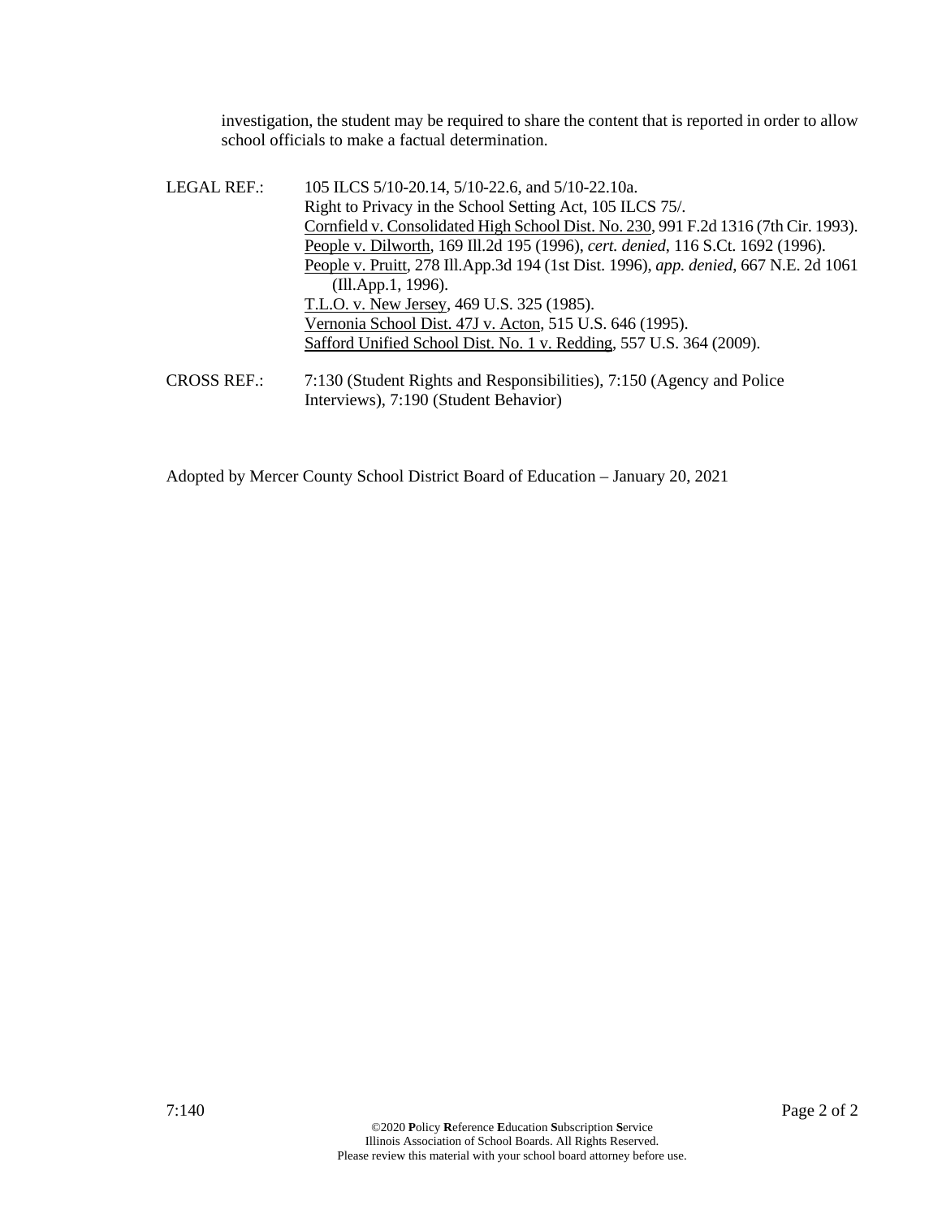investigation, the student may be required to share the content that is reported in order to allow school officials to make a factual determination.

LEGAL REF.: 105 ILCS 5/10-20.14, 5/10-22.6, and 5/10-22.10a.
Right to Privacy in the School Setting Act, 105 ILCS 75/.
Cornfield v. Consolidated High School Dist. No. 230, 991 F.2d 1316 (7th Cir. 1993).
People v. Dilworth, 169 Ill.2d 195 (1996), *cert. denied*, 116 S.Ct. 1692 (1996).
People v. Pruitt, 278 Ill.App.3d 194 (1st Dist. 1996), *app. denied*, 667 N.E. 2d 1061 (Ill.App.1, 1996).
T.L.O. v. New Jersey, 469 U.S. 325 (1985).
Vernonia School Dist. 47J v. Acton, 515 U.S. 646 (1995).
Safford Unified School Dist. No. 1 v. Redding, 557 U.S. 364 (2009).

CROSS REF.: 7:130 (Student Rights and Responsibilities), 7:150 (Agency and Police Interviews), 7:190 (Student Behavior)

Adopted by Mercer County School District Board of Education – January 20, 2021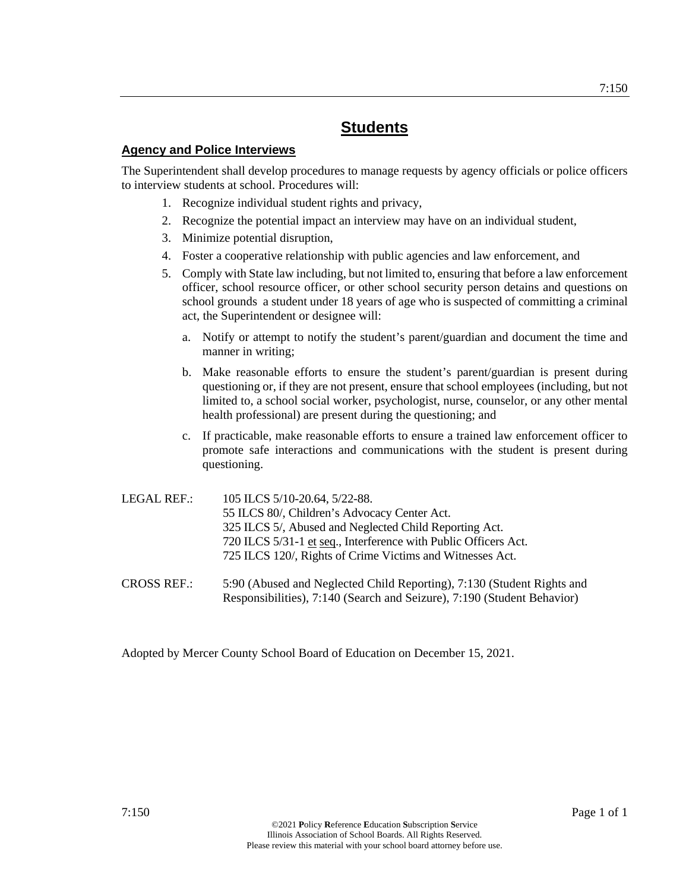# Students

## Agency and Police Interviews

The Superintendent shall develop procedures to manage requests by agency officials or police officers to interview students at school. Procedures will:

1. Recognize individual student rights and privacy,
2. Recognize the potential impact an interview may have on an individual student,
3. Minimize potential disruption,
4. Foster a cooperative relationship with public agencies and law enforcement, and
5. Comply with State law including, but not limited to, ensuring that before a law enforcement officer, school resource officer, or other school security person detains and questions on school grounds a student under 18 years of age who is suspected of committing a criminal act, the Superintendent or designee will:
   a. Notify or attempt to notify the student's parent/guardian and document the time and manner in writing;
   b. Make reasonable efforts to ensure the student's parent/guardian is present during questioning or, if they are not present, ensure that school employees (including, but not limited to, a school social worker, psychologist, nurse, counselor, or any other mental health professional) are present during the questioning; and
   c. If practicable, make reasonable efforts to ensure a trained law enforcement officer to promote safe interactions and communications with the student is present during questioning.

LEGAL REF.: 105 ILCS 5/10-20.64, 5/22-88.
55 ILCS 80/, Children's Advocacy Center Act.
325 ILCS 5/, Abused and Neglected Child Reporting Act.
720 ILCS 5/31-1 et seq., Interference with Public Officers Act.
725 ILCS 120/, Rights of Crime Victims and Witnesses Act.

CROSS REF.: 5:90 (Abused and Neglected Child Reporting), 7:130 (Student Rights and Responsibilities), 7:140 (Search and Seizure), 7:190 (Student Behavior)

Adopted by Mercer County School Board of Education on December 15, 2021.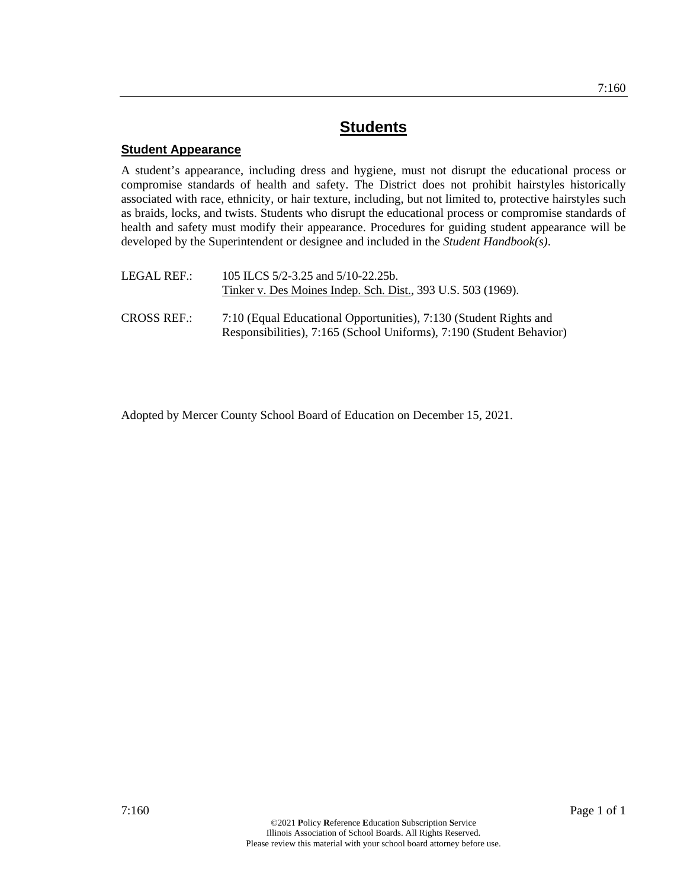# Students

## Student Appearance

A student's appearance, including dress and hygiene, must not disrupt the educational process or compromise standards of health and safety. The District does not prohibit hairstyles historically associated with race, ethnicity, or hair texture, including, but not limited to, protective hairstyles such as braids, locks, and twists. Students who disrupt the educational process or compromise standards of health and safety must modify their appearance. Procedures for guiding student appearance will be developed by the Superintendent or designee and included in the *Student Handbook(s)*.

LEGAL REF.: 105 ILCS 5/2-3.25 and 5/10-22.25b.
Tinker v. Des Moines Indep. Sch. Dist., 393 U.S. 503 (1969).

CROSS REF.: 7:10 (Equal Educational Opportunities), 7:130 (Student Rights and Responsibilities), 7:165 (School Uniforms), 7:190 (Student Behavior)

Adopted by Mercer County School Board of Education on December 15, 2021.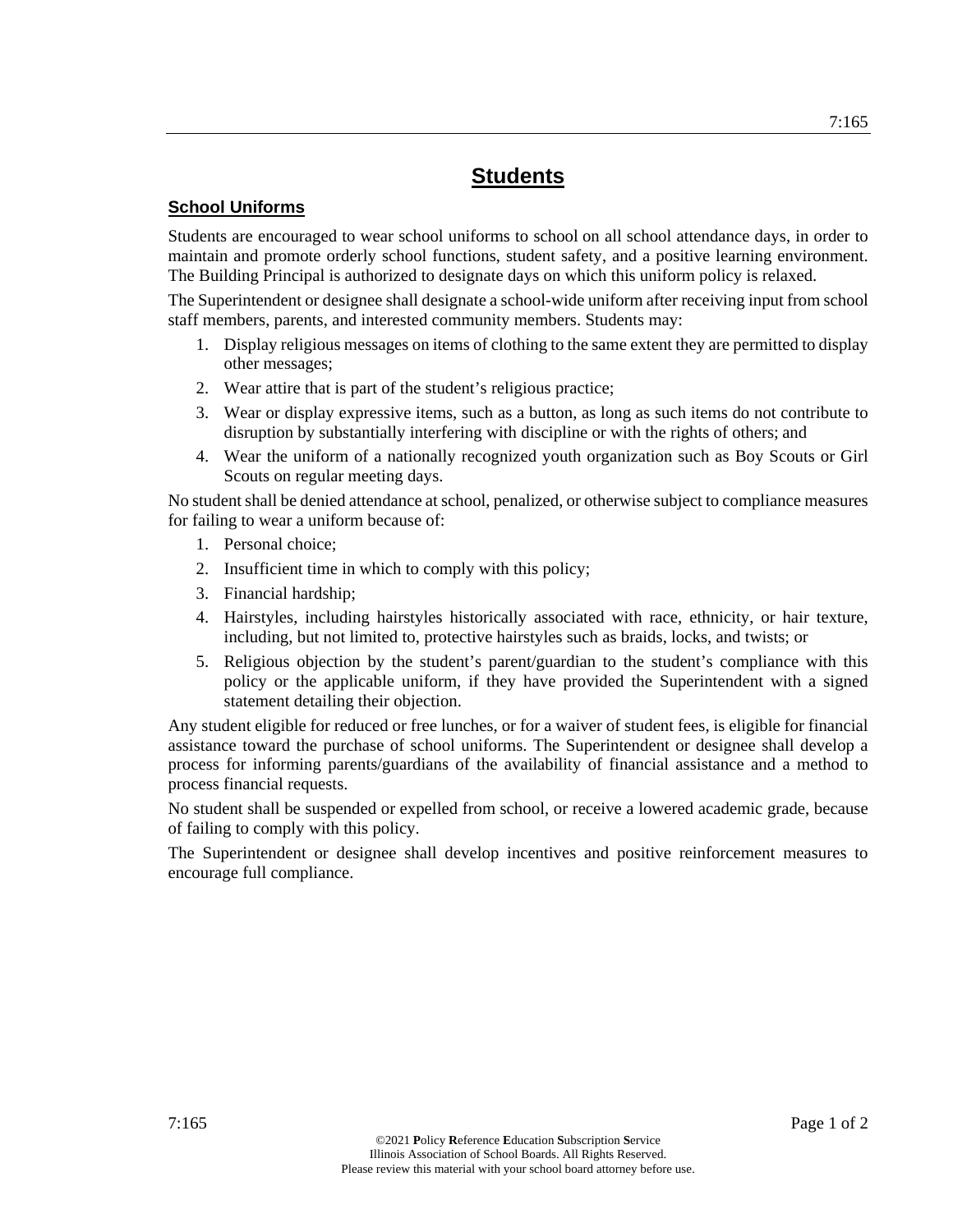# Students

## School Uniforms

Students are encouraged to wear school uniforms to school on all school attendance days, in order to maintain and promote orderly school functions, student safety, and a positive learning environment. The Building Principal is authorized to designate days on which this uniform policy is relaxed.

The Superintendent or designee shall designate a school-wide uniform after receiving input from school staff members, parents, and interested community members. Students may:

1. Display religious messages on items of clothing to the same extent they are permitted to display other messages;
2. Wear attire that is part of the student's religious practice;
3. Wear or display expressive items, such as a button, as long as such items do not contribute to disruption by substantially interfering with discipline or with the rights of others; and
4. Wear the uniform of a nationally recognized youth organization such as Boy Scouts or Girl Scouts on regular meeting days.

No student shall be denied attendance at school, penalized, or otherwise subject to compliance measures for failing to wear a uniform because of:

1. Personal choice;
2. Insufficient time in which to comply with this policy;
3. Financial hardship;
4. Hairstyles, including hairstyles historically associated with race, ethnicity, or hair texture, including, but not limited to, protective hairstyles such as braids, locks, and twists; or
5. Religious objection by the student's parent/guardian to the student's compliance with this policy or the applicable uniform, if they have provided the Superintendent with a signed statement detailing their objection.

Any student eligible for reduced or free lunches, or for a waiver of student fees, is eligible for financial assistance toward the purchase of school uniforms. The Superintendent or designee shall develop a process for informing parents/guardians of the availability of financial assistance and a method to process financial requests.

No student shall be suspended or expelled from school, or receive a lowered academic grade, because of failing to comply with this policy.

The Superintendent or designee shall develop incentives and positive reinforcement measures to encourage full compliance.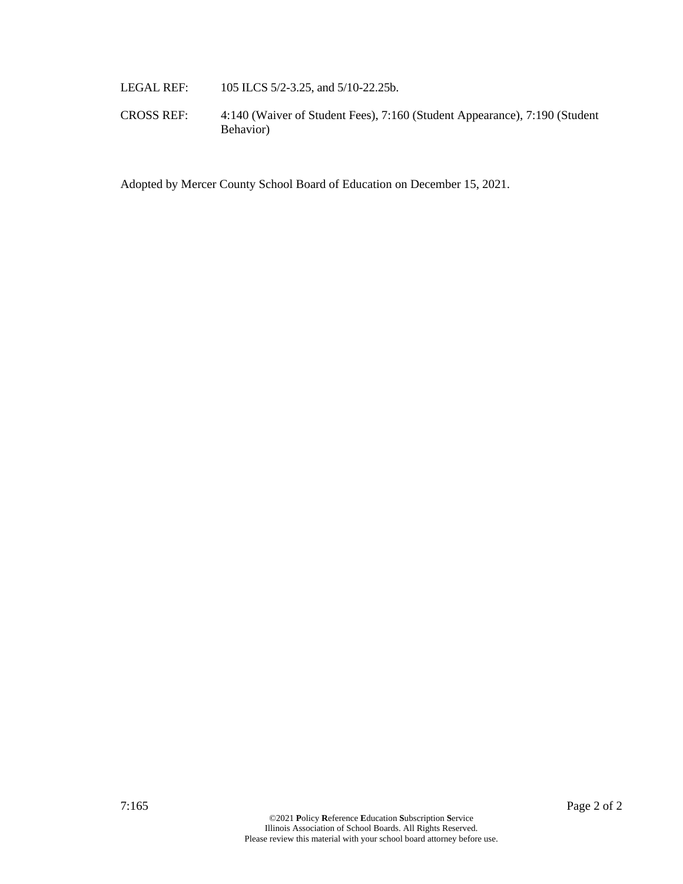LEGAL REF: 105 ILCS 5/2-3.25, and 5/10-22.25b.

CROSS REF: 4:140 (Waiver of Student Fees), 7:160 (Student Appearance), 7:190 (Student Behavior)

Adopted by Mercer County School Board of Education on December 15, 2021.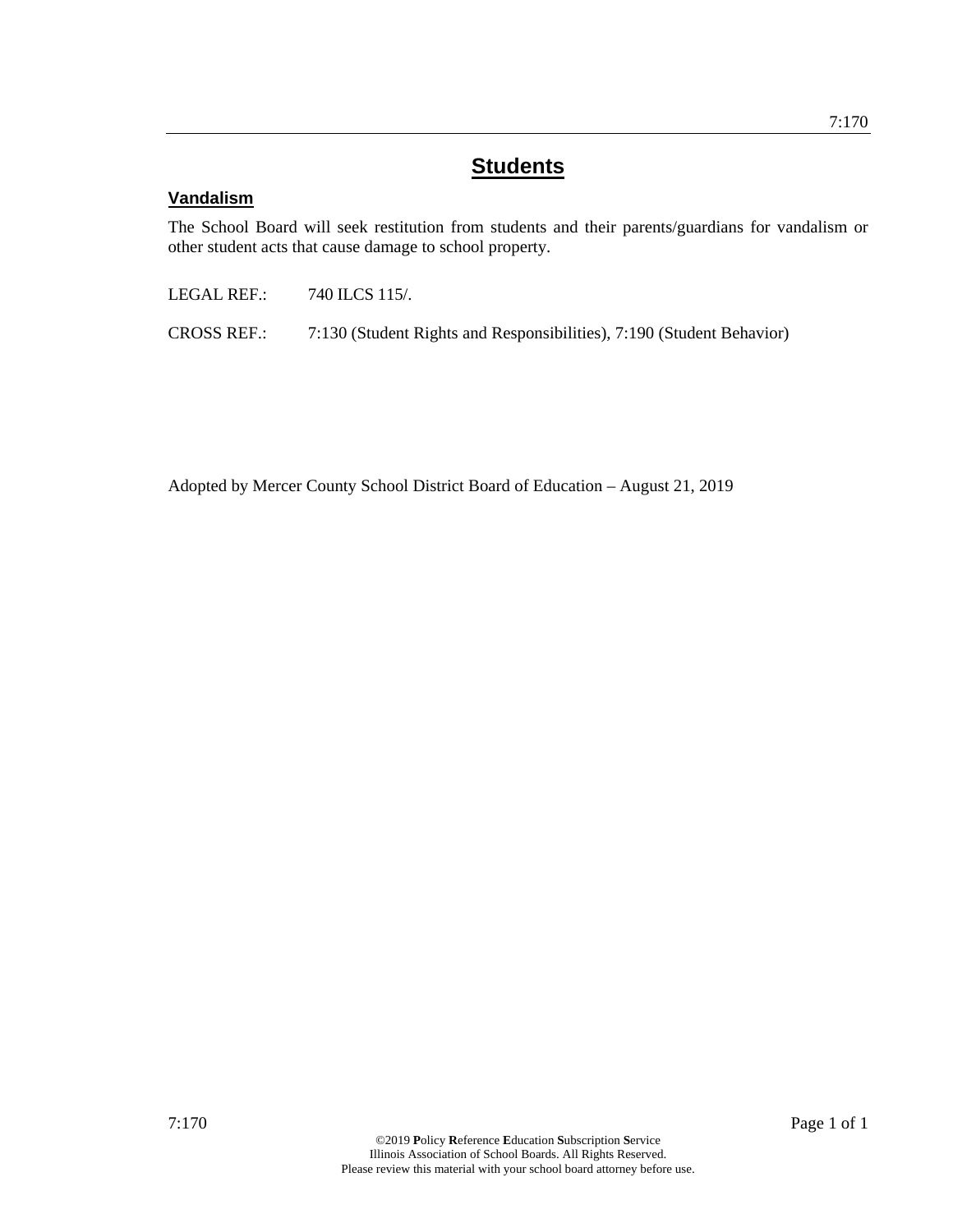# Students

## Vandalism

The School Board will seek restitution from students and their parents/guardians for vandalism or other student acts that cause damage to school property.

LEGAL REF.: 740 ILCS 115/.

CROSS REF.: 7:130 (Student Rights and Responsibilities), 7:190 (Student Behavior)

Adopted by Mercer County School District Board of Education – August 21, 2019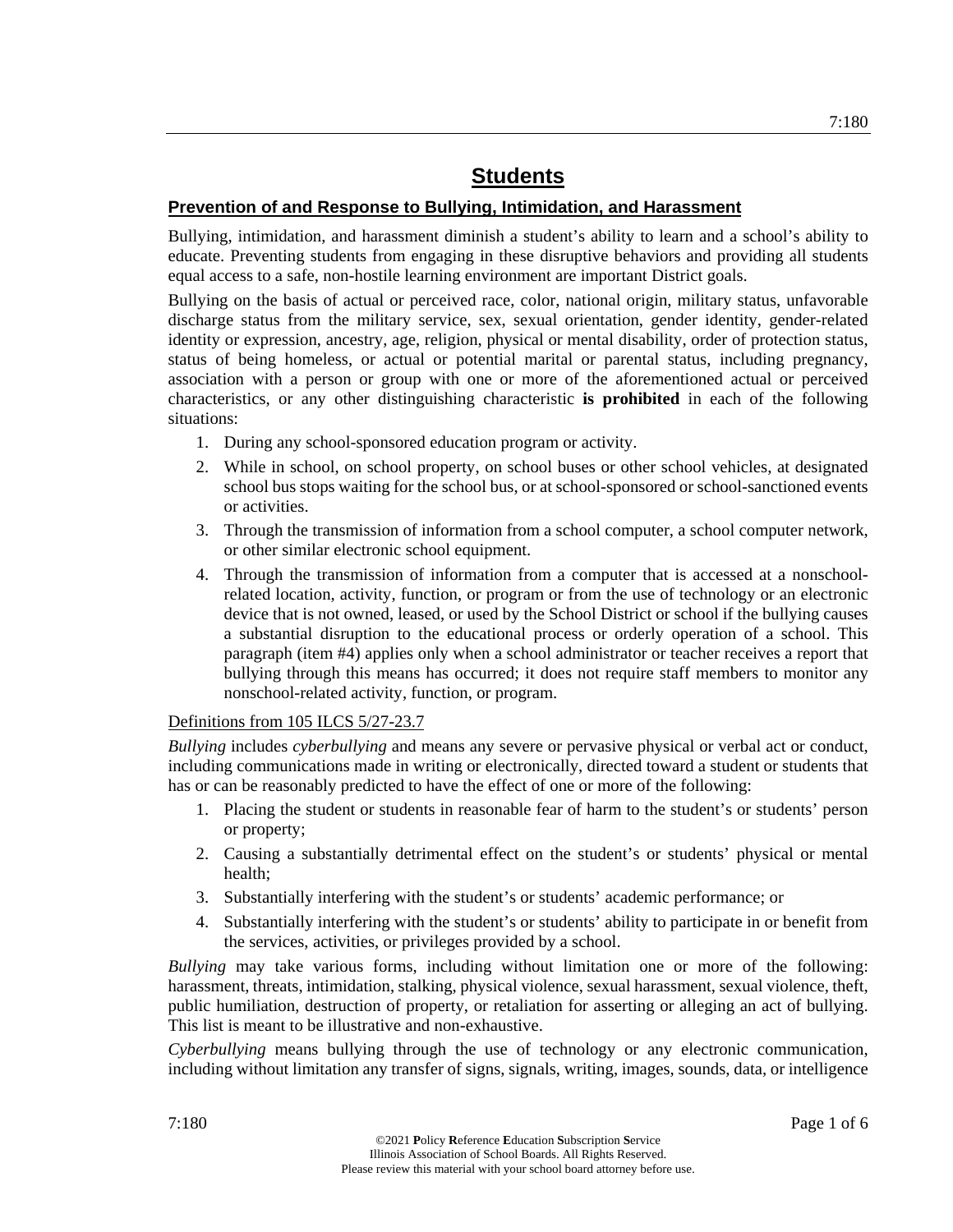# Students

## Prevention of and Response to Bullying, Intimidation, and Harassment

Bullying, intimidation, and harassment diminish a student's ability to learn and a school's ability to educate. Preventing students from engaging in these disruptive behaviors and providing all students equal access to a safe, non-hostile learning environment are important District goals.

Bullying on the basis of actual or perceived race, color, national origin, military status, unfavorable discharge status from the military service, sex, sexual orientation, gender identity, gender-related identity or expression, ancestry, age, religion, physical or mental disability, order of protection status, status of being homeless, or actual or potential marital or parental status, including pregnancy, association with a person or group with one or more of the aforementioned actual or perceived characteristics, or any other distinguishing characteristic **is prohibited** in each of the following situations:

1. During any school-sponsored education program or activity.
2. While in school, on school property, on school buses or other school vehicles, at designated school bus stops waiting for the school bus, or at school-sponsored or school-sanctioned events or activities.
3. Through the transmission of information from a school computer, a school computer network, or other similar electronic school equipment.
4. Through the transmission of information from a computer that is accessed at a nonschool-related location, activity, function, or program or from the use of technology or an electronic device that is not owned, leased, or used by the School District or school if the bullying causes a substantial disruption to the educational process or orderly operation of a school. This paragraph (item #4) applies only when a school administrator or teacher receives a report that bullying through this means has occurred; it does not require staff members to monitor any nonschool-related activity, function, or program.

<u>Definitions from 105 ILCS 5/27-23.7</u>

*Bullying* includes *cyberbullying* and means any severe or pervasive physical or verbal act or conduct, including communications made in writing or electronically, directed toward a student or students that has or can be reasonably predicted to have the effect of one or more of the following:

1. Placing the student or students in reasonable fear of harm to the student's or students' person or property;
2. Causing a substantially detrimental effect on the student's or students' physical or mental health;
3. Substantially interfering with the student's or students' academic performance; or
4. Substantially interfering with the student's or students' ability to participate in or benefit from the services, activities, or privileges provided by a school.

*Bullying* may take various forms, including without limitation one or more of the following: harassment, threats, intimidation, stalking, physical violence, sexual harassment, sexual violence, theft, public humiliation, destruction of property, or retaliation for asserting or alleging an act of bullying. This list is meant to be illustrative and non-exhaustive.

*Cyberbullying* means bullying through the use of technology or any electronic communication, including without limitation any transfer of signs, signals, writing, images, sounds, data, or intelligence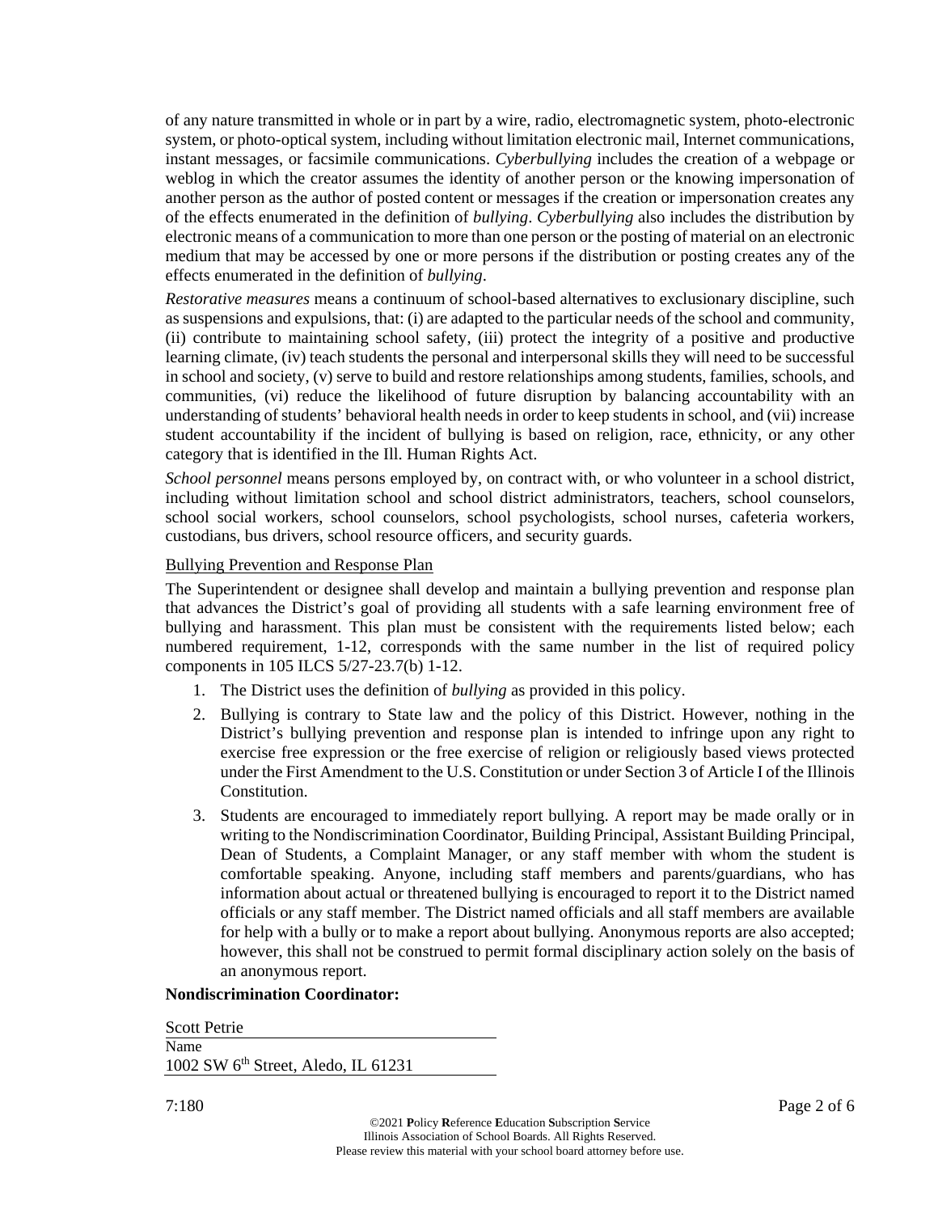of any nature transmitted in whole or in part by a wire, radio, electromagnetic system, photo-electronic system, or photo-optical system, including without limitation electronic mail, Internet communications, instant messages, or facsimile communications. *Cyberbullying* includes the creation of a webpage or weblog in which the creator assumes the identity of another person or the knowing impersonation of another person as the author of posted content or messages if the creation or impersonation creates any of the effects enumerated in the definition of *bullying*. *Cyberbullying* also includes the distribution by electronic means of a communication to more than one person or the posting of material on an electronic medium that may be accessed by one or more persons if the distribution or posting creates any of the effects enumerated in the definition of *bullying*.

*Restorative measures* means a continuum of school-based alternatives to exclusionary discipline, such as suspensions and expulsions, that: (i) are adapted to the particular needs of the school and community, (ii) contribute to maintaining school safety, (iii) protect the integrity of a positive and productive learning climate, (iv) teach students the personal and interpersonal skills they will need to be successful in school and society, (v) serve to build and restore relationships among students, families, schools, and communities, (vi) reduce the likelihood of future disruption by balancing accountability with an understanding of students' behavioral health needs in order to keep students in school, and (vii) increase student accountability if the incident of bullying is based on religion, race, ethnicity, or any other category that is identified in the Ill. Human Rights Act.

*School personnel* means persons employed by, on contract with, or who volunteer in a school district, including without limitation school and school district administrators, teachers, school counselors, school social workers, school counselors, school psychologists, school nurses, cafeteria workers, custodians, bus drivers, school resource officers, and security guards.

Bullying Prevention and Response Plan

The Superintendent or designee shall develop and maintain a bullying prevention and response plan that advances the District's goal of providing all students with a safe learning environment free of bullying and harassment. This plan must be consistent with the requirements listed below; each numbered requirement, 1-12, corresponds with the same number in the list of required policy components in 105 ILCS 5/27-23.7(b) 1-12.

1. The District uses the definition of *bullying* as provided in this policy.
2. Bullying is contrary to State law and the policy of this District. However, nothing in the District's bullying prevention and response plan is intended to infringe upon any right to exercise free expression or the free exercise of religion or religiously based views protected under the First Amendment to the U.S. Constitution or under Section 3 of Article I of the Illinois Constitution.
3. Students are encouraged to immediately report bullying. A report may be made orally or in writing to the Nondiscrimination Coordinator, Building Principal, Assistant Building Principal, Dean of Students, a Complaint Manager, or any staff member with whom the student is comfortable speaking. Anyone, including staff members and parents/guardians, who has information about actual or threatened bullying is encouraged to report it to the District named officials or any staff member. The District named officials and all staff members are available for help with a bully or to make a report about bullying. Anonymous reports are also accepted; however, this shall not be construed to permit formal disciplinary action solely on the basis of an anonymous report.

**Nondiscrimination Coordinator:**

Scott Petrie
Name
1002 SW 6th Street, Aledo, IL 61231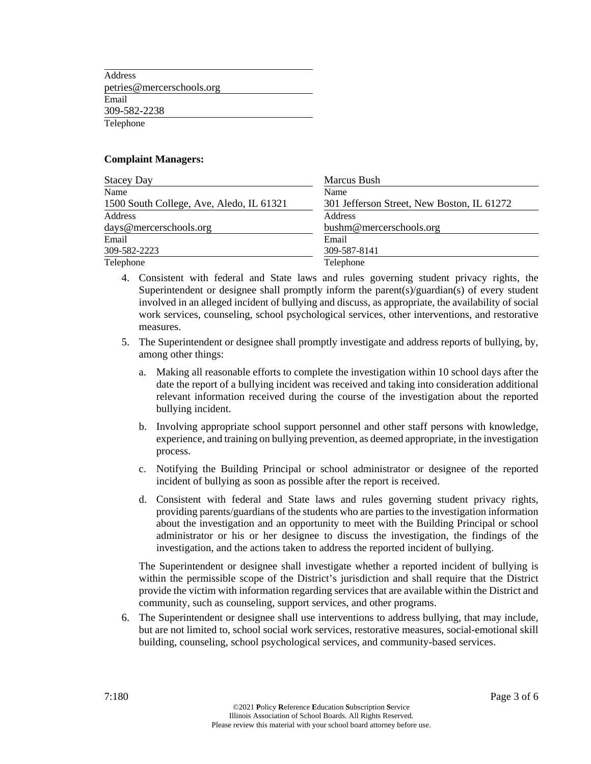Address
petries@mercerschools.org
Email
309-582-2238
Telephone

**Complaint Managers:**

| | |
|---|---|
| Stacey Day | Marcus Bush |
| Name | Name |
| 1500 South College, Ave, Aledo, IL 61321 | 301 Jefferson Street, New Boston, IL 61272 |
| Address | Address |
| days@mercerschools.org | bushm@mercerschools.org |
| Email | Email |
| 309-582-2223 | 309-587-8141 |
| Telephone | Telephone |

4. Consistent with federal and State laws and rules governing student privacy rights, the Superintendent or designee shall promptly inform the parent(s)/guardian(s) of every student involved in an alleged incident of bullying and discuss, as appropriate, the availability of social work services, counseling, school psychological services, other interventions, and restorative measures.

5. The Superintendent or designee shall promptly investigate and address reports of bullying, by, among other things:

   a. Making all reasonable efforts to complete the investigation within 10 school days after the date the report of a bullying incident was received and taking into consideration additional relevant information received during the course of the investigation about the reported bullying incident.

   b. Involving appropriate school support personnel and other staff persons with knowledge, experience, and training on bullying prevention, as deemed appropriate, in the investigation process.

   c. Notifying the Building Principal or school administrator or designee of the reported incident of bullying as soon as possible after the report is received.

   d. Consistent with federal and State laws and rules governing student privacy rights, providing parents/guardians of the students who are parties to the investigation information about the investigation and an opportunity to meet with the Building Principal or school administrator or his or her designee to discuss the investigation, the findings of the investigation, and the actions taken to address the reported incident of bullying.

   The Superintendent or designee shall investigate whether a reported incident of bullying is within the permissible scope of the District's jurisdiction and shall require that the District provide the victim with information regarding services that are available within the District and community, such as counseling, support services, and other programs.

6. The Superintendent or designee shall use interventions to address bullying, that may include, but are not limited to, school social work services, restorative measures, social-emotional skill building, counseling, school psychological services, and community-based services.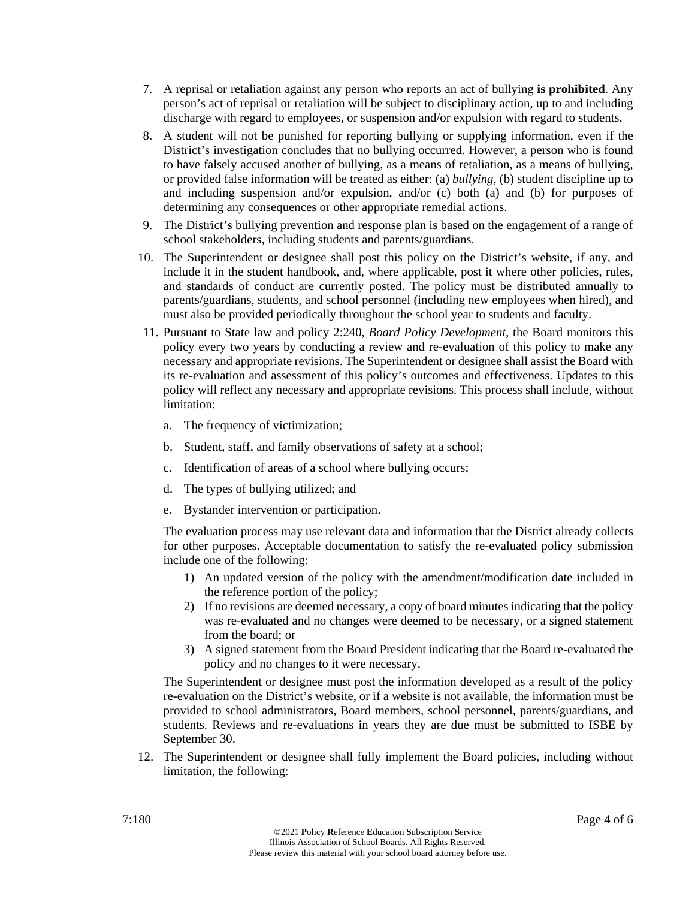7. A reprisal or retaliation against any person who reports an act of bullying **is prohibited**. Any person's act of reprisal or retaliation will be subject to disciplinary action, up to and including discharge with regard to employees, or suspension and/or expulsion with regard to students.

8. A student will not be punished for reporting bullying or supplying information, even if the District's investigation concludes that no bullying occurred. However, a person who is found to have falsely accused another of bullying, as a means of retaliation, as a means of bullying, or provided false information will be treated as either: (a) *bullying*, (b) student discipline up to and including suspension and/or expulsion, and/or (c) both (a) and (b) for purposes of determining any consequences or other appropriate remedial actions.

9. The District's bullying prevention and response plan is based on the engagement of a range of school stakeholders, including students and parents/guardians.

10. The Superintendent or designee shall post this policy on the District's website, if any, and include it in the student handbook, and, where applicable, post it where other policies, rules, and standards of conduct are currently posted. The policy must be distributed annually to parents/guardians, students, and school personnel (including new employees when hired), and must also be provided periodically throughout the school year to students and faculty.

11. Pursuant to State law and policy 2:240, *Board Policy Development*, the Board monitors this policy every two years by conducting a review and re-evaluation of this policy to make any necessary and appropriate revisions. The Superintendent or designee shall assist the Board with its re-evaluation and assessment of this policy's outcomes and effectiveness. Updates to this policy will reflect any necessary and appropriate revisions. This process shall include, without limitation:

    a. The frequency of victimization;

    b. Student, staff, and family observations of safety at a school;

    c. Identification of areas of a school where bullying occurs;

    d. The types of bullying utilized; and

    e. Bystander intervention or participation.

    The evaluation process may use relevant data and information that the District already collects for other purposes. Acceptable documentation to satisfy the re-evaluated policy submission include one of the following:

    1) An updated version of the policy with the amendment/modification date included in the reference portion of the policy;
    2) If no revisions are deemed necessary, a copy of board minutes indicating that the policy was re-evaluated and no changes were deemed to be necessary, or a signed statement from the board; or
    3) A signed statement from the Board President indicating that the Board re-evaluated the policy and no changes to it were necessary.

    The Superintendent or designee must post the information developed as a result of the policy re-evaluation on the District's website, or if a website is not available, the information must be provided to school administrators, Board members, school personnel, parents/guardians, and students. Reviews and re-evaluations in years they are due must be submitted to ISBE by September 30.

12. The Superintendent or designee shall fully implement the Board policies, including without limitation, the following: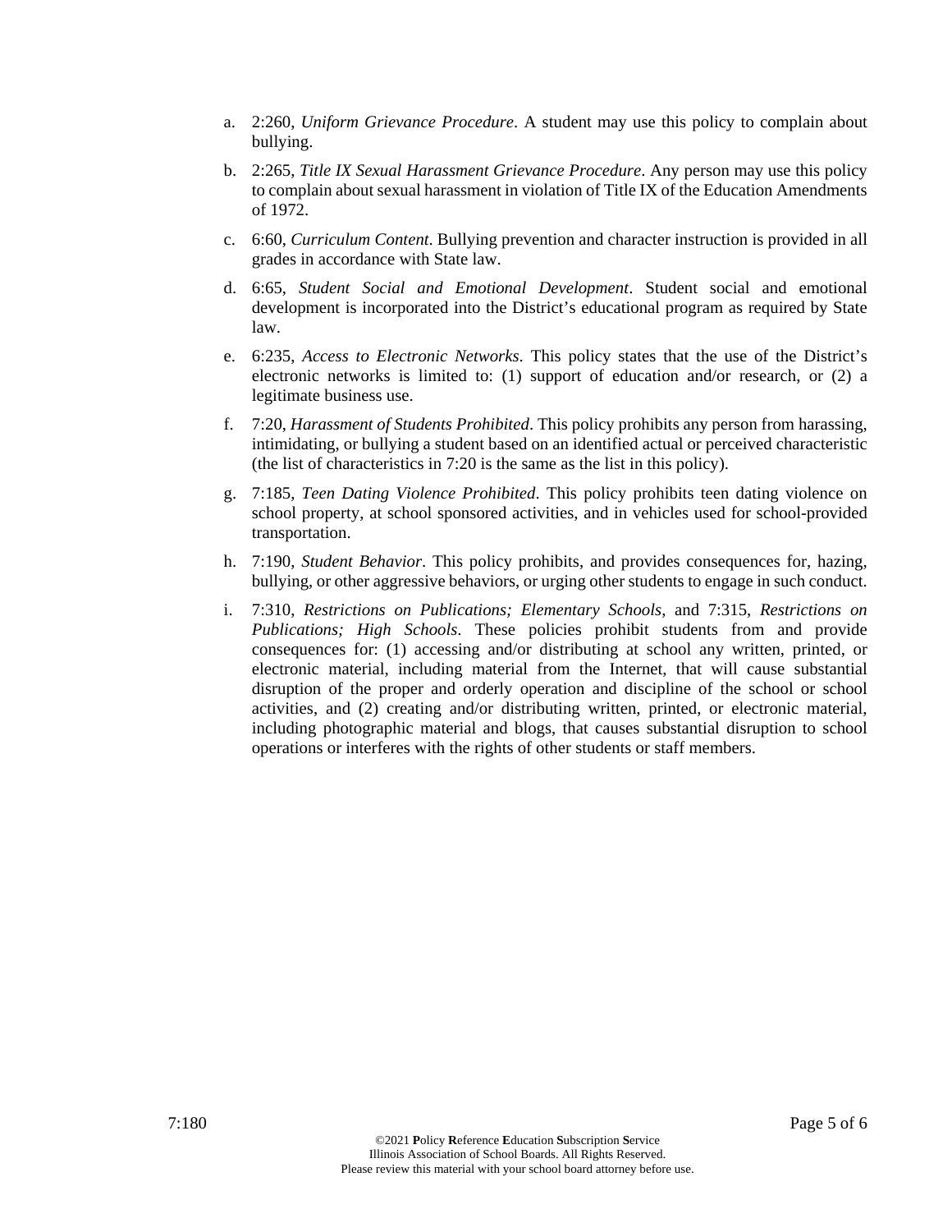a. 2:260, *Uniform Grievance Procedure*. A student may use this policy to complain about bullying.

b. 2:265, *Title IX Sexual Harassment Grievance Procedure*. Any person may use this policy to complain about sexual harassment in violation of Title IX of the Education Amendments of 1972.

c. 6:60, *Curriculum Content*. Bullying prevention and character instruction is provided in all grades in accordance with State law.

d. 6:65, *Student Social and Emotional Development*. Student social and emotional development is incorporated into the District's educational program as required by State law.

e. 6:235, *Access to Electronic Networks*. This policy states that the use of the District's electronic networks is limited to: (1) support of education and/or research, or (2) a legitimate business use.

f. 7:20, *Harassment of Students Prohibited*. This policy prohibits any person from harassing, intimidating, or bullying a student based on an identified actual or perceived characteristic (the list of characteristics in 7:20 is the same as the list in this policy).

g. 7:185, *Teen Dating Violence Prohibited*. This policy prohibits teen dating violence on school property, at school sponsored activities, and in vehicles used for school-provided transportation.

h. 7:190, *Student Behavior*. This policy prohibits, and provides consequences for, hazing, bullying, or other aggressive behaviors, or urging other students to engage in such conduct.

i. 7:310, *Restrictions on Publications; Elementary Schools*, and 7:315, *Restrictions on Publications; High Schools*. These policies prohibit students from and provide consequences for: (1) accessing and/or distributing at school any written, printed, or electronic material, including material from the Internet, that will cause substantial disruption of the proper and orderly operation and discipline of the school or school activities, and (2) creating and/or distributing written, printed, or electronic material, including photographic material and blogs, that causes substantial disruption to school operations or interferes with the rights of other students or staff members.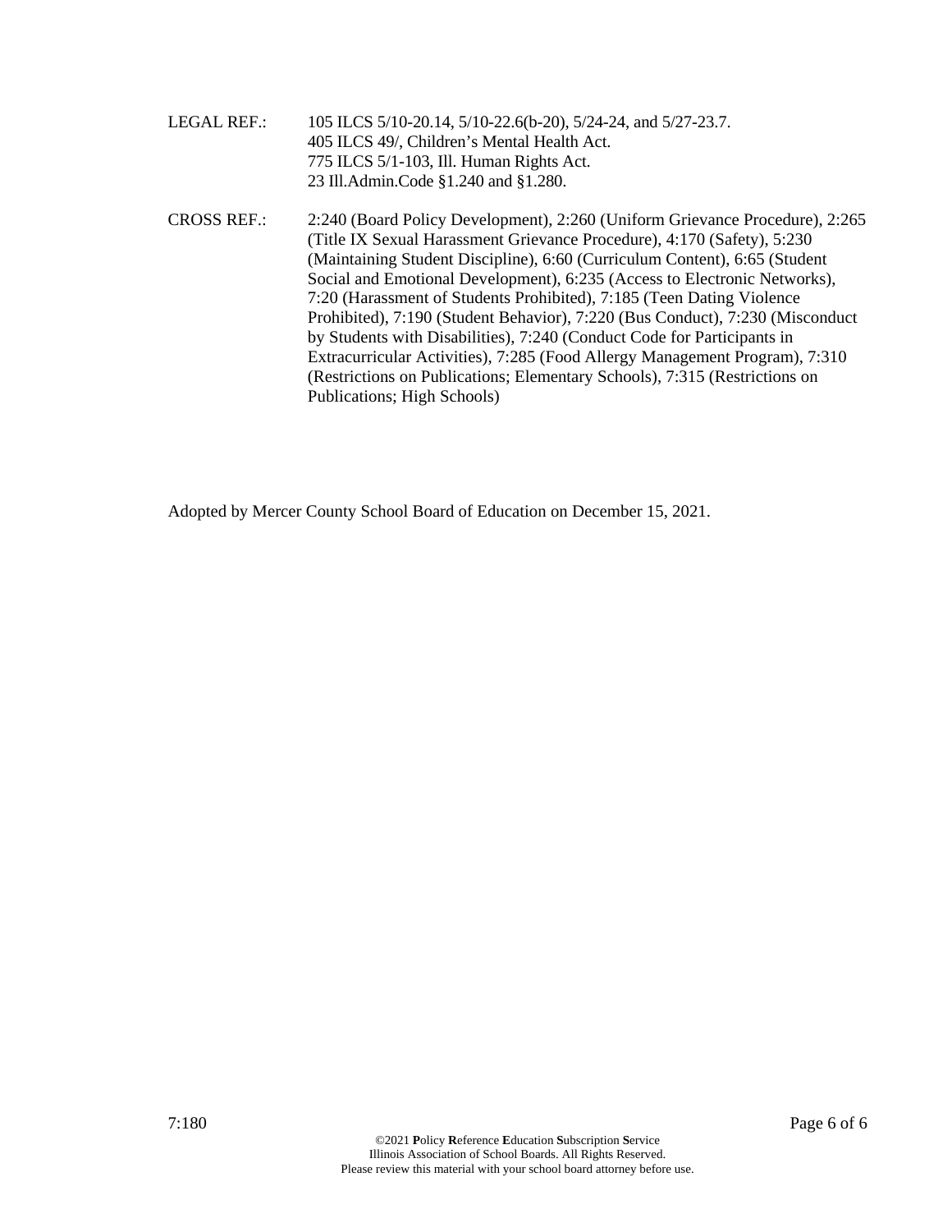LEGAL REF.: 105 ILCS 5/10-20.14, 5/10-22.6(b-20), 5/24-24, and 5/27-23.7.
405 ILCS 49/, Children's Mental Health Act.
775 ILCS 5/1-103, Ill. Human Rights Act.
23 Ill.Admin.Code §1.240 and §1.280.

CROSS REF.: 2:240 (Board Policy Development), 2:260 (Uniform Grievance Procedure), 2:265 (Title IX Sexual Harassment Grievance Procedure), 4:170 (Safety), 5:230 (Maintaining Student Discipline), 6:60 (Curriculum Content), 6:65 (Student Social and Emotional Development), 6:235 (Access to Electronic Networks), 7:20 (Harassment of Students Prohibited), 7:185 (Teen Dating Violence Prohibited), 7:190 (Student Behavior), 7:220 (Bus Conduct), 7:230 (Misconduct by Students with Disabilities), 7:240 (Conduct Code for Participants in Extracurricular Activities), 7:285 (Food Allergy Management Program), 7:310 (Restrictions on Publications; Elementary Schools), 7:315 (Restrictions on Publications; High Schools)

Adopted by Mercer County School Board of Education on December 15, 2021.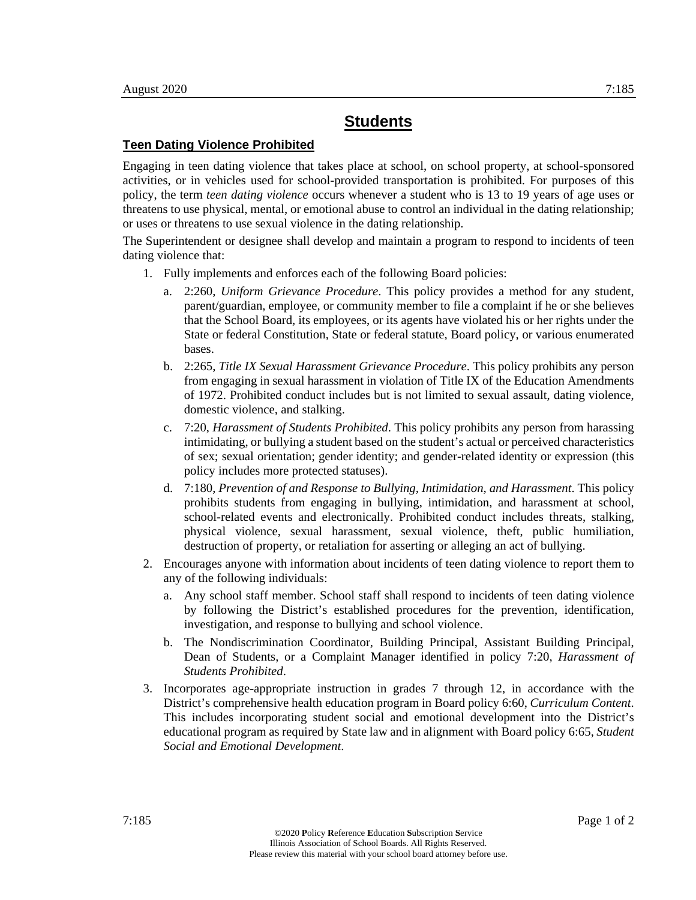# Students

## Teen Dating Violence Prohibited

Engaging in teen dating violence that takes place at school, on school property, at school-sponsored activities, or in vehicles used for school-provided transportation is prohibited. For purposes of this policy, the term *teen dating violence* occurs whenever a student who is 13 to 19 years of age uses or threatens to use physical, mental, or emotional abuse to control an individual in the dating relationship; or uses or threatens to use sexual violence in the dating relationship.

The Superintendent or designee shall develop and maintain a program to respond to incidents of teen dating violence that:

1. Fully implements and enforces each of the following Board policies:
   a. 2:260, *Uniform Grievance Procedure*. This policy provides a method for any student, parent/guardian, employee, or community member to file a complaint if he or she believes that the School Board, its employees, or its agents have violated his or her rights under the State or federal Constitution, State or federal statute, Board policy, or various enumerated bases.
   b. 2:265, *Title IX Sexual Harassment Grievance Procedure*. This policy prohibits any person from engaging in sexual harassment in violation of Title IX of the Education Amendments of 1972. Prohibited conduct includes but is not limited to sexual assault, dating violence, domestic violence, and stalking.
   c. 7:20, *Harassment of Students Prohibited*. This policy prohibits any person from harassing intimidating, or bullying a student based on the student's actual or perceived characteristics of sex; sexual orientation; gender identity; and gender-related identity or expression (this policy includes more protected statuses).
   d. 7:180, *Prevention of and Response to Bullying, Intimidation, and Harassment*. This policy prohibits students from engaging in bullying, intimidation, and harassment at school, school-related events and electronically. Prohibited conduct includes threats, stalking, physical violence, sexual harassment, sexual violence, theft, public humiliation, destruction of property, or retaliation for asserting or alleging an act of bullying.
2. Encourages anyone with information about incidents of teen dating violence to report them to any of the following individuals:
   a. Any school staff member. School staff shall respond to incidents of teen dating violence by following the District's established procedures for the prevention, identification, investigation, and response to bullying and school violence.
   b. The Nondiscrimination Coordinator, Building Principal, Assistant Building Principal, Dean of Students, or a Complaint Manager identified in policy 7:20, *Harassment of Students Prohibited*.
3. Incorporates age-appropriate instruction in grades 7 through 12, in accordance with the District's comprehensive health education program in Board policy 6:60, *Curriculum Content*. This includes incorporating student social and emotional development into the District's educational program as required by State law and in alignment with Board policy 6:65, *Student Social and Emotional Development*.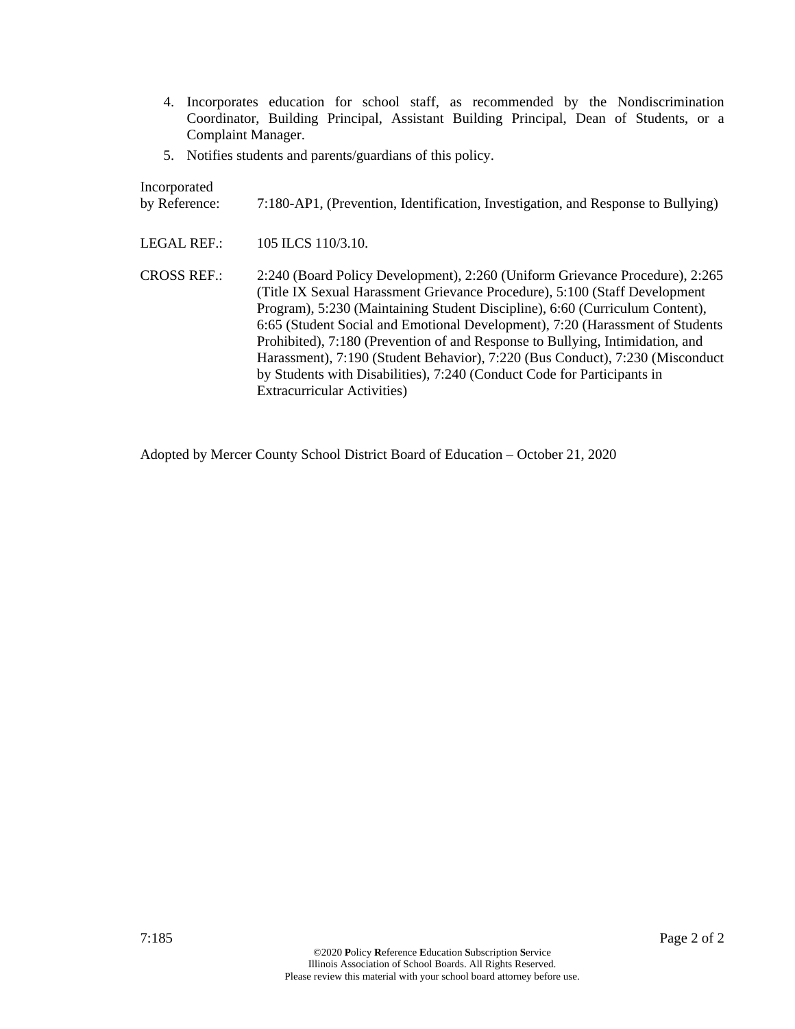4. Incorporates education for school staff, as recommended by the Nondiscrimination Coordinator, Building Principal, Assistant Building Principal, Dean of Students, or a Complaint Manager.
5. Notifies students and parents/guardians of this policy.

Incorporated by Reference: 7:180-AP1, (Prevention, Identification, Investigation, and Response to Bullying)

LEGAL REF.: 105 ILCS 110/3.10.

CROSS REF.: 2:240 (Board Policy Development), 2:260 (Uniform Grievance Procedure), 2:265 (Title IX Sexual Harassment Grievance Procedure), 5:100 (Staff Development Program), 5:230 (Maintaining Student Discipline), 6:60 (Curriculum Content), 6:65 (Student Social and Emotional Development), 7:20 (Harassment of Students Prohibited), 7:180 (Prevention of and Response to Bullying, Intimidation, and Harassment), 7:190 (Student Behavior), 7:220 (Bus Conduct), 7:230 (Misconduct by Students with Disabilities), 7:240 (Conduct Code for Participants in Extracurricular Activities)

Adopted by Mercer County School District Board of Education – October 21, 2020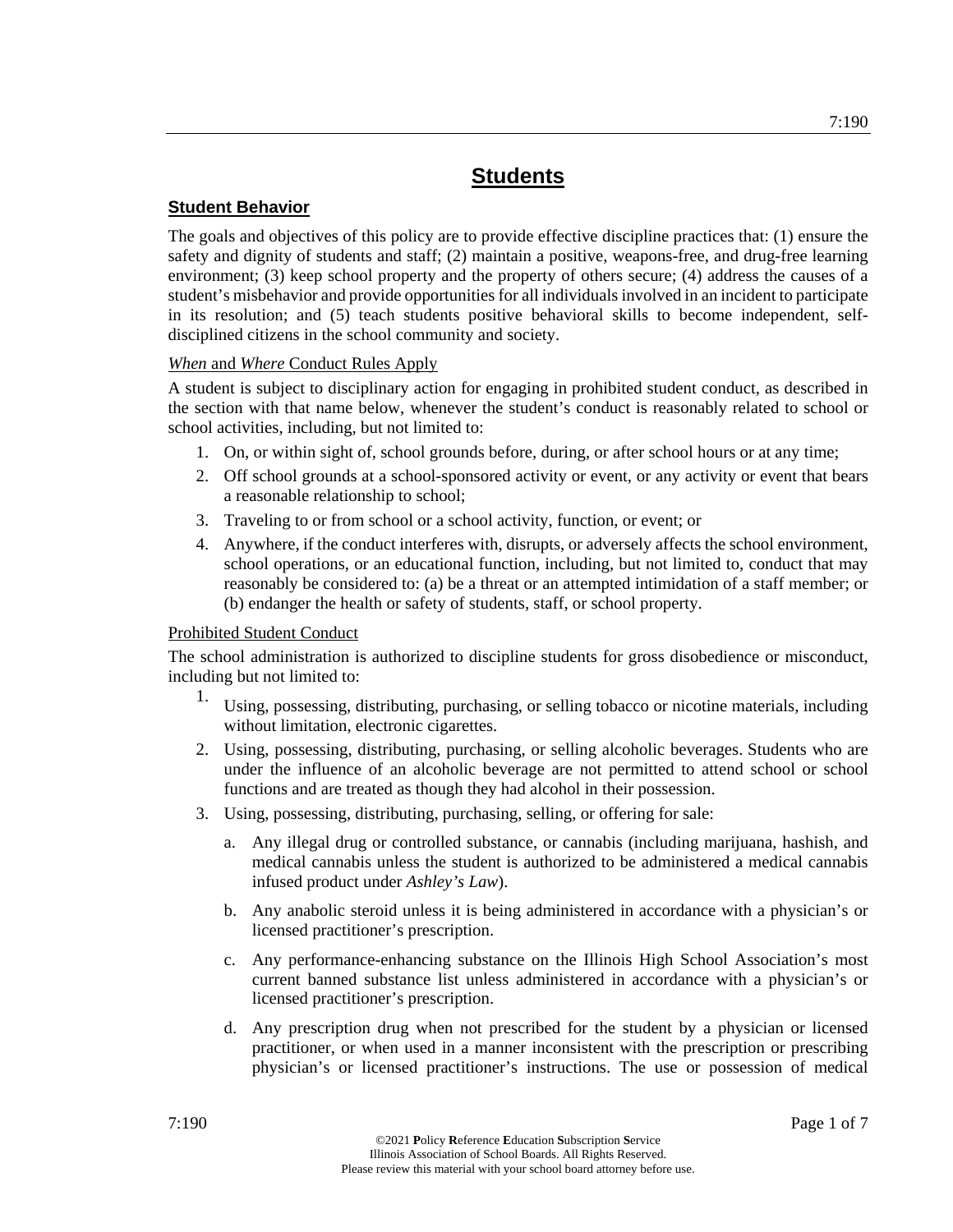# Students

## Student Behavior

The goals and objectives of this policy are to provide effective discipline practices that: (1) ensure the safety and dignity of students and staff; (2) maintain a positive, weapons-free, and drug-free learning environment; (3) keep school property and the property of others secure; (4) address the causes of a student's misbehavior and provide opportunities for all individuals involved in an incident to participate in its resolution; and (5) teach students positive behavioral skills to become independent, self-disciplined citizens in the school community and society.

### *When* and *Where* Conduct Rules Apply

A student is subject to disciplinary action for engaging in prohibited student conduct, as described in the section with that name below, whenever the student's conduct is reasonably related to school or school activities, including, but not limited to:

1. On, or within sight of, school grounds before, during, or after school hours or at any time;
2. Off school grounds at a school-sponsored activity or event, or any activity or event that bears a reasonable relationship to school;
3. Traveling to or from school or a school activity, function, or event; or
4. Anywhere, if the conduct interferes with, disrupts, or adversely affects the school environment, school operations, or an educational function, including, but not limited to, conduct that may reasonably be considered to: (a) be a threat or an attempted intimidation of a staff member; or (b) endanger the health or safety of students, staff, or school property.

### Prohibited Student Conduct

The school administration is authorized to discipline students for gross disobedience or misconduct, including but not limited to:

1. Using, possessing, distributing, purchasing, or selling tobacco or nicotine materials, including without limitation, electronic cigarettes.
2. Using, possessing, distributing, purchasing, or selling alcoholic beverages. Students who are under the influence of an alcoholic beverage are not permitted to attend school or school functions and are treated as though they had alcohol in their possession.
3. Using, possessing, distributing, purchasing, selling, or offering for sale:
   a. Any illegal drug or controlled substance, or cannabis (including marijuana, hashish, and medical cannabis unless the student is authorized to be administered a medical cannabis infused product under *Ashley's Law*).
   b. Any anabolic steroid unless it is being administered in accordance with a physician's or licensed practitioner's prescription.
   c. Any performance-enhancing substance on the Illinois High School Association's most current banned substance list unless administered in accordance with a physician's or licensed practitioner's prescription.
   d. Any prescription drug when not prescribed for the student by a physician or licensed practitioner, or when used in a manner inconsistent with the prescription or prescribing physician's or licensed practitioner's instructions. The use or possession of medical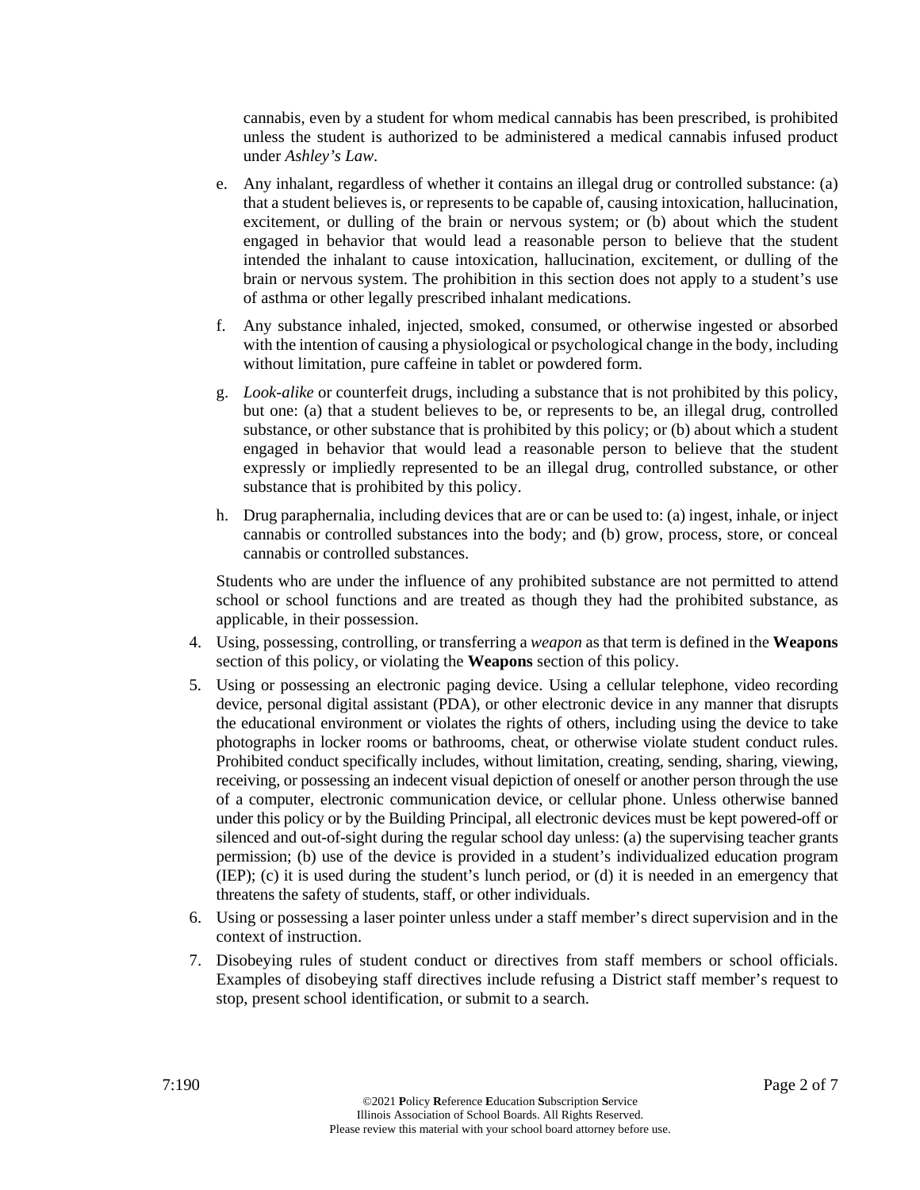cannabis, even by a student for whom medical cannabis has been prescribed, is prohibited unless the student is authorized to be administered a medical cannabis infused product under *Ashley's Law*.

e. Any inhalant, regardless of whether it contains an illegal drug or controlled substance: (a) that a student believes is, or represents to be capable of, causing intoxication, hallucination, excitement, or dulling of the brain or nervous system; or (b) about which the student engaged in behavior that would lead a reasonable person to believe that the student intended the inhalant to cause intoxication, hallucination, excitement, or dulling of the brain or nervous system. The prohibition in this section does not apply to a student's use of asthma or other legally prescribed inhalant medications.

f. Any substance inhaled, injected, smoked, consumed, or otherwise ingested or absorbed with the intention of causing a physiological or psychological change in the body, including without limitation, pure caffeine in tablet or powdered form.

g. *Look-alike* or counterfeit drugs, including a substance that is not prohibited by this policy, but one: (a) that a student believes to be, or represents to be, an illegal drug, controlled substance, or other substance that is prohibited by this policy; or (b) about which a student engaged in behavior that would lead a reasonable person to believe that the student expressly or impliedly represented to be an illegal drug, controlled substance, or other substance that is prohibited by this policy.

h. Drug paraphernalia, including devices that are or can be used to: (a) ingest, inhale, or inject cannabis or controlled substances into the body; and (b) grow, process, store, or conceal cannabis or controlled substances.

Students who are under the influence of any prohibited substance are not permitted to attend school or school functions and are treated as though they had the prohibited substance, as applicable, in their possession.

4. Using, possessing, controlling, or transferring a *weapon* as that term is defined in the **Weapons** section of this policy, or violating the **Weapons** section of this policy.

5. Using or possessing an electronic paging device. Using a cellular telephone, video recording device, personal digital assistant (PDA), or other electronic device in any manner that disrupts the educational environment or violates the rights of others, including using the device to take photographs in locker rooms or bathrooms, cheat, or otherwise violate student conduct rules. Prohibited conduct specifically includes, without limitation, creating, sending, sharing, viewing, receiving, or possessing an indecent visual depiction of oneself or another person through the use of a computer, electronic communication device, or cellular phone. Unless otherwise banned under this policy or by the Building Principal, all electronic devices must be kept powered-off or silenced and out-of-sight during the regular school day unless: (a) the supervising teacher grants permission; (b) use of the device is provided in a student's individualized education program (IEP); (c) it is used during the student's lunch period, or (d) it is needed in an emergency that threatens the safety of students, staff, or other individuals.

6. Using or possessing a laser pointer unless under a staff member's direct supervision and in the context of instruction.

7. Disobeying rules of student conduct or directives from staff members or school officials. Examples of disobeying staff directives include refusing a District staff member's request to stop, present school identification, or submit to a search.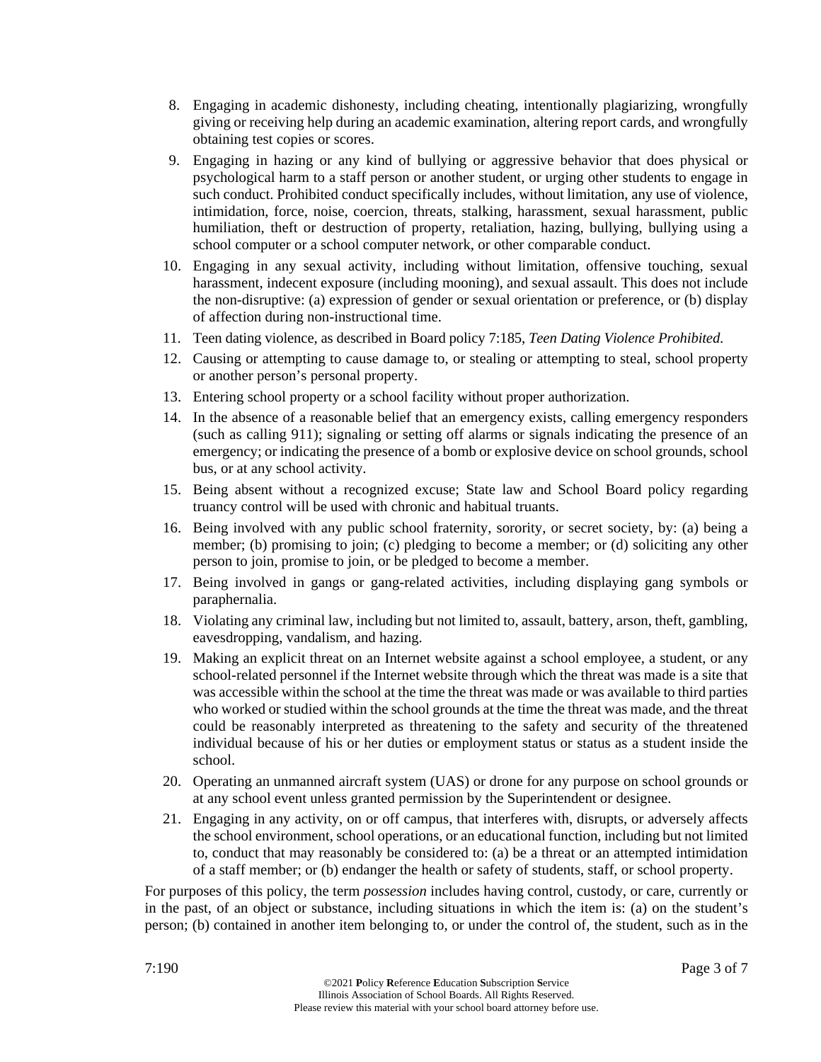8. Engaging in academic dishonesty, including cheating, intentionally plagiarizing, wrongfully giving or receiving help during an academic examination, altering report cards, and wrongfully obtaining test copies or scores.
9. Engaging in hazing or any kind of bullying or aggressive behavior that does physical or psychological harm to a staff person or another student, or urging other students to engage in such conduct. Prohibited conduct specifically includes, without limitation, any use of violence, intimidation, force, noise, coercion, threats, stalking, harassment, sexual harassment, public humiliation, theft or destruction of property, retaliation, hazing, bullying, bullying using a school computer or a school computer network, or other comparable conduct.
10. Engaging in any sexual activity, including without limitation, offensive touching, sexual harassment, indecent exposure (including mooning), and sexual assault. This does not include the non-disruptive: (a) expression of gender or sexual orientation or preference, or (b) display of affection during non-instructional time.
11. Teen dating violence, as described in Board policy 7:185, *Teen Dating Violence Prohibited*.
12. Causing or attempting to cause damage to, or stealing or attempting to steal, school property or another person's personal property.
13. Entering school property or a school facility without proper authorization.
14. In the absence of a reasonable belief that an emergency exists, calling emergency responders (such as calling 911); signaling or setting off alarms or signals indicating the presence of an emergency; or indicating the presence of a bomb or explosive device on school grounds, school bus, or at any school activity.
15. Being absent without a recognized excuse; State law and School Board policy regarding truancy control will be used with chronic and habitual truants.
16. Being involved with any public school fraternity, sorority, or secret society, by: (a) being a member; (b) promising to join; (c) pledging to become a member; or (d) soliciting any other person to join, promise to join, or be pledged to become a member.
17. Being involved in gangs or gang-related activities, including displaying gang symbols or paraphernalia.
18. Violating any criminal law, including but not limited to, assault, battery, arson, theft, gambling, eavesdropping, vandalism, and hazing.
19. Making an explicit threat on an Internet website against a school employee, a student, or any school-related personnel if the Internet website through which the threat was made is a site that was accessible within the school at the time the threat was made or was available to third parties who worked or studied within the school grounds at the time the threat was made, and the threat could be reasonably interpreted as threatening to the safety and security of the threatened individual because of his or her duties or employment status or status as a student inside the school.
20. Operating an unmanned aircraft system (UAS) or drone for any purpose on school grounds or at any school event unless granted permission by the Superintendent or designee.
21. Engaging in any activity, on or off campus, that interferes with, disrupts, or adversely affects the school environment, school operations, or an educational function, including but not limited to, conduct that may reasonably be considered to: (a) be a threat or an attempted intimidation of a staff member; or (b) endanger the health or safety of students, staff, or school property.

For purposes of this policy, the term *possession* includes having control, custody, or care, currently or in the past, of an object or substance, including situations in which the item is: (a) on the student's person; (b) contained in another item belonging to, or under the control of, the student, such as in the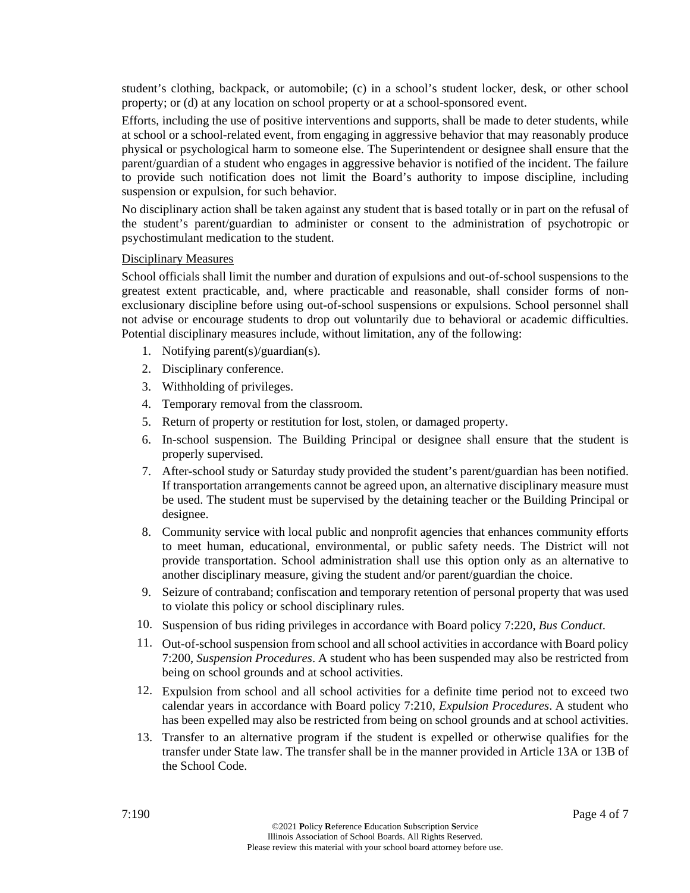student's clothing, backpack, or automobile; (c) in a school's student locker, desk, or other school property; or (d) at any location on school property or at a school-sponsored event.

Efforts, including the use of positive interventions and supports, shall be made to deter students, while at school or a school-related event, from engaging in aggressive behavior that may reasonably produce physical or psychological harm to someone else. The Superintendent or designee shall ensure that the parent/guardian of a student who engages in aggressive behavior is notified of the incident. The failure to provide such notification does not limit the Board's authority to impose discipline, including suspension or expulsion, for such behavior.

No disciplinary action shall be taken against any student that is based totally or in part on the refusal of the student's parent/guardian to administer or consent to the administration of psychotropic or psychostimulant medication to the student.

Disciplinary Measures

School officials shall limit the number and duration of expulsions and out-of-school suspensions to the greatest extent practicable, and, where practicable and reasonable, shall consider forms of non-exclusionary discipline before using out-of-school suspensions or expulsions. School personnel shall not advise or encourage students to drop out voluntarily due to behavioral or academic difficulties. Potential disciplinary measures include, without limitation, any of the following:

1. Notifying parent(s)/guardian(s).
2. Disciplinary conference.
3. Withholding of privileges.
4. Temporary removal from the classroom.
5. Return of property or restitution for lost, stolen, or damaged property.
6. In-school suspension. The Building Principal or designee shall ensure that the student is properly supervised.
7. After-school study or Saturday study provided the student's parent/guardian has been notified. If transportation arrangements cannot be agreed upon, an alternative disciplinary measure must be used. The student must be supervised by the detaining teacher or the Building Principal or designee.
8. Community service with local public and nonprofit agencies that enhances community efforts to meet human, educational, environmental, or public safety needs. The District will not provide transportation. School administration shall use this option only as an alternative to another disciplinary measure, giving the student and/or parent/guardian the choice.
9. Seizure of contraband; confiscation and temporary retention of personal property that was used to violate this policy or school disciplinary rules.
10. Suspension of bus riding privileges in accordance with Board policy 7:220, *Bus Conduct*.
11. Out-of-school suspension from school and all school activities in accordance with Board policy 7:200, *Suspension Procedures*. A student who has been suspended may also be restricted from being on school grounds and at school activities.
12. Expulsion from school and all school activities for a definite time period not to exceed two calendar years in accordance with Board policy 7:210, *Expulsion Procedures*. A student who has been expelled may also be restricted from being on school grounds and at school activities.
13. Transfer to an alternative program if the student is expelled or otherwise qualifies for the transfer under State law. The transfer shall be in the manner provided in Article 13A or 13B of the School Code.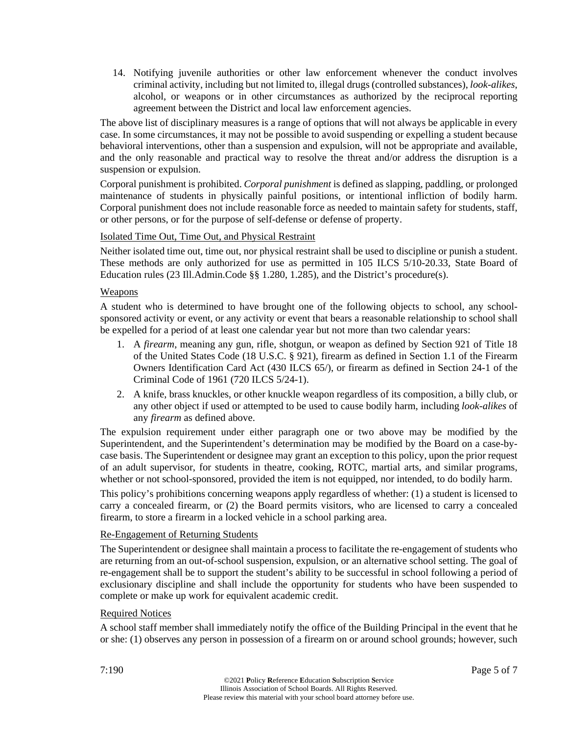14. Notifying juvenile authorities or other law enforcement whenever the conduct involves criminal activity, including but not limited to, illegal drugs (controlled substances), *look-alikes*, alcohol, or weapons or in other circumstances as authorized by the reciprocal reporting agreement between the District and local law enforcement agencies.

The above list of disciplinary measures is a range of options that will not always be applicable in every case. In some circumstances, it may not be possible to avoid suspending or expelling a student because behavioral interventions, other than a suspension and expulsion, will not be appropriate and available, and the only reasonable and practical way to resolve the threat and/or address the disruption is a suspension or expulsion.

Corporal punishment is prohibited. *Corporal punishment* is defined as slapping, paddling, or prolonged maintenance of students in physically painful positions, or intentional infliction of bodily harm. Corporal punishment does not include reasonable force as needed to maintain safety for students, staff, or other persons, or for the purpose of self-defense or defense of property.

<u>Isolated Time Out, Time Out, and Physical Restraint</u>

Neither isolated time out, time out, nor physical restraint shall be used to discipline or punish a student. These methods are only authorized for use as permitted in 105 ILCS 5/10-20.33, State Board of Education rules (23 Ill.Admin.Code §§ 1.280, 1.285), and the District's procedure(s).

<u>Weapons</u>

A student who is determined to have brought one of the following objects to school, any school-sponsored activity or event, or any activity or event that bears a reasonable relationship to school shall be expelled for a period of at least one calendar year but not more than two calendar years:

1. A *firearm*, meaning any gun, rifle, shotgun, or weapon as defined by Section 921 of Title 18 of the United States Code (18 U.S.C. § 921), firearm as defined in Section 1.1 of the Firearm Owners Identification Card Act (430 ILCS 65/), or firearm as defined in Section 24-1 of the Criminal Code of 1961 (720 ILCS 5/24-1).
2. A knife, brass knuckles, or other knuckle weapon regardless of its composition, a billy club, or any other object if used or attempted to be used to cause bodily harm, including *look-alikes* of any *firearm* as defined above.

The expulsion requirement under either paragraph one or two above may be modified by the Superintendent, and the Superintendent's determination may be modified by the Board on a case-by-case basis. The Superintendent or designee may grant an exception to this policy, upon the prior request of an adult supervisor, for students in theatre, cooking, ROTC, martial arts, and similar programs, whether or not school-sponsored, provided the item is not equipped, nor intended, to do bodily harm.

This policy's prohibitions concerning weapons apply regardless of whether: (1) a student is licensed to carry a concealed firearm, or (2) the Board permits visitors, who are licensed to carry a concealed firearm, to store a firearm in a locked vehicle in a school parking area.

<u>Re-Engagement of Returning Students</u>

The Superintendent or designee shall maintain a process to facilitate the re-engagement of students who are returning from an out-of-school suspension, expulsion, or an alternative school setting. The goal of re-engagement shall be to support the student's ability to be successful in school following a period of exclusionary discipline and shall include the opportunity for students who have been suspended to complete or make up work for equivalent academic credit.

<u>Required Notices</u>

A school staff member shall immediately notify the office of the Building Principal in the event that he or she: (1) observes any person in possession of a firearm on or around school grounds; however, such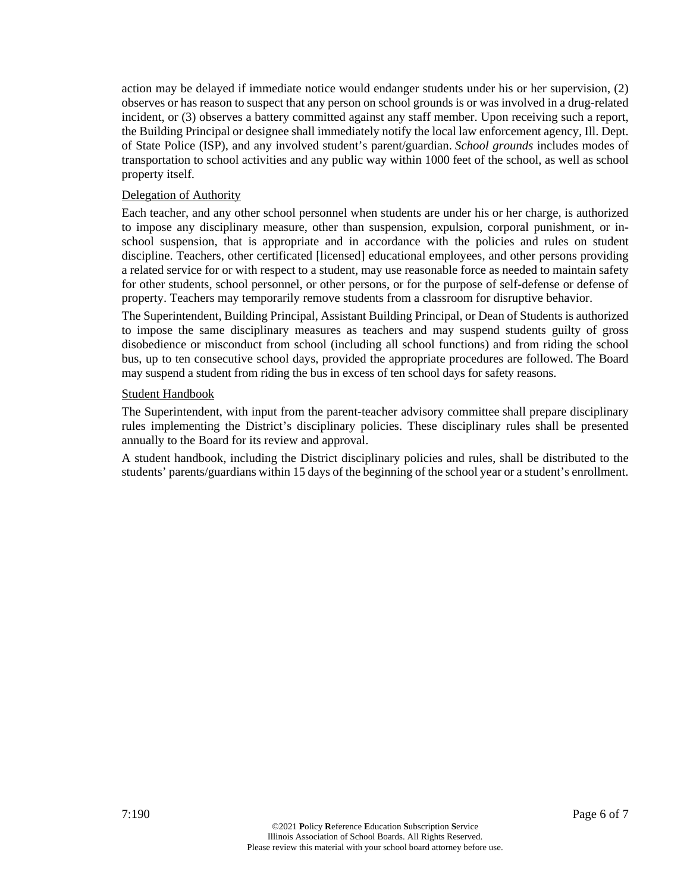action may be delayed if immediate notice would endanger students under his or her supervision, (2) observes or has reason to suspect that any person on school grounds is or was involved in a drug-related incident, or (3) observes a battery committed against any staff member. Upon receiving such a report, the Building Principal or designee shall immediately notify the local law enforcement agency, Ill. Dept. of State Police (ISP), and any involved student's parent/guardian. *School grounds* includes modes of transportation to school activities and any public way within 1000 feet of the school, as well as school property itself.

<u>Delegation of Authority</u>

Each teacher, and any other school personnel when students are under his or her charge, is authorized to impose any disciplinary measure, other than suspension, expulsion, corporal punishment, or in-school suspension, that is appropriate and in accordance with the policies and rules on student discipline. Teachers, other certificated [licensed] educational employees, and other persons providing a related service for or with respect to a student, may use reasonable force as needed to maintain safety for other students, school personnel, or other persons, or for the purpose of self-defense or defense of property. Teachers may temporarily remove students from a classroom for disruptive behavior.

The Superintendent, Building Principal, Assistant Building Principal, or Dean of Students is authorized to impose the same disciplinary measures as teachers and may suspend students guilty of gross disobedience or misconduct from school (including all school functions) and from riding the school bus, up to ten consecutive school days, provided the appropriate procedures are followed. The Board may suspend a student from riding the bus in excess of ten school days for safety reasons.

<u>Student Handbook</u>

The Superintendent, with input from the parent-teacher advisory committee shall prepare disciplinary rules implementing the District's disciplinary policies. These disciplinary rules shall be presented annually to the Board for its review and approval.

A student handbook, including the District disciplinary policies and rules, shall be distributed to the students' parents/guardians within 15 days of the beginning of the school year or a student's enrollment.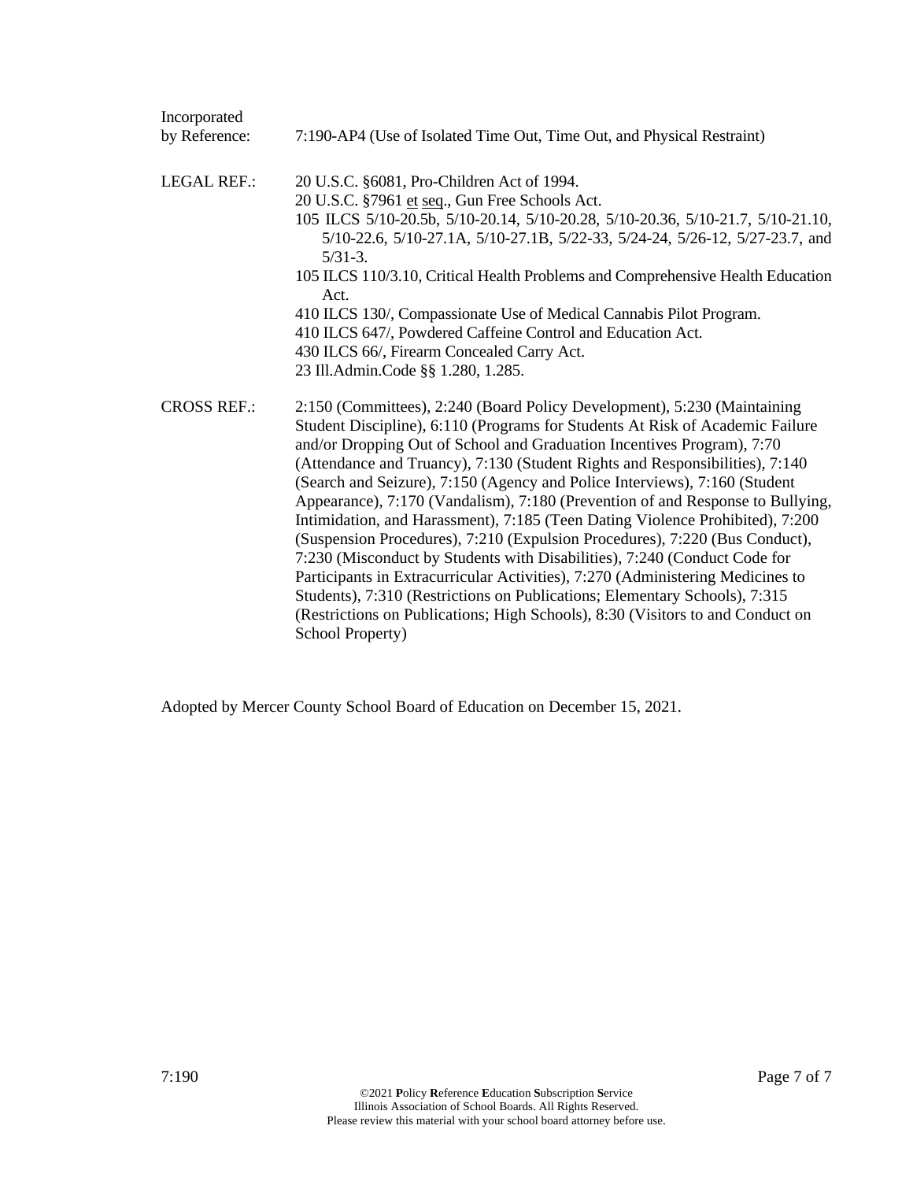Incorporated by Reference: 7:190-AP4 (Use of Isolated Time Out, Time Out, and Physical Restraint)

LEGAL REF.:
20 U.S.C. §6081, Pro-Children Act of 1994.
20 U.S.C. §7961 et seq., Gun Free Schools Act.
105 ILCS 5/10-20.5b, 5/10-20.14, 5/10-20.28, 5/10-20.36, 5/10-21.7, 5/10-21.10, 5/10-22.6, 5/10-27.1A, 5/10-27.1B, 5/22-33, 5/24-24, 5/26-12, 5/27-23.7, and 5/31-3.
105 ILCS 110/3.10, Critical Health Problems and Comprehensive Health Education Act.
410 ILCS 130/, Compassionate Use of Medical Cannabis Pilot Program.
410 ILCS 647/, Powdered Caffeine Control and Education Act.
430 ILCS 66/, Firearm Concealed Carry Act.
23 Ill.Admin.Code §§ 1.280, 1.285.

CROSS REF.: 2:150 (Committees), 2:240 (Board Policy Development), 5:230 (Maintaining Student Discipline), 6:110 (Programs for Students At Risk of Academic Failure and/or Dropping Out of School and Graduation Incentives Program), 7:70 (Attendance and Truancy), 7:130 (Student Rights and Responsibilities), 7:140 (Search and Seizure), 7:150 (Agency and Police Interviews), 7:160 (Student Appearance), 7:170 (Vandalism), 7:180 (Prevention of and Response to Bullying, Intimidation, and Harassment), 7:185 (Teen Dating Violence Prohibited), 7:200 (Suspension Procedures), 7:210 (Expulsion Procedures), 7:220 (Bus Conduct), 7:230 (Misconduct by Students with Disabilities), 7:240 (Conduct Code for Participants in Extracurricular Activities), 7:270 (Administering Medicines to Students), 7:310 (Restrictions on Publications; Elementary Schools), 7:315 (Restrictions on Publications; High Schools), 8:30 (Visitors to and Conduct on School Property)

Adopted by Mercer County School Board of Education on December 15, 2021.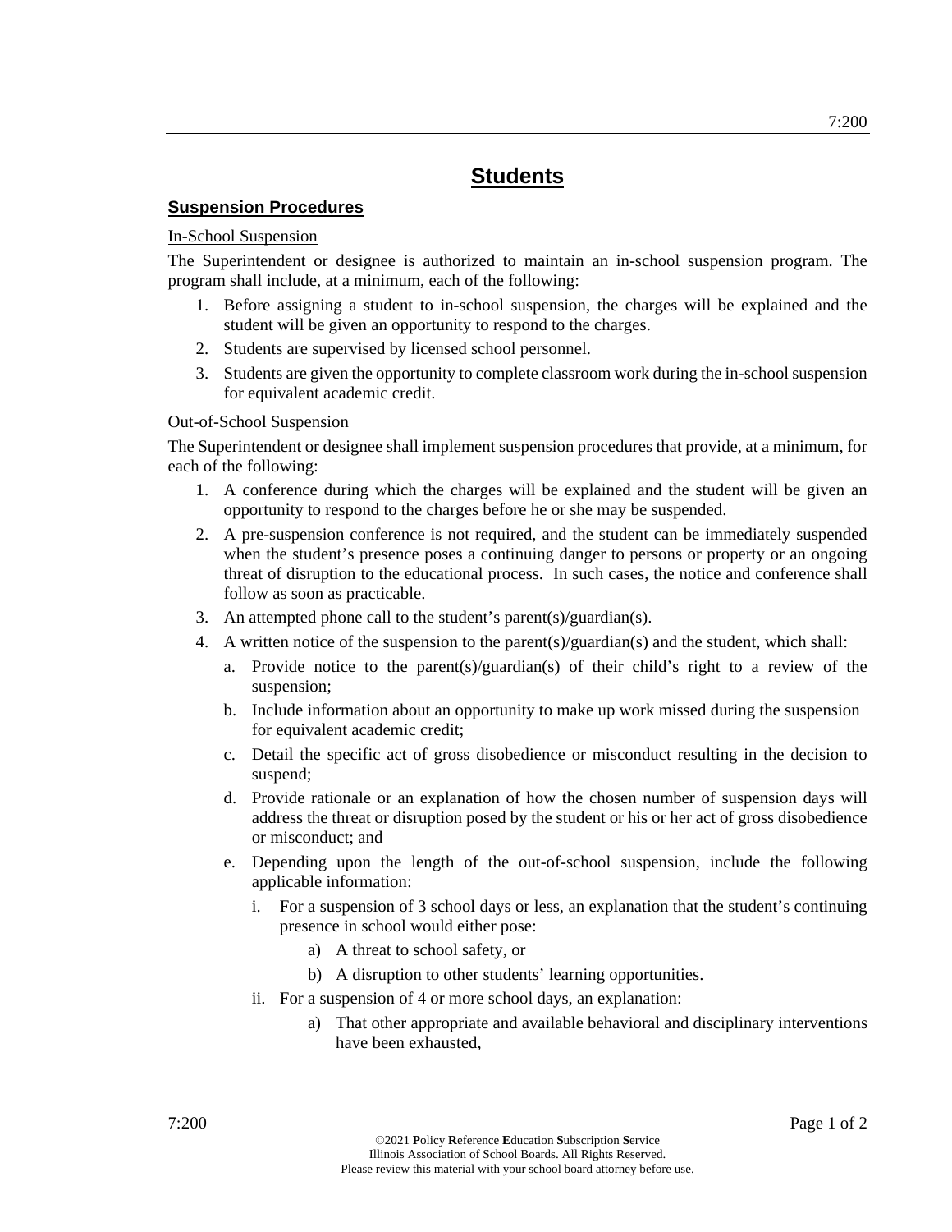# Students

## Suspension Procedures

In-School Suspension

The Superintendent or designee is authorized to maintain an in-school suspension program. The program shall include, at a minimum, each of the following:

1. Before assigning a student to in-school suspension, the charges will be explained and the student will be given an opportunity to respond to the charges.
2. Students are supervised by licensed school personnel.
3. Students are given the opportunity to complete classroom work during the in-school suspension for equivalent academic credit.

Out-of-School Suspension

The Superintendent or designee shall implement suspension procedures that provide, at a minimum, for each of the following:

1. A conference during which the charges will be explained and the student will be given an opportunity to respond to the charges before he or she may be suspended.
2. A pre-suspension conference is not required, and the student can be immediately suspended when the student's presence poses a continuing danger to persons or property or an ongoing threat of disruption to the educational process. In such cases, the notice and conference shall follow as soon as practicable.
3. An attempted phone call to the student's parent(s)/guardian(s).
4. A written notice of the suspension to the parent(s)/guardian(s) and the student, which shall:
   a. Provide notice to the parent(s)/guardian(s) of their child's right to a review of the suspension;
   b. Include information about an opportunity to make up work missed during the suspension for equivalent academic credit;
   c. Detail the specific act of gross disobedience or misconduct resulting in the decision to suspend;
   d. Provide rationale or an explanation of how the chosen number of suspension days will address the threat or disruption posed by the student or his or her act of gross disobedience or misconduct; and
   e. Depending upon the length of the out-of-school suspension, include the following applicable information:
      i. For a suspension of 3 school days or less, an explanation that the student's continuing presence in school would either pose:
         a) A threat to school safety, or
         b) A disruption to other students' learning opportunities.
      ii. For a suspension of 4 or more school days, an explanation:
         a) That other appropriate and available behavioral and disciplinary interventions have been exhausted,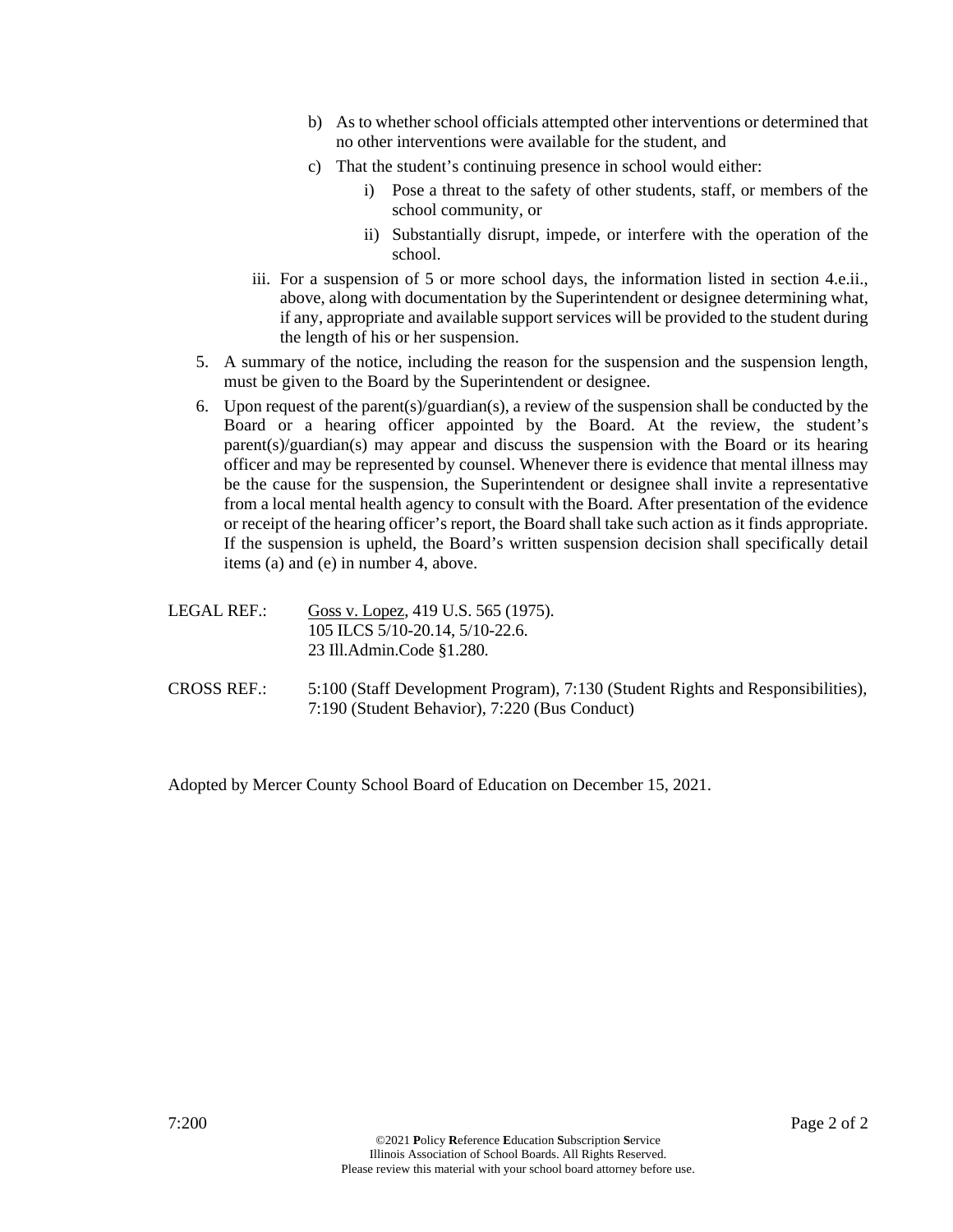b) As to whether school officials attempted other interventions or determined that no other interventions were available for the student, and

   c) That the student's continuing presence in school would either:

      i) Pose a threat to the safety of other students, staff, or members of the school community, or

      ii) Substantially disrupt, impede, or interfere with the operation of the school.

   iii. For a suspension of 5 or more school days, the information listed in section 4.e.ii., above, along with documentation by the Superintendent or designee determining what, if any, appropriate and available support services will be provided to the student during the length of his or her suspension.

5. A summary of the notice, including the reason for the suspension and the suspension length, must be given to the Board by the Superintendent or designee.

6. Upon request of the parent(s)/guardian(s), a review of the suspension shall be conducted by the Board or a hearing officer appointed by the Board. At the review, the student's parent(s)/guardian(s) may appear and discuss the suspension with the Board or its hearing officer and may be represented by counsel. Whenever there is evidence that mental illness may be the cause for the suspension, the Superintendent or designee shall invite a representative from a local mental health agency to consult with the Board. After presentation of the evidence or receipt of the hearing officer's report, the Board shall take such action as it finds appropriate. If the suspension is upheld, the Board's written suspension decision shall specifically detail items (a) and (e) in number 4, above.

LEGAL REF.: Goss v. Lopez, 419 U.S. 565 (1975).
105 ILCS 5/10-20.14, 5/10-22.6.
23 Ill.Admin.Code §1.280.

CROSS REF.: 5:100 (Staff Development Program), 7:130 (Student Rights and Responsibilities), 7:190 (Student Behavior), 7:220 (Bus Conduct)

Adopted by Mercer County School Board of Education on December 15, 2021.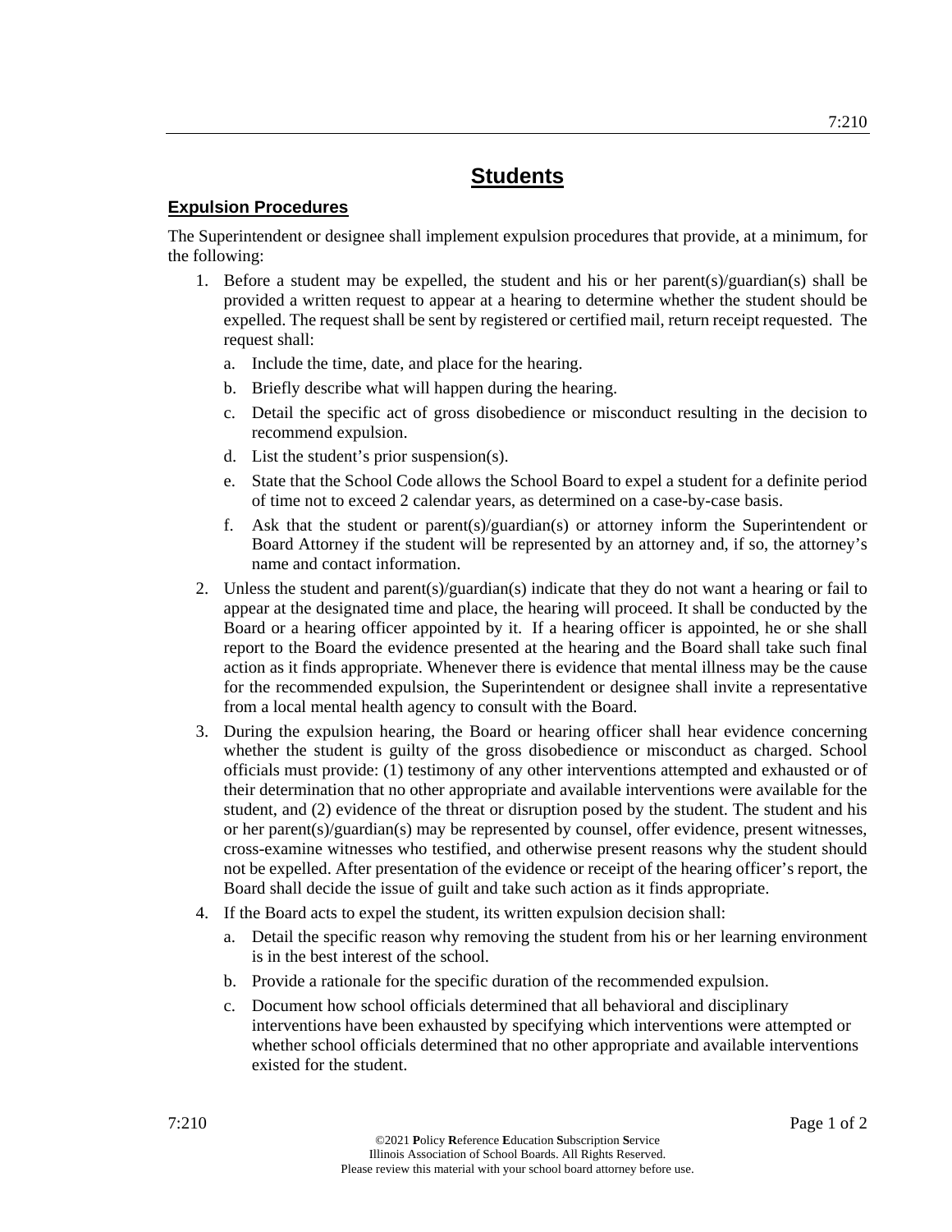# Students

## Expulsion Procedures

The Superintendent or designee shall implement expulsion procedures that provide, at a minimum, for the following:

1. Before a student may be expelled, the student and his or her parent(s)/guardian(s) shall be provided a written request to appear at a hearing to determine whether the student should be expelled. The request shall be sent by registered or certified mail, return receipt requested. The request shall:
   a. Include the time, date, and place for the hearing.
   b. Briefly describe what will happen during the hearing.
   c. Detail the specific act of gross disobedience or misconduct resulting in the decision to recommend expulsion.
   d. List the student's prior suspension(s).
   e. State that the School Code allows the School Board to expel a student for a definite period of time not to exceed 2 calendar years, as determined on a case-by-case basis.
   f. Ask that the student or parent(s)/guardian(s) or attorney inform the Superintendent or Board Attorney if the student will be represented by an attorney and, if so, the attorney's name and contact information.
2. Unless the student and parent(s)/guardian(s) indicate that they do not want a hearing or fail to appear at the designated time and place, the hearing will proceed. It shall be conducted by the Board or a hearing officer appointed by it. If a hearing officer is appointed, he or she shall report to the Board the evidence presented at the hearing and the Board shall take such final action as it finds appropriate. Whenever there is evidence that mental illness may be the cause for the recommended expulsion, the Superintendent or designee shall invite a representative from a local mental health agency to consult with the Board.
3. During the expulsion hearing, the Board or hearing officer shall hear evidence concerning whether the student is guilty of the gross disobedience or misconduct as charged. School officials must provide: (1) testimony of any other interventions attempted and exhausted or of their determination that no other appropriate and available interventions were available for the student, and (2) evidence of the threat or disruption posed by the student. The student and his or her parent(s)/guardian(s) may be represented by counsel, offer evidence, present witnesses, cross-examine witnesses who testified, and otherwise present reasons why the student should not be expelled. After presentation of the evidence or receipt of the hearing officer's report, the Board shall decide the issue of guilt and take such action as it finds appropriate.
4. If the Board acts to expel the student, its written expulsion decision shall:
   a. Detail the specific reason why removing the student from his or her learning environment is in the best interest of the school.
   b. Provide a rationale for the specific duration of the recommended expulsion.
   c. Document how school officials determined that all behavioral and disciplinary interventions have been exhausted by specifying which interventions were attempted or whether school officials determined that no other appropriate and available interventions existed for the student.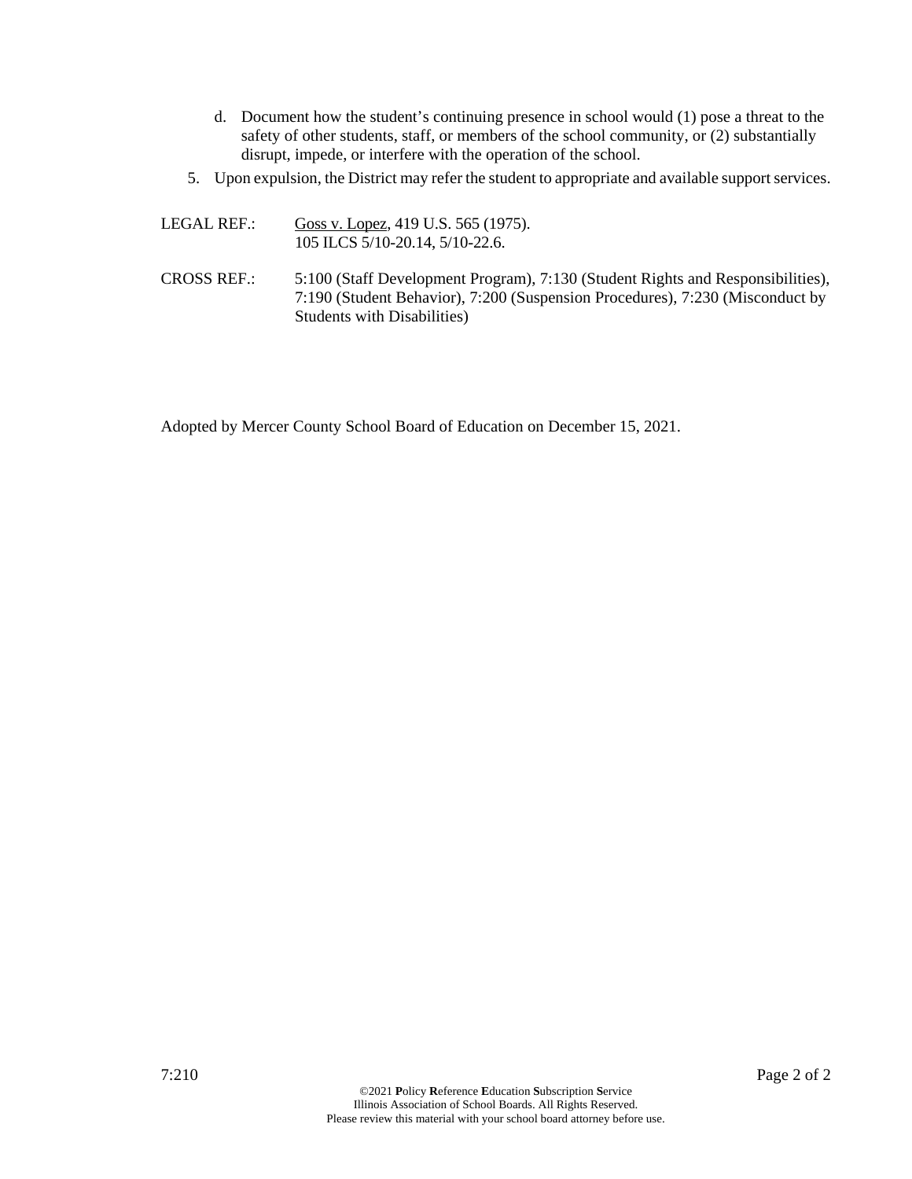d. Document how the student's continuing presence in school would (1) pose a threat to the safety of other students, staff, or members of the school community, or (2) substantially disrupt, impede, or interfere with the operation of the school.

5. Upon expulsion, the District may refer the student to appropriate and available support services.

LEGAL REF.: Goss v. Lopez, 419 U.S. 565 (1975).
105 ILCS 5/10-20.14, 5/10-22.6.

CROSS REF.: 5:100 (Staff Development Program), 7:130 (Student Rights and Responsibilities), 7:190 (Student Behavior), 7:200 (Suspension Procedures), 7:230 (Misconduct by Students with Disabilities)

Adopted by Mercer County School Board of Education on December 15, 2021.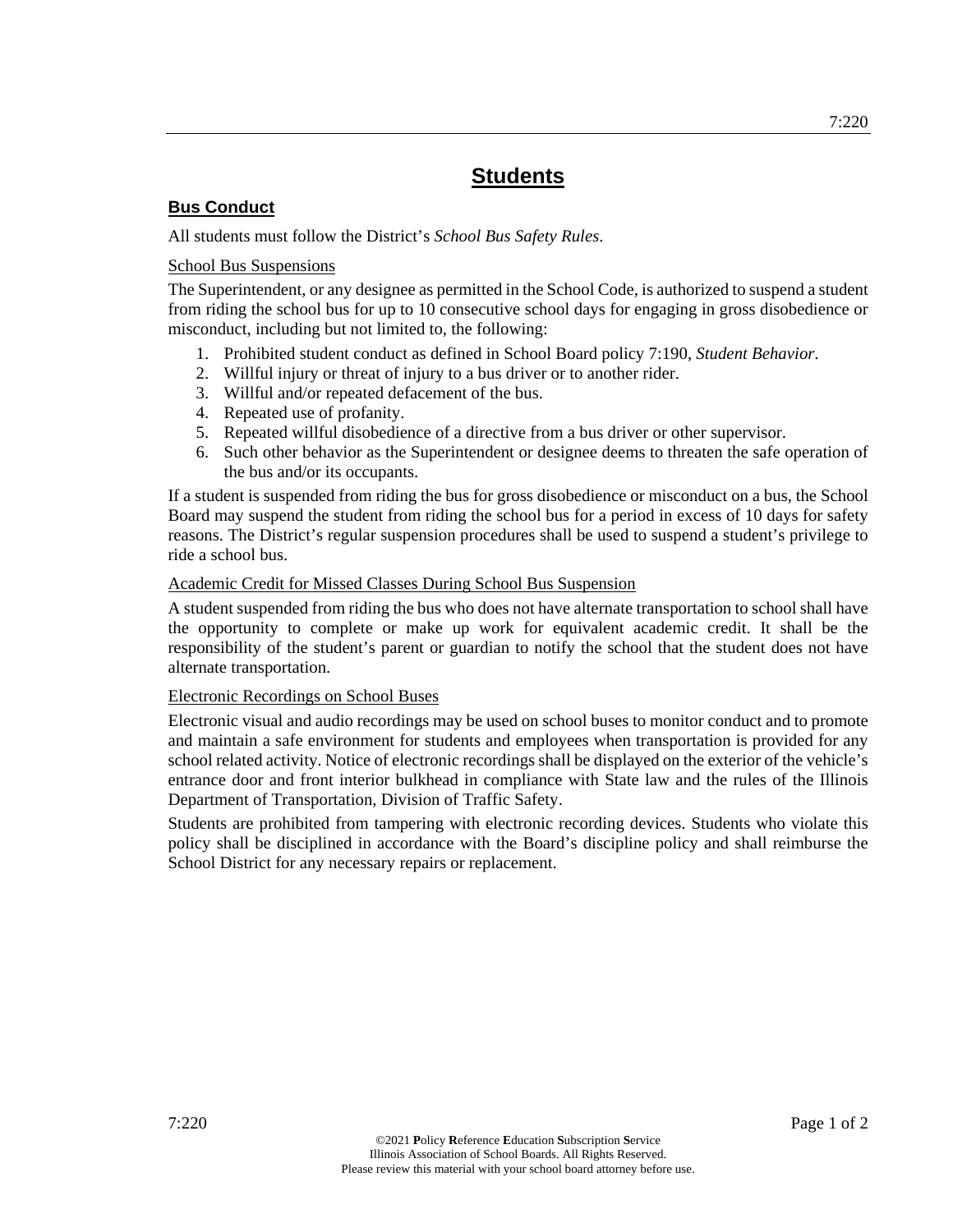# Students

## Bus Conduct

All students must follow the District's *School Bus Safety Rules*.

### School Bus Suspensions

The Superintendent, or any designee as permitted in the School Code, is authorized to suspend a student from riding the school bus for up to 10 consecutive school days for engaging in gross disobedience or misconduct, including but not limited to, the following:

1. Prohibited student conduct as defined in School Board policy 7:190, *Student Behavior*.
2. Willful injury or threat of injury to a bus driver or to another rider.
3. Willful and/or repeated defacement of the bus.
4. Repeated use of profanity.
5. Repeated willful disobedience of a directive from a bus driver or other supervisor.
6. Such other behavior as the Superintendent or designee deems to threaten the safe operation of the bus and/or its occupants.

If a student is suspended from riding the bus for gross disobedience or misconduct on a bus, the School Board may suspend the student from riding the school bus for a period in excess of 10 days for safety reasons. The District's regular suspension procedures shall be used to suspend a student's privilege to ride a school bus.

### Academic Credit for Missed Classes During School Bus Suspension

A student suspended from riding the bus who does not have alternate transportation to school shall have the opportunity to complete or make up work for equivalent academic credit. It shall be the responsibility of the student's parent or guardian to notify the school that the student does not have alternate transportation.

### Electronic Recordings on School Buses

Electronic visual and audio recordings may be used on school buses to monitor conduct and to promote and maintain a safe environment for students and employees when transportation is provided for any school related activity. Notice of electronic recordings shall be displayed on the exterior of the vehicle's entrance door and front interior bulkhead in compliance with State law and the rules of the Illinois Department of Transportation, Division of Traffic Safety.

Students are prohibited from tampering with electronic recording devices. Students who violate this policy shall be disciplined in accordance with the Board's discipline policy and shall reimburse the School District for any necessary repairs or replacement.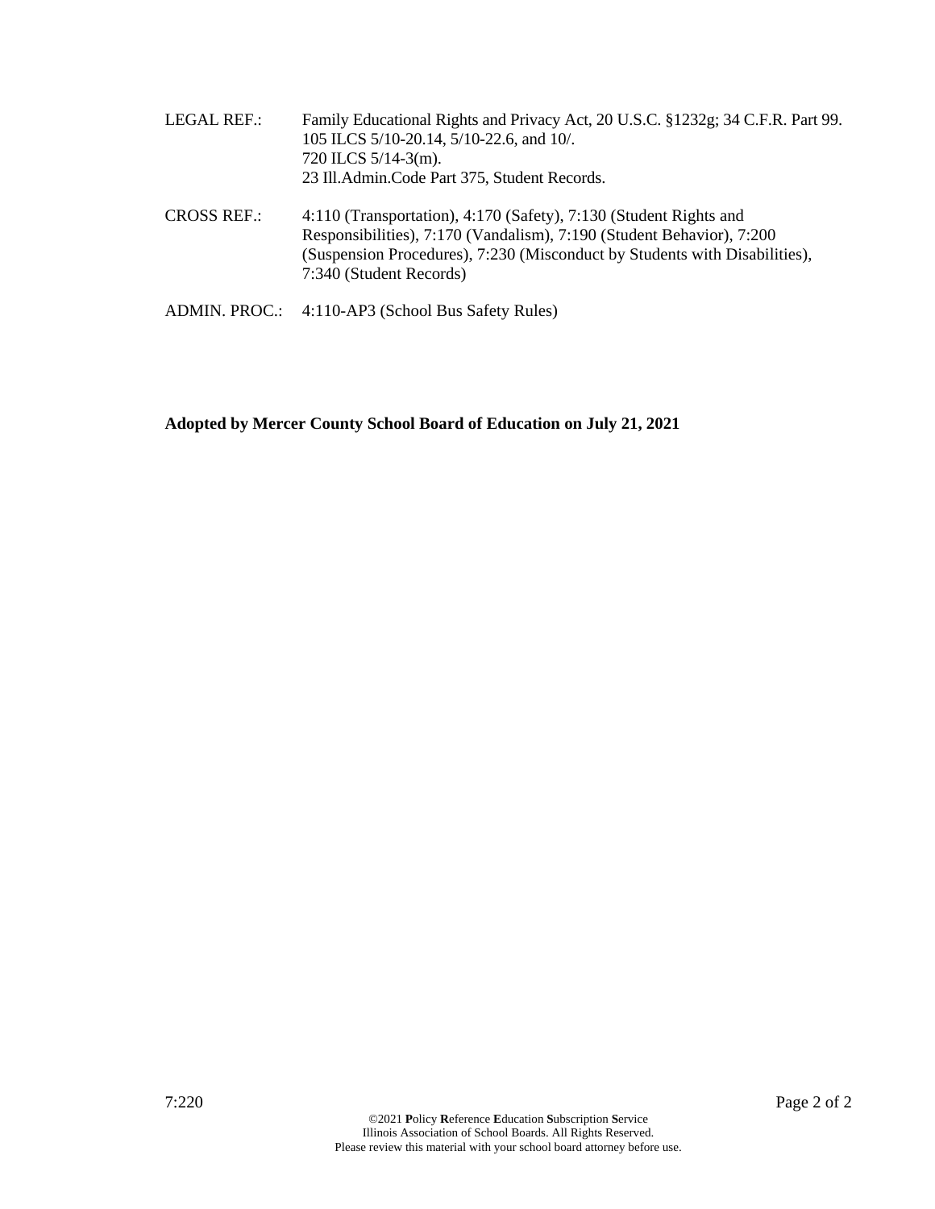LEGAL REF.: Family Educational Rights and Privacy Act, 20 U.S.C. §1232g; 34 C.F.R. Part 99.
105 ILCS 5/10-20.14, 5/10-22.6, and 10/.
720 ILCS 5/14-3(m).
23 Ill.Admin.Code Part 375, Student Records.

CROSS REF.: 4:110 (Transportation), 4:170 (Safety), 7:130 (Student Rights and Responsibilities), 7:170 (Vandalism), 7:190 (Student Behavior), 7:200 (Suspension Procedures), 7:230 (Misconduct by Students with Disabilities), 7:340 (Student Records)

ADMIN. PROC.: 4:110-AP3 (School Bus Safety Rules)

**Adopted by Mercer County School Board of Education on July 21, 2021**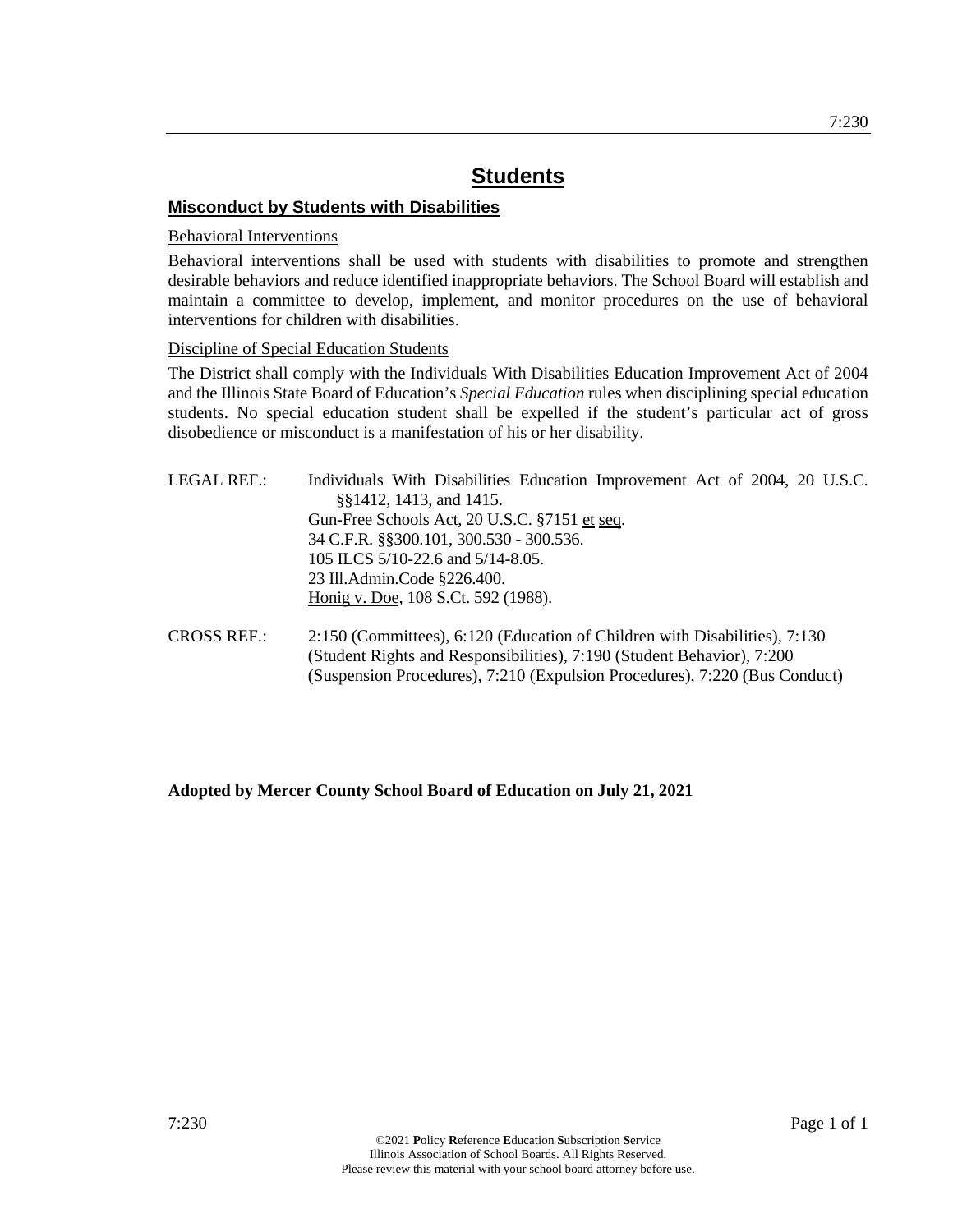# Students

## Misconduct by Students with Disabilities

### Behavioral Interventions

Behavioral interventions shall be used with students with disabilities to promote and strengthen desirable behaviors and reduce identified inappropriate behaviors. The School Board will establish and maintain a committee to develop, implement, and monitor procedures on the use of behavioral interventions for children with disabilities.

### Discipline of Special Education Students

The District shall comply with the Individuals With Disabilities Education Improvement Act of 2004 and the Illinois State Board of Education's *Special Education* rules when disciplining special education students. No special education student shall be expelled if the student's particular act of gross disobedience or misconduct is a manifestation of his or her disability.

LEGAL REF.: Individuals With Disabilities Education Improvement Act of 2004, 20 U.S.C. §§1412, 1413, and 1415.
Gun-Free Schools Act, 20 U.S.C. §7151 et seq.
34 C.F.R. §§300.101, 300.530 - 300.536.
105 ILCS 5/10-22.6 and 5/14-8.05.
23 Ill.Admin.Code §226.400.
Honig v. Doe, 108 S.Ct. 592 (1988).

CROSS REF.: 2:150 (Committees), 6:120 (Education of Children with Disabilities), 7:130 (Student Rights and Responsibilities), 7:190 (Student Behavior), 7:200 (Suspension Procedures), 7:210 (Expulsion Procedures), 7:220 (Bus Conduct)

**Adopted by Mercer County School Board of Education on July 21, 2021**

©2021 **P**olicy **R**eference **E**ducation **S**ubscription **S**ervice
Illinois Association of School Boards. All Rights Reserved.
Please review this material with your school board attorney before use.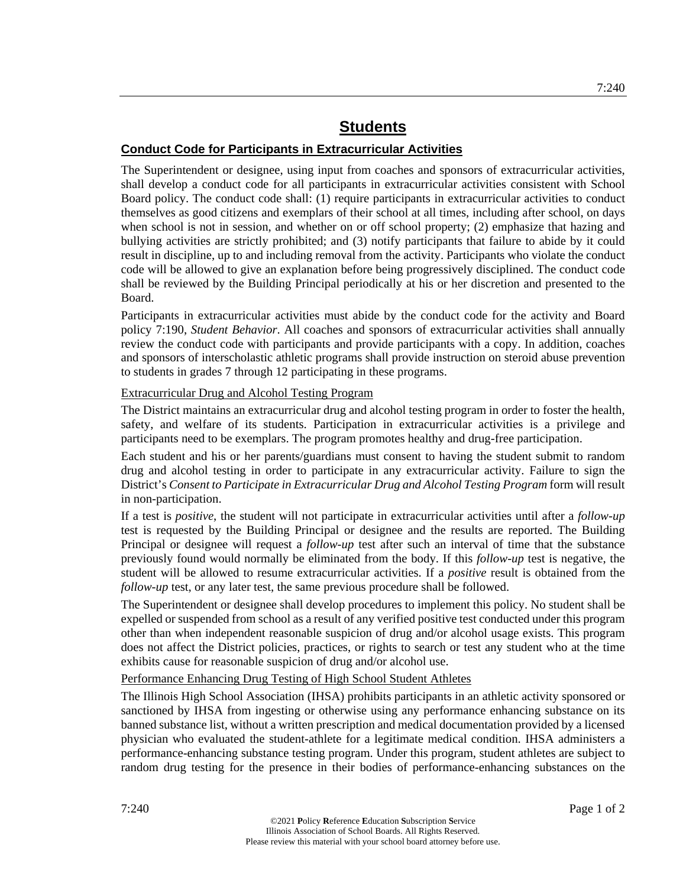# Students

## Conduct Code for Participants in Extracurricular Activities

The Superintendent or designee, using input from coaches and sponsors of extracurricular activities, shall develop a conduct code for all participants in extracurricular activities consistent with School Board policy. The conduct code shall: (1) require participants in extracurricular activities to conduct themselves as good citizens and exemplars of their school at all times, including after school, on days when school is not in session, and whether on or off school property; (2) emphasize that hazing and bullying activities are strictly prohibited; and (3) notify participants that failure to abide by it could result in discipline, up to and including removal from the activity. Participants who violate the conduct code will be allowed to give an explanation before being progressively disciplined. The conduct code shall be reviewed by the Building Principal periodically at his or her discretion and presented to the Board.

Participants in extracurricular activities must abide by the conduct code for the activity and Board policy 7:190, *Student Behavior*. All coaches and sponsors of extracurricular activities shall annually review the conduct code with participants and provide participants with a copy. In addition, coaches and sponsors of interscholastic athletic programs shall provide instruction on steroid abuse prevention to students in grades 7 through 12 participating in these programs.

### Extracurricular Drug and Alcohol Testing Program

The District maintains an extracurricular drug and alcohol testing program in order to foster the health, safety, and welfare of its students. Participation in extracurricular activities is a privilege and participants need to be exemplars. The program promotes healthy and drug-free participation.

Each student and his or her parents/guardians must consent to having the student submit to random drug and alcohol testing in order to participate in any extracurricular activity. Failure to sign the District's *Consent to Participate in Extracurricular Drug and Alcohol Testing Program* form will result in non-participation.

If a test is *positive*, the student will not participate in extracurricular activities until after a *follow-up* test is requested by the Building Principal or designee and the results are reported. The Building Principal or designee will request a *follow-up* test after such an interval of time that the substance previously found would normally be eliminated from the body. If this *follow-up* test is negative, the student will be allowed to resume extracurricular activities. If a *positive* result is obtained from the *follow-up* test, or any later test, the same previous procedure shall be followed.

The Superintendent or designee shall develop procedures to implement this policy. No student shall be expelled or suspended from school as a result of any verified positive test conducted under this program other than when independent reasonable suspicion of drug and/or alcohol usage exists. This program does not affect the District policies, practices, or rights to search or test any student who at the time exhibits cause for reasonable suspicion of drug and/or alcohol use.

### Performance Enhancing Drug Testing of High School Student Athletes

The Illinois High School Association (IHSA) prohibits participants in an athletic activity sponsored or sanctioned by IHSA from ingesting or otherwise using any performance enhancing substance on its banned substance list, without a written prescription and medical documentation provided by a licensed physician who evaluated the student-athlete for a legitimate medical condition. IHSA administers a performance-enhancing substance testing program. Under this program, student athletes are subject to random drug testing for the presence in their bodies of performance-enhancing substances on the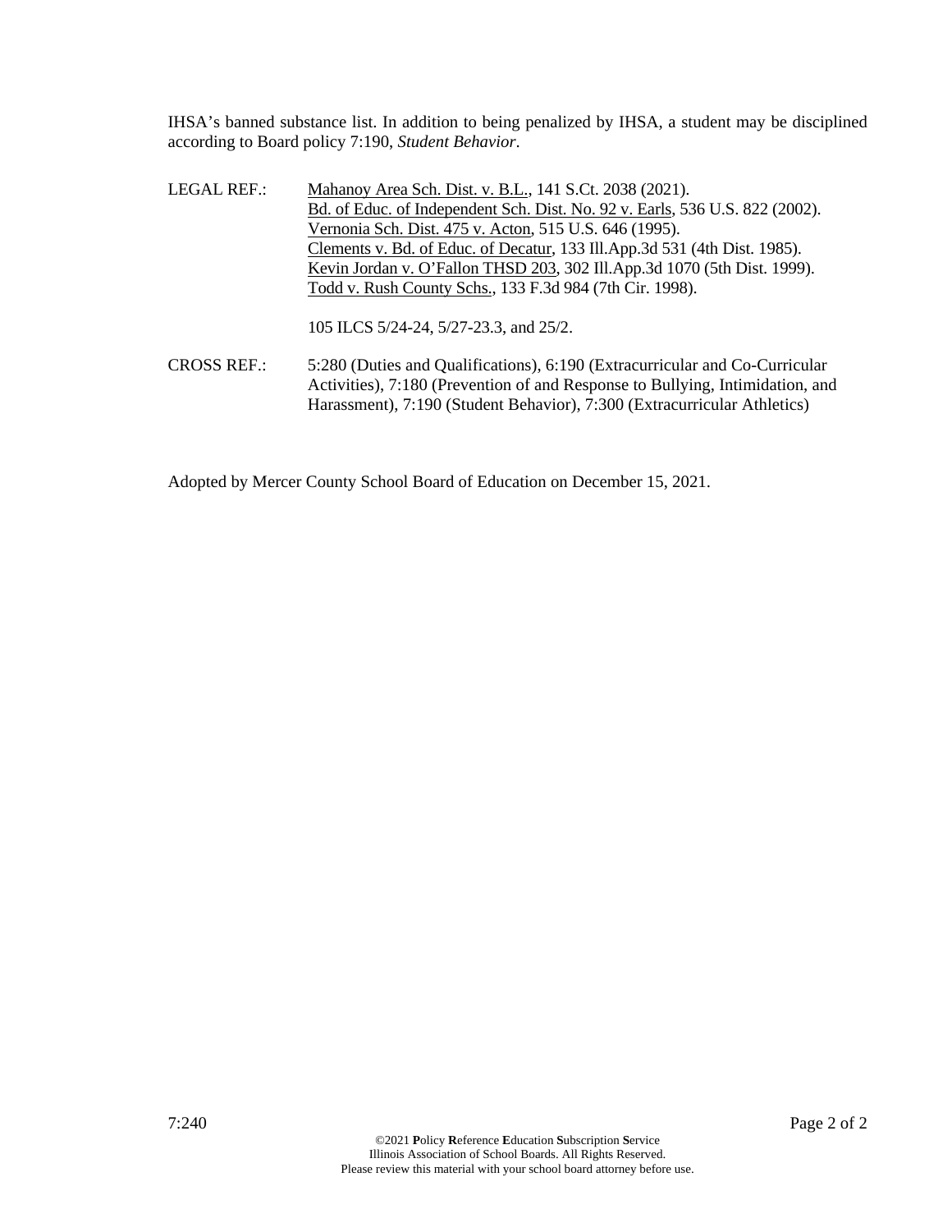IHSA's banned substance list. In addition to being penalized by IHSA, a student may be disciplined according to Board policy 7:190, *Student Behavior*.

LEGAL REF.: Mahanoy Area Sch. Dist. v. B.L., 141 S.Ct. 2038 (2021).
Bd. of Educ. of Independent Sch. Dist. No. 92 v. Earls, 536 U.S. 822 (2002).
Vernonia Sch. Dist. 475 v. Acton, 515 U.S. 646 (1995).
Clements v. Bd. of Educ. of Decatur, 133 Ill.App.3d 531 (4th Dist. 1985).
Kevin Jordan v. O'Fallon THSD 203, 302 Ill.App.3d 1070 (5th Dist. 1999).
Todd v. Rush County Schs., 133 F.3d 984 (7th Cir. 1998).

105 ILCS 5/24-24, 5/27-23.3, and 25/2.

CROSS REF.: 5:280 (Duties and Qualifications), 6:190 (Extracurricular and Co-Curricular Activities), 7:180 (Prevention of and Response to Bullying, Intimidation, and Harassment), 7:190 (Student Behavior), 7:300 (Extracurricular Athletics)

Adopted by Mercer County School Board of Education on December 15, 2021.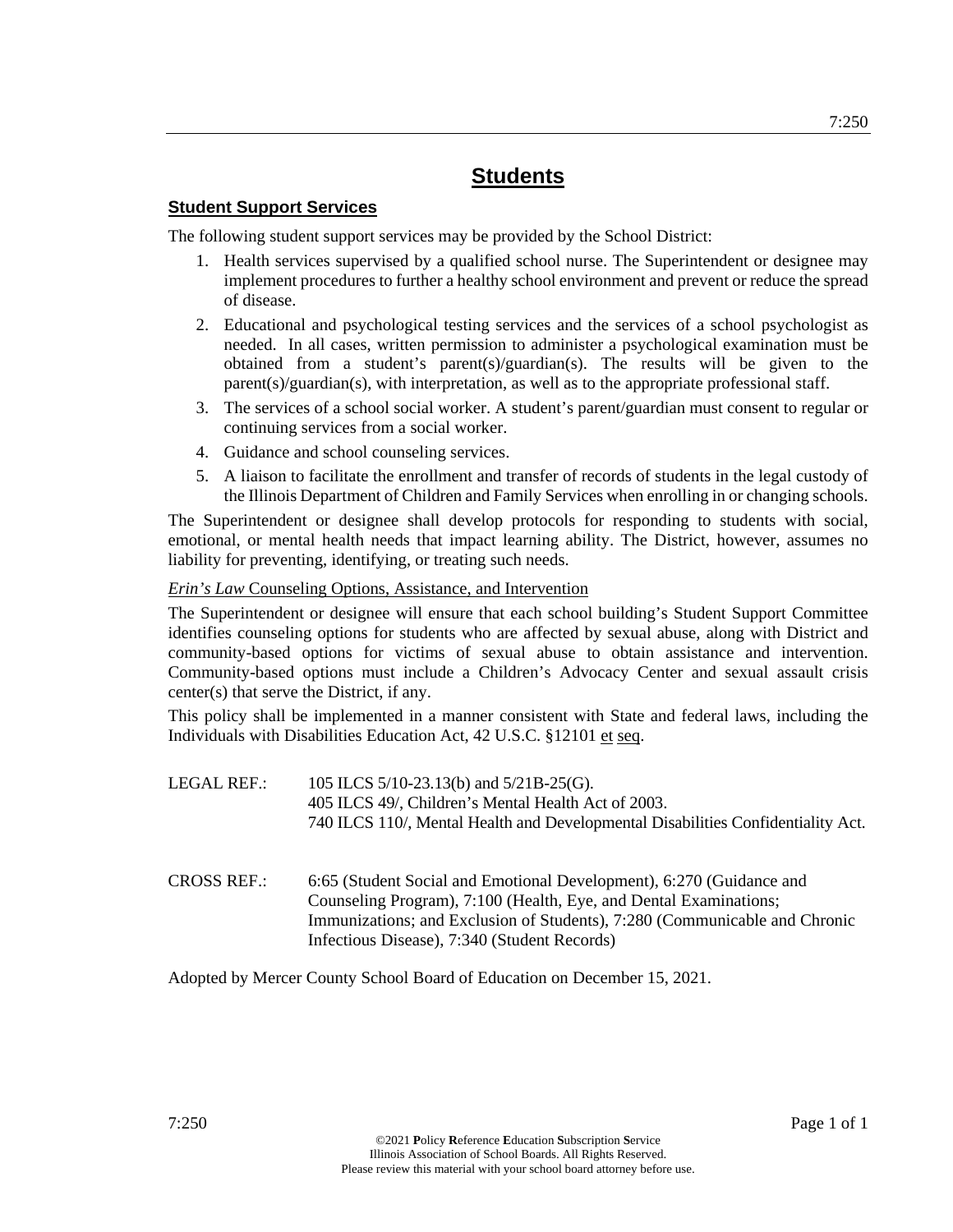# Students

## Student Support Services

The following student support services may be provided by the School District:

1. Health services supervised by a qualified school nurse. The Superintendent or designee may implement procedures to further a healthy school environment and prevent or reduce the spread of disease.
2. Educational and psychological testing services and the services of a school psychologist as needed. In all cases, written permission to administer a psychological examination must be obtained from a student's parent(s)/guardian(s). The results will be given to the parent(s)/guardian(s), with interpretation, as well as to the appropriate professional staff.
3. The services of a school social worker. A student's parent/guardian must consent to regular or continuing services from a social worker.
4. Guidance and school counseling services.
5. A liaison to facilitate the enrollment and transfer of records of students in the legal custody of the Illinois Department of Children and Family Services when enrolling in or changing schools.

The Superintendent or designee shall develop protocols for responding to students with social, emotional, or mental health needs that impact learning ability. The District, however, assumes no liability for preventing, identifying, or treating such needs.

*Erin's Law* Counseling Options, Assistance, and Intervention

The Superintendent or designee will ensure that each school building's Student Support Committee identifies counseling options for students who are affected by sexual abuse, along with District and community-based options for victims of sexual abuse to obtain assistance and intervention. Community-based options must include a Children's Advocacy Center and sexual assault crisis center(s) that serve the District, if any.

This policy shall be implemented in a manner consistent with State and federal laws, including the Individuals with Disabilities Education Act, 42 U.S.C. §12101 et seq.

LEGAL REF.: 105 ILCS 5/10-23.13(b) and 5/21B-25(G).
405 ILCS 49/, Children's Mental Health Act of 2003.
740 ILCS 110/, Mental Health and Developmental Disabilities Confidentiality Act.

CROSS REF.: 6:65 (Student Social and Emotional Development), 6:270 (Guidance and Counseling Program), 7:100 (Health, Eye, and Dental Examinations; Immunizations; and Exclusion of Students), 7:280 (Communicable and Chronic Infectious Disease), 7:340 (Student Records)

Adopted by Mercer County School Board of Education on December 15, 2021.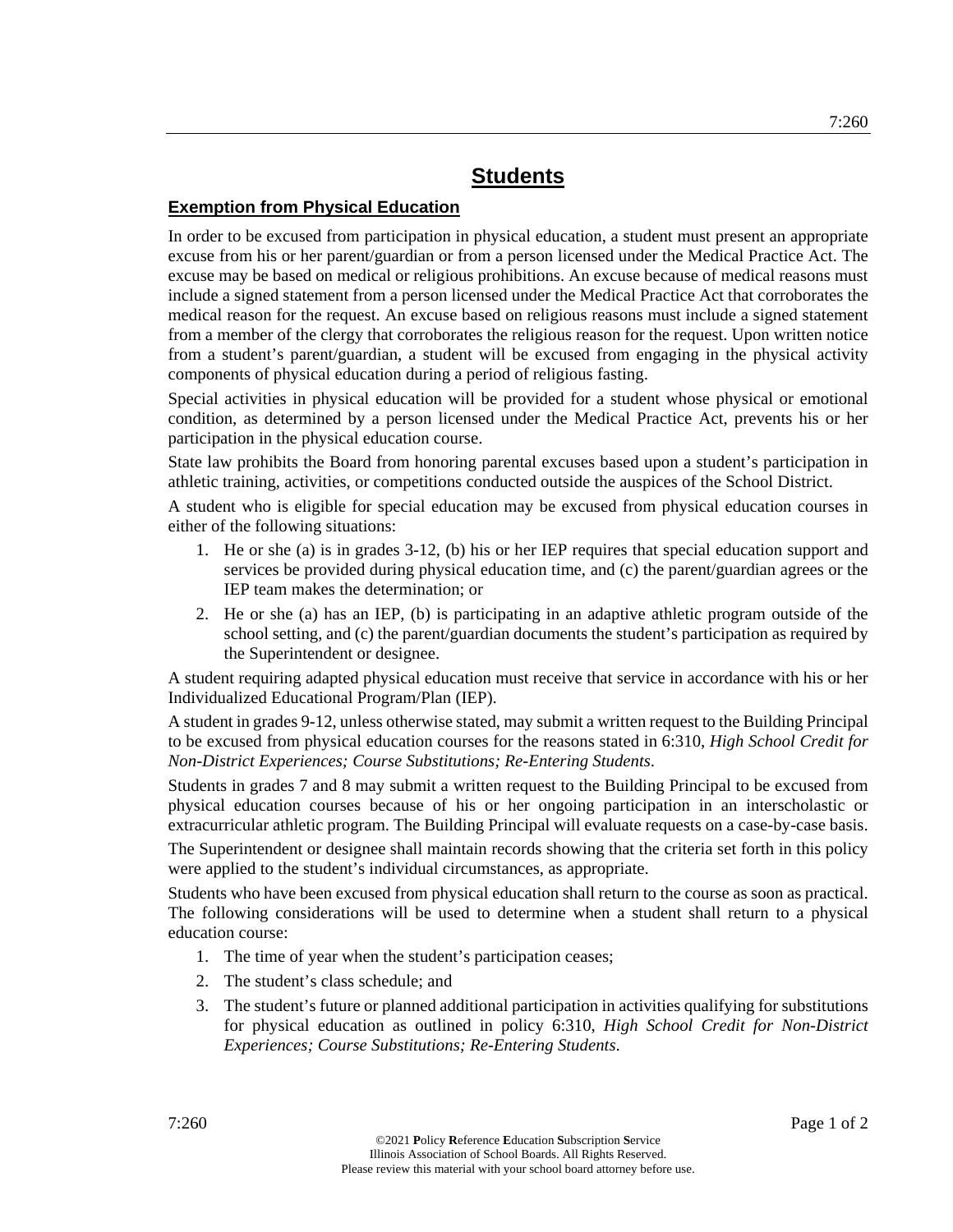# Students

## Exemption from Physical Education

In order to be excused from participation in physical education, a student must present an appropriate excuse from his or her parent/guardian or from a person licensed under the Medical Practice Act. The excuse may be based on medical or religious prohibitions. An excuse because of medical reasons must include a signed statement from a person licensed under the Medical Practice Act that corroborates the medical reason for the request. An excuse based on religious reasons must include a signed statement from a member of the clergy that corroborates the religious reason for the request. Upon written notice from a student's parent/guardian, a student will be excused from engaging in the physical activity components of physical education during a period of religious fasting.

Special activities in physical education will be provided for a student whose physical or emotional condition, as determined by a person licensed under the Medical Practice Act, prevents his or her participation in the physical education course.

State law prohibits the Board from honoring parental excuses based upon a student's participation in athletic training, activities, or competitions conducted outside the auspices of the School District.

A student who is eligible for special education may be excused from physical education courses in either of the following situations:

1. He or she (a) is in grades 3-12, (b) his or her IEP requires that special education support and services be provided during physical education time, and (c) the parent/guardian agrees or the IEP team makes the determination; or
2. He or she (a) has an IEP, (b) is participating in an adaptive athletic program outside of the school setting, and (c) the parent/guardian documents the student's participation as required by the Superintendent or designee.

A student requiring adapted physical education must receive that service in accordance with his or her Individualized Educational Program/Plan (IEP).

A student in grades 9-12, unless otherwise stated, may submit a written request to the Building Principal to be excused from physical education courses for the reasons stated in 6:310, *High School Credit for Non-District Experiences; Course Substitutions; Re-Entering Students*.

Students in grades 7 and 8 may submit a written request to the Building Principal to be excused from physical education courses because of his or her ongoing participation in an interscholastic or extracurricular athletic program. The Building Principal will evaluate requests on a case-by-case basis.

The Superintendent or designee shall maintain records showing that the criteria set forth in this policy were applied to the student's individual circumstances, as appropriate.

Students who have been excused from physical education shall return to the course as soon as practical. The following considerations will be used to determine when a student shall return to a physical education course:

1. The time of year when the student's participation ceases;
2. The student's class schedule; and
3. The student's future or planned additional participation in activities qualifying for substitutions for physical education as outlined in policy 6:310, *High School Credit for Non-District Experiences; Course Substitutions; Re-Entering Students*.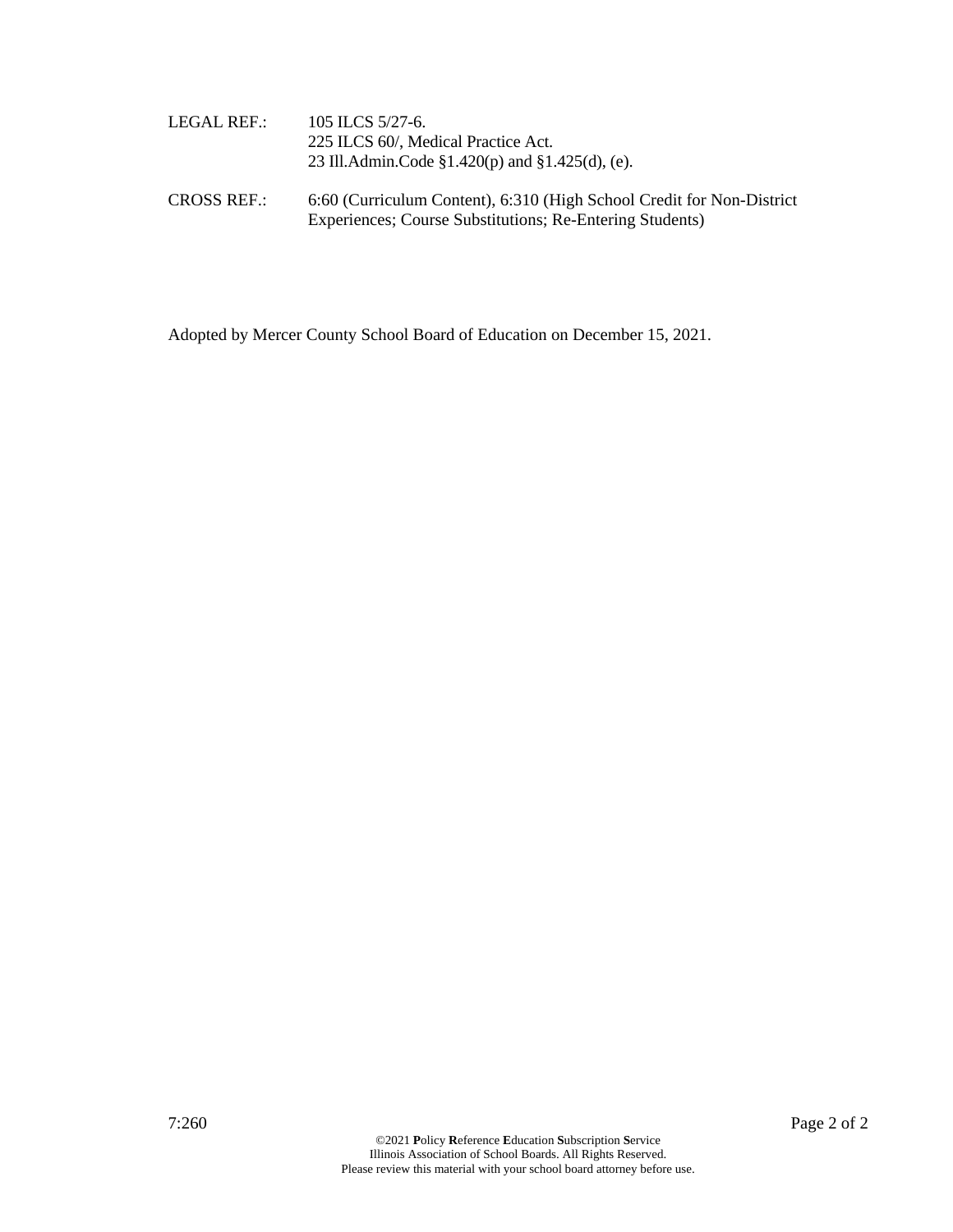LEGAL REF.: 105 ILCS 5/27-6.
225 ILCS 60/, Medical Practice Act.
23 Ill.Admin.Code §1.420(p) and §1.425(d), (e).

CROSS REF.: 6:60 (Curriculum Content), 6:310 (High School Credit for Non-District Experiences; Course Substitutions; Re-Entering Students)

Adopted by Mercer County School Board of Education on December 15, 2021.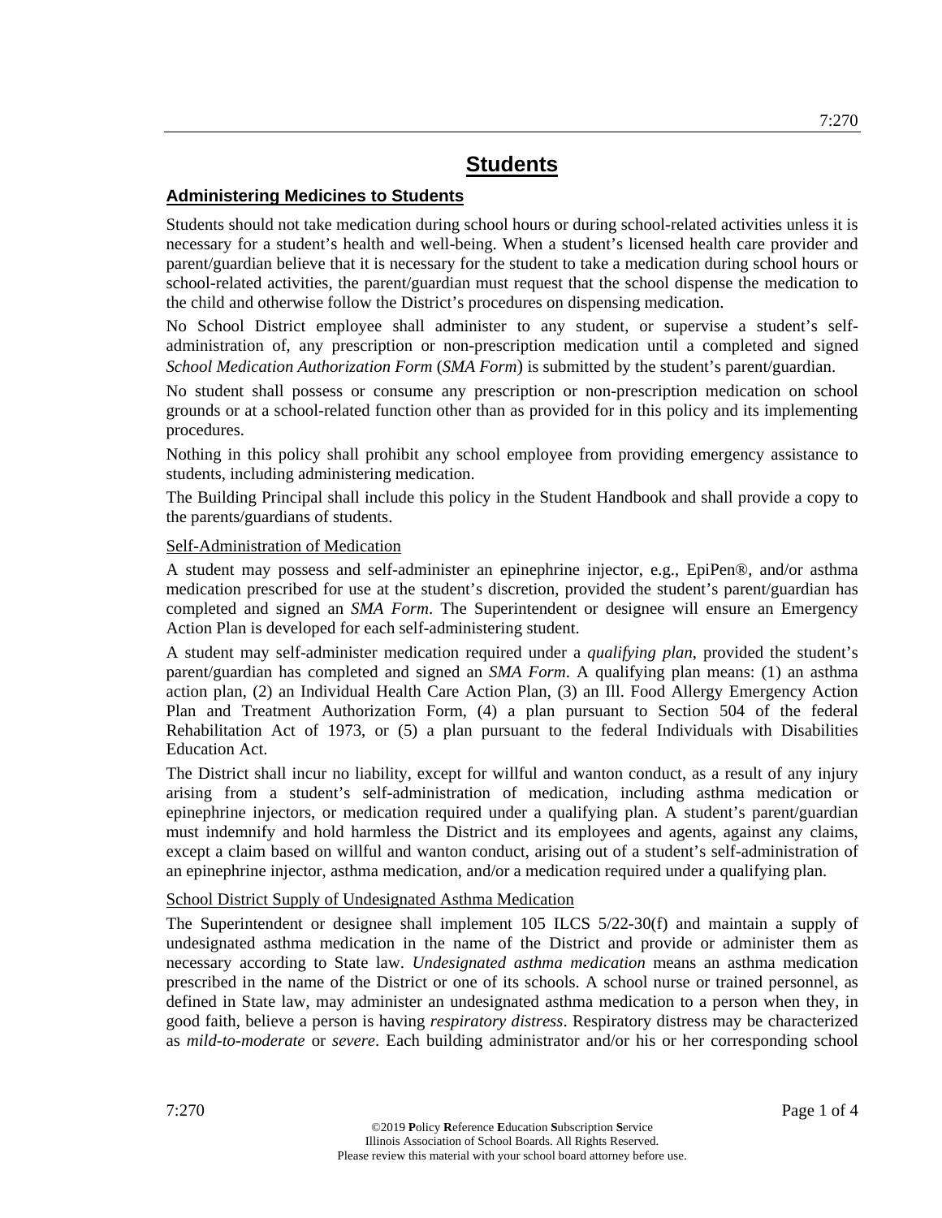# Students

## Administering Medicines to Students

Students should not take medication during school hours or during school-related activities unless it is necessary for a student's health and well-being. When a student's licensed health care provider and parent/guardian believe that it is necessary for the student to take a medication during school hours or school-related activities, the parent/guardian must request that the school dispense the medication to the child and otherwise follow the District's procedures on dispensing medication.

No School District employee shall administer to any student, or supervise a student's self-administration of, any prescription or non-prescription medication until a completed and signed *School Medication Authorization Form* (*SMA Form*) is submitted by the student's parent/guardian.

No student shall possess or consume any prescription or non-prescription medication on school grounds or at a school-related function other than as provided for in this policy and its implementing procedures.

Nothing in this policy shall prohibit any school employee from providing emergency assistance to students, including administering medication.

The Building Principal shall include this policy in the Student Handbook and shall provide a copy to the parents/guardians of students.

### Self-Administration of Medication

A student may possess and self-administer an epinephrine injector, e.g., EpiPen®, and/or asthma medication prescribed for use at the student's discretion, provided the student's parent/guardian has completed and signed an *SMA Form*. The Superintendent or designee will ensure an Emergency Action Plan is developed for each self-administering student.

A student may self-administer medication required under a *qualifying plan*, provided the student's parent/guardian has completed and signed an *SMA Form*. A qualifying plan means: (1) an asthma action plan, (2) an Individual Health Care Action Plan, (3) an Ill. Food Allergy Emergency Action Plan and Treatment Authorization Form, (4) a plan pursuant to Section 504 of the federal Rehabilitation Act of 1973, or (5) a plan pursuant to the federal Individuals with Disabilities Education Act.

The District shall incur no liability, except for willful and wanton conduct, as a result of any injury arising from a student's self-administration of medication, including asthma medication or epinephrine injectors, or medication required under a qualifying plan. A student's parent/guardian must indemnify and hold harmless the District and its employees and agents, against any claims, except a claim based on willful and wanton conduct, arising out of a student's self-administration of an epinephrine injector, asthma medication, and/or a medication required under a qualifying plan.

### School District Supply of Undesignated Asthma Medication

The Superintendent or designee shall implement 105 ILCS 5/22-30(f) and maintain a supply of undesignated asthma medication in the name of the District and provide or administer them as necessary according to State law. *Undesignated asthma medication* means an asthma medication prescribed in the name of the District or one of its schools. A school nurse or trained personnel, as defined in State law, may administer an undesignated asthma medication to a person when they, in good faith, believe a person is having *respiratory distress*. Respiratory distress may be characterized as *mild-to-moderate* or *severe*. Each building administrator and/or his or her corresponding school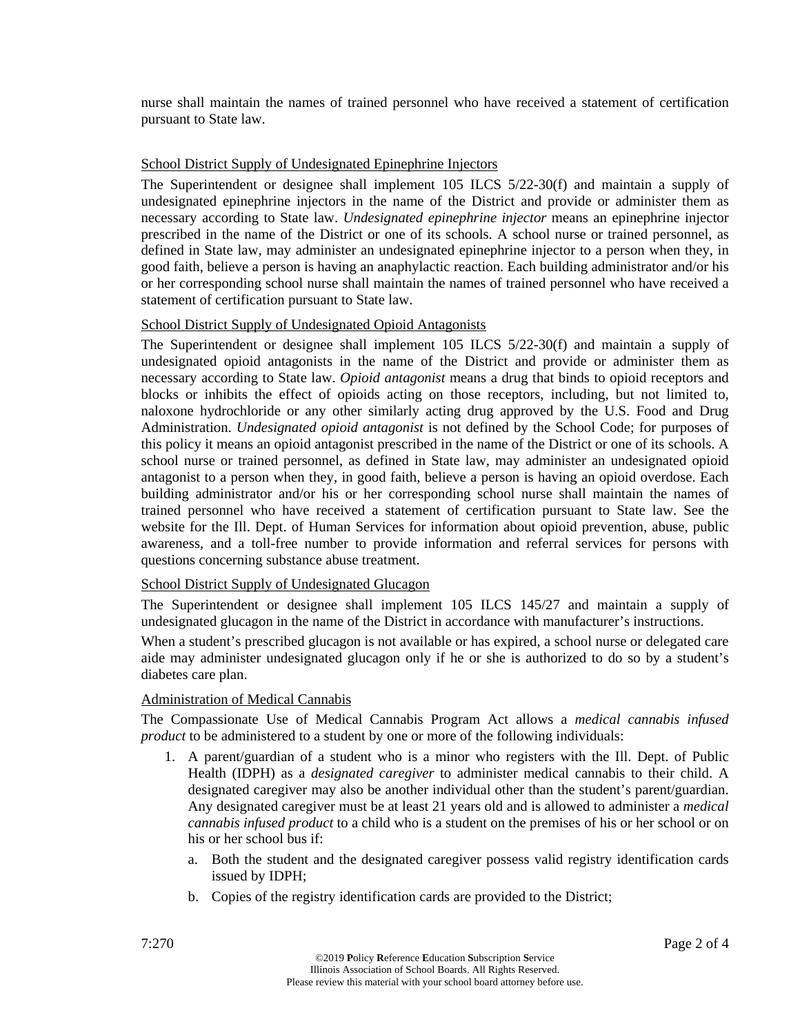nurse shall maintain the names of trained personnel who have received a statement of certification pursuant to State law.

<u>School District Supply of Undesignated Epinephrine Injectors</u>

The Superintendent or designee shall implement 105 ILCS 5/22-30(f) and maintain a supply of undesignated epinephrine injectors in the name of the District and provide or administer them as necessary according to State law. *Undesignated epinephrine injector* means an epinephrine injector prescribed in the name of the District or one of its schools. A school nurse or trained personnel, as defined in State law, may administer an undesignated epinephrine injector to a person when they, in good faith, believe a person is having an anaphylactic reaction. Each building administrator and/or his or her corresponding school nurse shall maintain the names of trained personnel who have received a statement of certification pursuant to State law.

<u>School District Supply of Undesignated Opioid Antagonists</u>

The Superintendent or designee shall implement 105 ILCS 5/22-30(f) and maintain a supply of undesignated opioid antagonists in the name of the District and provide or administer them as necessary according to State law. *Opioid antagonist* means a drug that binds to opioid receptors and blocks or inhibits the effect of opioids acting on those receptors, including, but not limited to, naloxone hydrochloride or any other similarly acting drug approved by the U.S. Food and Drug Administration. *Undesignated opioid antagonist* is not defined by the School Code; for purposes of this policy it means an opioid antagonist prescribed in the name of the District or one of its schools. A school nurse or trained personnel, as defined in State law, may administer an undesignated opioid antagonist to a person when they, in good faith, believe a person is having an opioid overdose. Each building administrator and/or his or her corresponding school nurse shall maintain the names of trained personnel who have received a statement of certification pursuant to State law. See the website for the Ill. Dept. of Human Services for information about opioid prevention, abuse, public awareness, and a toll-free number to provide information and referral services for persons with questions concerning substance abuse treatment.

<u>School District Supply of Undesignated Glucagon</u>

The Superintendent or designee shall implement 105 ILCS 145/27 and maintain a supply of undesignated glucagon in the name of the District in accordance with manufacturer's instructions.

When a student's prescribed glucagon is not available or has expired, a school nurse or delegated care aide may administer undesignated glucagon only if he or she is authorized to do so by a student's diabetes care plan.

<u>Administration of Medical Cannabis</u>

The Compassionate Use of Medical Cannabis Program Act allows a *medical cannabis infused product* to be administered to a student by one or more of the following individuals:

1. A parent/guardian of a student who is a minor who registers with the Ill. Dept. of Public Health (IDPH) as a *designated caregiver* to administer medical cannabis to their child. A designated caregiver may also be another individual other than the student's parent/guardian. Any designated caregiver must be at least 21 years old and is allowed to administer a *medical cannabis infused product* to a child who is a student on the premises of his or her school or on his or her school bus if:
    a. Both the student and the designated caregiver possess valid registry identification cards issued by IDPH;
    b. Copies of the registry identification cards are provided to the District;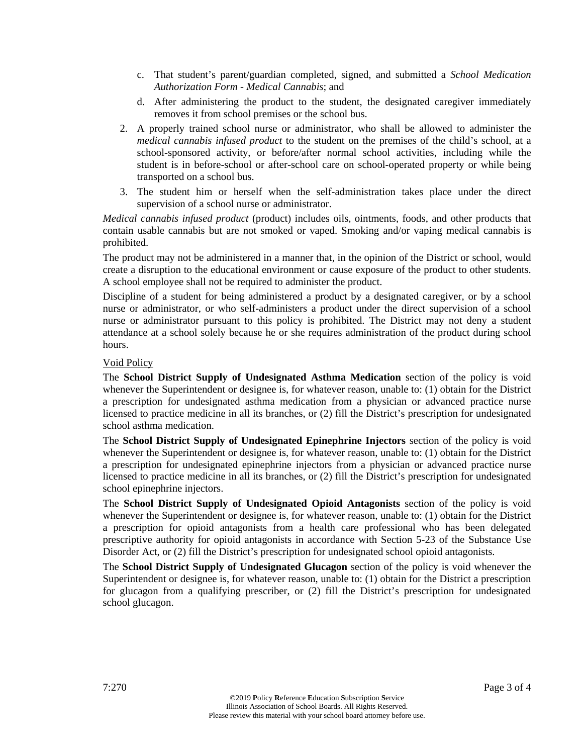c. That student's parent/guardian completed, signed, and submitted a *School Medication Authorization Form - Medical Cannabis*; and
   d. After administering the product to the student, the designated caregiver immediately removes it from school premises or the school bus.
2. A properly trained school nurse or administrator, who shall be allowed to administer the *medical cannabis infused product* to the student on the premises of the child's school, at a school-sponsored activity, or before/after normal school activities, including while the student is in before-school or after-school care on school-operated property or while being transported on a school bus.
3. The student him or herself when the self-administration takes place under the direct supervision of a school nurse or administrator.

*Medical cannabis infused product* (product) includes oils, ointments, foods, and other products that contain usable cannabis but are not smoked or vaped. Smoking and/or vaping medical cannabis is prohibited.

The product may not be administered in a manner that, in the opinion of the District or school, would create a disruption to the educational environment or cause exposure of the product to other students. A school employee shall not be required to administer the product.

Discipline of a student for being administered a product by a designated caregiver, or by a school nurse or administrator, or who self-administers a product under the direct supervision of a school nurse or administrator pursuant to this policy is prohibited. The District may not deny a student attendance at a school solely because he or she requires administration of the product during school hours.

Void Policy

The **School District Supply of Undesignated Asthma Medication** section of the policy is void whenever the Superintendent or designee is, for whatever reason, unable to: (1) obtain for the District a prescription for undesignated asthma medication from a physician or advanced practice nurse licensed to practice medicine in all its branches, or (2) fill the District's prescription for undesignated school asthma medication.

The **School District Supply of Undesignated Epinephrine Injectors** section of the policy is void whenever the Superintendent or designee is, for whatever reason, unable to: (1) obtain for the District a prescription for undesignated epinephrine injectors from a physician or advanced practice nurse licensed to practice medicine in all its branches, or (2) fill the District's prescription for undesignated school epinephrine injectors.

The **School District Supply of Undesignated Opioid Antagonists** section of the policy is void whenever the Superintendent or designee is, for whatever reason, unable to: (1) obtain for the District a prescription for opioid antagonists from a health care professional who has been delegated prescriptive authority for opioid antagonists in accordance with Section 5-23 of the Substance Use Disorder Act, or (2) fill the District's prescription for undesignated school opioid antagonists.

The **School District Supply of Undesignated Glucagon** section of the policy is void whenever the Superintendent or designee is, for whatever reason, unable to: (1) obtain for the District a prescription for glucagon from a qualifying prescriber, or (2) fill the District's prescription for undesignated school glucagon.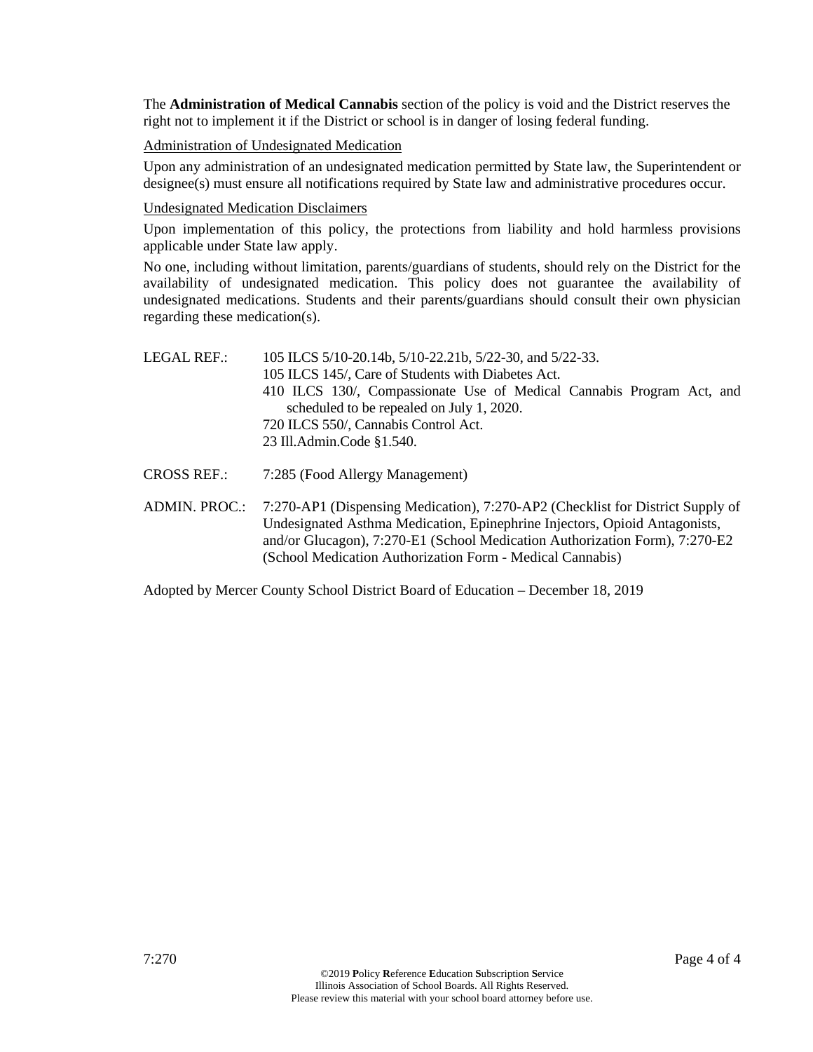The **Administration of Medical Cannabis** section of the policy is void and the District reserves the right not to implement it if the District or school is in danger of losing federal funding.

Administration of Undesignated Medication

Upon any administration of an undesignated medication permitted by State law, the Superintendent or designee(s) must ensure all notifications required by State law and administrative procedures occur.

Undesignated Medication Disclaimers

Upon implementation of this policy, the protections from liability and hold harmless provisions applicable under State law apply.

No one, including without limitation, parents/guardians of students, should rely on the District for the availability of undesignated medication. This policy does not guarantee the availability of undesignated medications. Students and their parents/guardians should consult their own physician regarding these medication(s).

LEGAL REF.: 105 ILCS 5/10-20.14b, 5/10-22.21b, 5/22-30, and 5/22-33.
105 ILCS 145/, Care of Students with Diabetes Act.
410 ILCS 130/, Compassionate Use of Medical Cannabis Program Act, and scheduled to be repealed on July 1, 2020.
720 ILCS 550/, Cannabis Control Act.
23 Ill.Admin.Code §1.540.

CROSS REF.: 7:285 (Food Allergy Management)

ADMIN. PROC.: 7:270-AP1 (Dispensing Medication), 7:270-AP2 (Checklist for District Supply of Undesignated Asthma Medication, Epinephrine Injectors, Opioid Antagonists, and/or Glucagon), 7:270-E1 (School Medication Authorization Form), 7:270-E2 (School Medication Authorization Form - Medical Cannabis)

Adopted by Mercer County School District Board of Education – December 18, 2019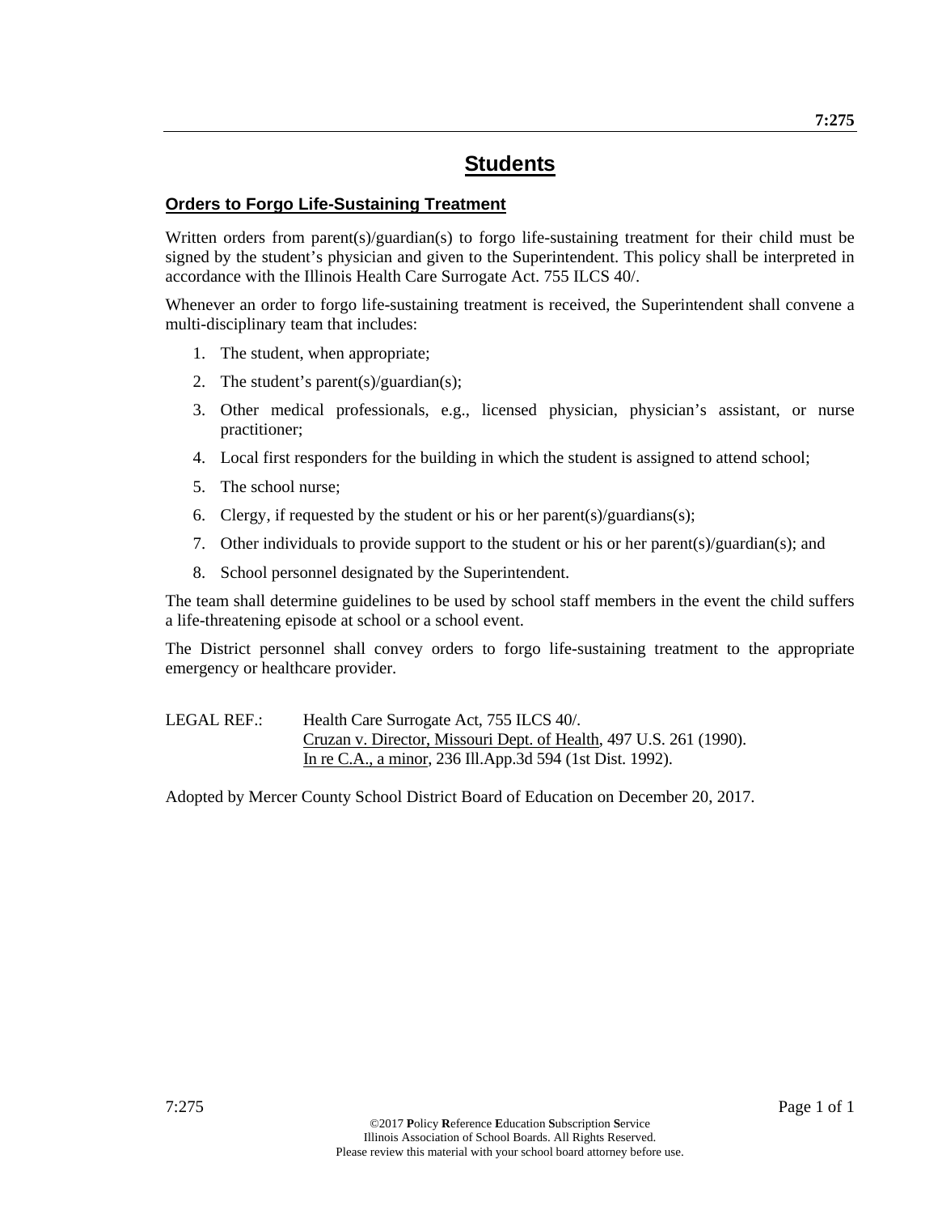# Students

## Orders to Forgo Life-Sustaining Treatment

Written orders from parent(s)/guardian(s) to forgo life-sustaining treatment for their child must be signed by the student's physician and given to the Superintendent. This policy shall be interpreted in accordance with the Illinois Health Care Surrogate Act. 755 ILCS 40/.

Whenever an order to forgo life-sustaining treatment is received, the Superintendent shall convene a multi-disciplinary team that includes:

1. The student, when appropriate;
2. The student's parent(s)/guardian(s);
3. Other medical professionals, e.g., licensed physician, physician's assistant, or nurse practitioner;
4. Local first responders for the building in which the student is assigned to attend school;
5. The school nurse;
6. Clergy, if requested by the student or his or her parent(s)/guardians(s);
7. Other individuals to provide support to the student or his or her parent(s)/guardian(s); and
8. School personnel designated by the Superintendent.

The team shall determine guidelines to be used by school staff members in the event the child suffers a life-threatening episode at school or a school event.

The District personnel shall convey orders to forgo life-sustaining treatment to the appropriate emergency or healthcare provider.

LEGAL REF.: Health Care Surrogate Act, 755 ILCS 40/.
Cruzan v. Director, Missouri Dept. of Health, 497 U.S. 261 (1990).
In re C.A., a minor, 236 Ill.App.3d 594 (1st Dist. 1992).

Adopted by Mercer County School District Board of Education on December 20, 2017.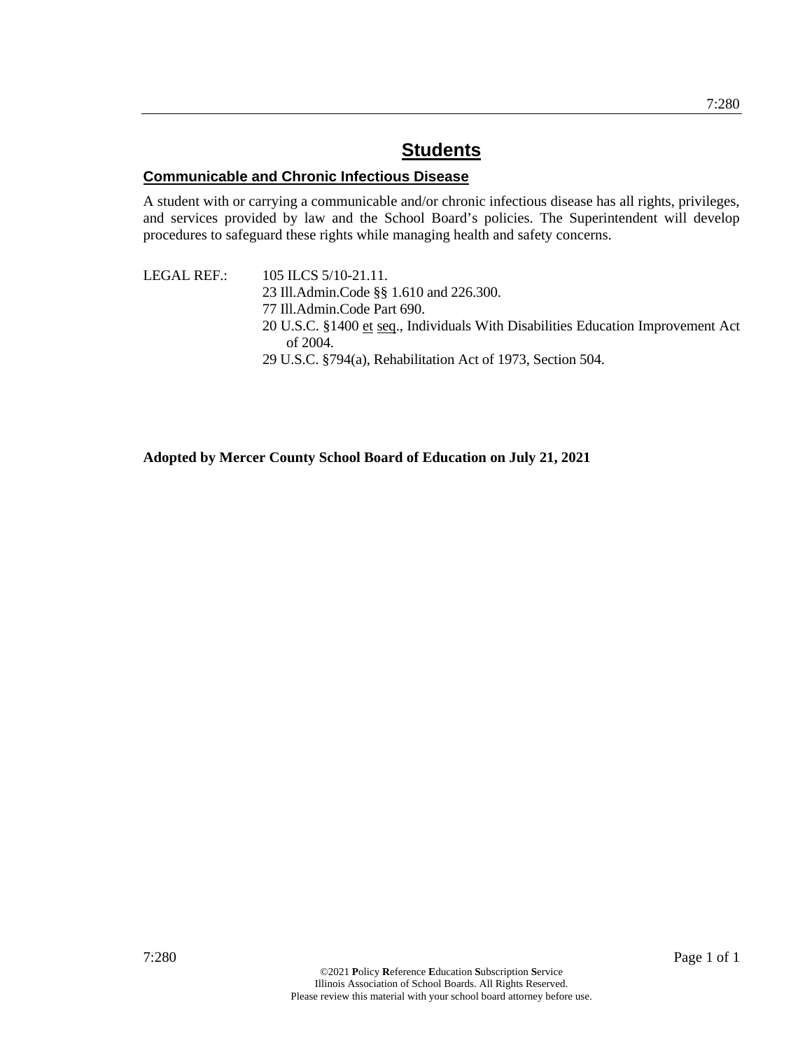# Students

## Communicable and Chronic Infectious Disease

A student with or carrying a communicable and/or chronic infectious disease has all rights, privileges, and services provided by law and the School Board's policies. The Superintendent will develop procedures to safeguard these rights while managing health and safety concerns.

LEGAL REF.:

105 ILCS 5/10-21.11.
23 Ill.Admin.Code §§ 1.610 and 226.300.
77 Ill.Admin.Code Part 690.
20 U.S.C. §1400 et seq., Individuals With Disabilities Education Improvement Act of 2004.
29 U.S.C. §794(a), Rehabilitation Act of 1973, Section 504.

**Adopted by Mercer County School Board of Education on July 21, 2021**

©2021 **P**olicy **R**eference **E**ducation **S**ubscription **S**ervice
Illinois Association of School Boards. All Rights Reserved.
Please review this material with your school board attorney before use.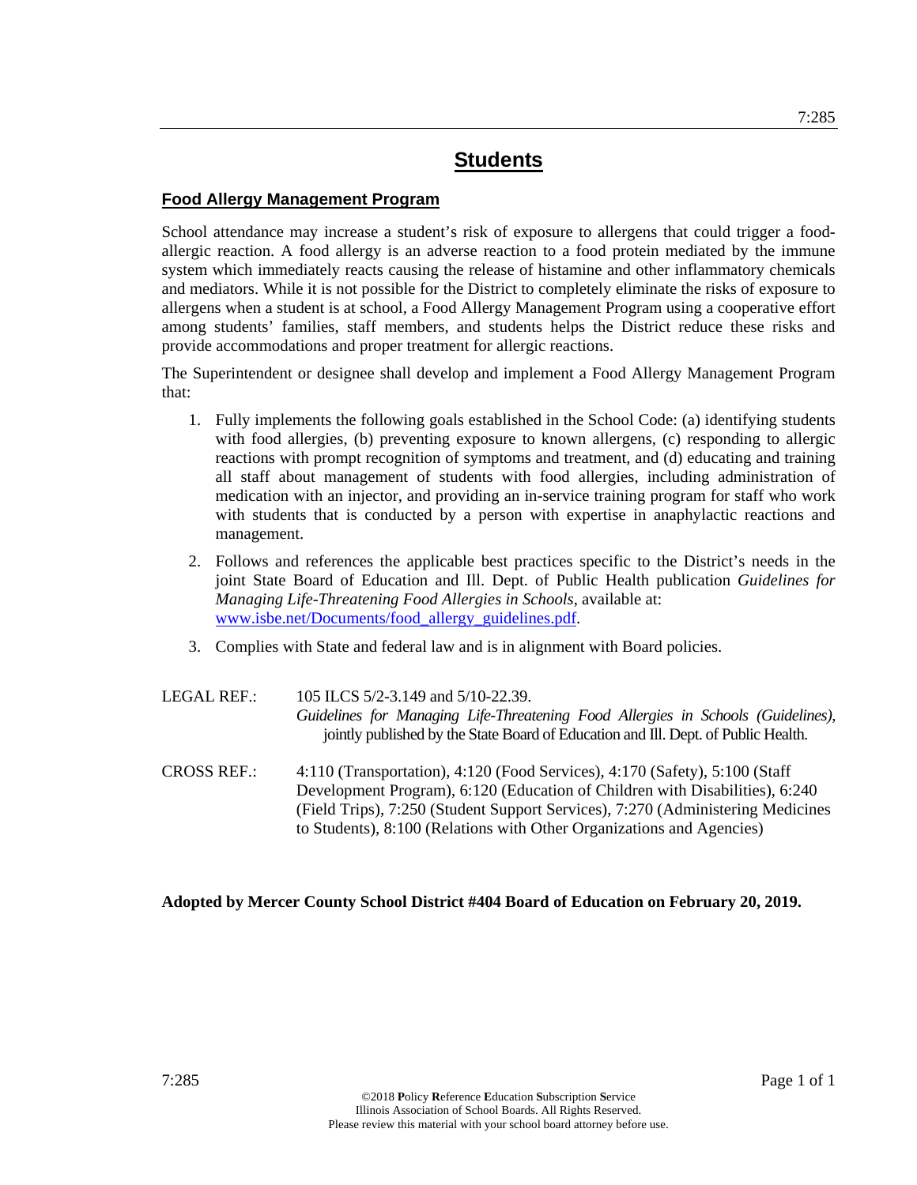# Students

## Food Allergy Management Program

School attendance may increase a student's risk of exposure to allergens that could trigger a food-allergic reaction. A food allergy is an adverse reaction to a food protein mediated by the immune system which immediately reacts causing the release of histamine and other inflammatory chemicals and mediators. While it is not possible for the District to completely eliminate the risks of exposure to allergens when a student is at school, a Food Allergy Management Program using a cooperative effort among students' families, staff members, and students helps the District reduce these risks and provide accommodations and proper treatment for allergic reactions.

The Superintendent or designee shall develop and implement a Food Allergy Management Program that:

1. Fully implements the following goals established in the School Code: (a) identifying students with food allergies, (b) preventing exposure to known allergens, (c) responding to allergic reactions with prompt recognition of symptoms and treatment, and (d) educating and training all staff about management of students with food allergies, including administration of medication with an injector, and providing an in-service training program for staff who work with students that is conducted by a person with expertise in anaphylactic reactions and management.
2. Follows and references the applicable best practices specific to the District's needs in the joint State Board of Education and Ill. Dept. of Public Health publication *Guidelines for Managing Life-Threatening Food Allergies in Schools*, available at: [www.isbe.net/Documents/food_allergy_guidelines.pdf](www.isbe.net/Documents/food_allergy_guidelines.pdf).
3. Complies with State and federal law and is in alignment with Board policies.

LEGAL REF.: 105 ILCS 5/2-3.149 and 5/10-22.39.
*Guidelines for Managing Life-Threatening Food Allergies in Schools (Guidelines)*, jointly published by the State Board of Education and Ill. Dept. of Public Health.

CROSS REF.: 4:110 (Transportation), 4:120 (Food Services), 4:170 (Safety), 5:100 (Staff Development Program), 6:120 (Education of Children with Disabilities), 6:240 (Field Trips), 7:250 (Student Support Services), 7:270 (Administering Medicines to Students), 8:100 (Relations with Other Organizations and Agencies)

**Adopted by Mercer County School District #404 Board of Education on February 20, 2019.**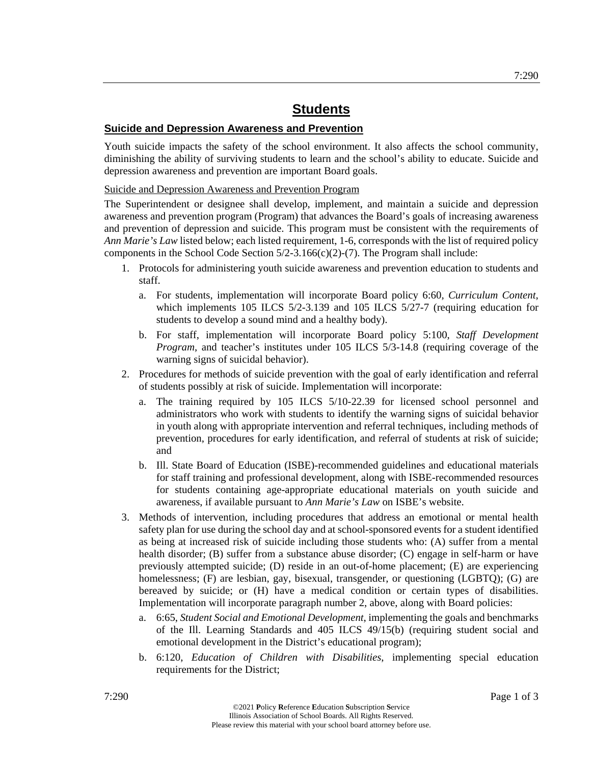# Students

## Suicide and Depression Awareness and Prevention

Youth suicide impacts the safety of the school environment. It also affects the school community, diminishing the ability of surviving students to learn and the school's ability to educate. Suicide and depression awareness and prevention are important Board goals.

### Suicide and Depression Awareness and Prevention Program

The Superintendent or designee shall develop, implement, and maintain a suicide and depression awareness and prevention program (Program) that advances the Board's goals of increasing awareness and prevention of depression and suicide. This program must be consistent with the requirements of *Ann Marie's Law* listed below; each listed requirement, 1-6, corresponds with the list of required policy components in the School Code Section 5/2-3.166(c)(2)-(7). The Program shall include:

1. Protocols for administering youth suicide awareness and prevention education to students and staff.
   a. For students, implementation will incorporate Board policy 6:60, *Curriculum Content*, which implements 105 ILCS 5/2-3.139 and 105 ILCS 5/27-7 (requiring education for students to develop a sound mind and a healthy body).
   b. For staff, implementation will incorporate Board policy 5:100, *Staff Development Program*, and teacher's institutes under 105 ILCS 5/3-14.8 (requiring coverage of the warning signs of suicidal behavior).
2. Procedures for methods of suicide prevention with the goal of early identification and referral of students possibly at risk of suicide. Implementation will incorporate:
   a. The training required by 105 ILCS 5/10-22.39 for licensed school personnel and administrators who work with students to identify the warning signs of suicidal behavior in youth along with appropriate intervention and referral techniques, including methods of prevention, procedures for early identification, and referral of students at risk of suicide; and
   b. Ill. State Board of Education (ISBE)-recommended guidelines and educational materials for staff training and professional development, along with ISBE-recommended resources for students containing age-appropriate educational materials on youth suicide and awareness, if available pursuant to *Ann Marie's Law* on ISBE's website.
3. Methods of intervention, including procedures that address an emotional or mental health safety plan for use during the school day and at school-sponsored events for a student identified as being at increased risk of suicide including those students who: (A) suffer from a mental health disorder; (B) suffer from a substance abuse disorder; (C) engage in self-harm or have previously attempted suicide; (D) reside in an out-of-home placement; (E) are experiencing homelessness; (F) are lesbian, gay, bisexual, transgender, or questioning (LGBTQ); (G) are bereaved by suicide; or (H) have a medical condition or certain types of disabilities. Implementation will incorporate paragraph number 2, above, along with Board policies:
   a. 6:65, *Student Social and Emotional Development*, implementing the goals and benchmarks of the Ill. Learning Standards and 405 ILCS 49/15(b) (requiring student social and emotional development in the District's educational program);
   b. 6:120, *Education of Children with Disabilities*, implementing special education requirements for the District;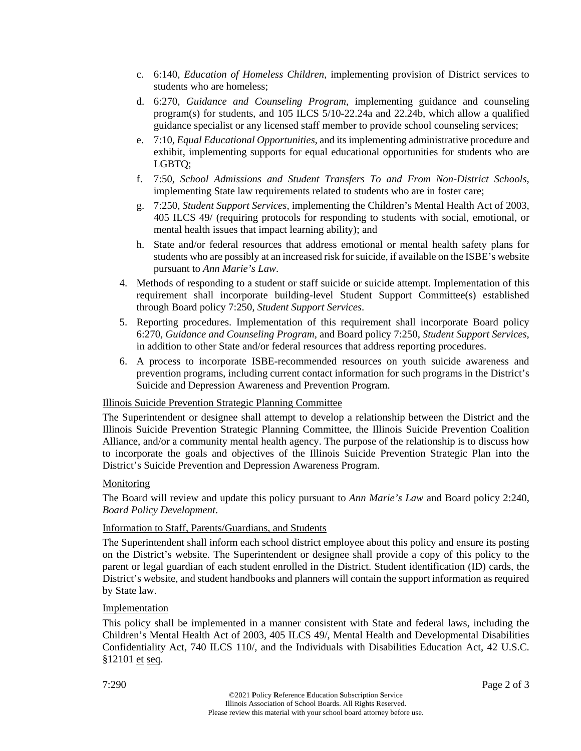c. 6:140, *Education of Homeless Children*, implementing provision of District services to students who are homeless;

d. 6:270, *Guidance and Counseling Program*, implementing guidance and counseling program(s) for students, and 105 ILCS 5/10-22.24a and 22.24b, which allow a qualified guidance specialist or any licensed staff member to provide school counseling services;

e. 7:10, *Equal Educational Opportunities*, and its implementing administrative procedure and exhibit, implementing supports for equal educational opportunities for students who are LGBTQ;

f. 7:50, *School Admissions and Student Transfers To and From Non-District Schools*, implementing State law requirements related to students who are in foster care;

g. 7:250, *Student Support Services*, implementing the Children's Mental Health Act of 2003, 405 ILCS 49/ (requiring protocols for responding to students with social, emotional, or mental health issues that impact learning ability); and

h. State and/or federal resources that address emotional or mental health safety plans for students who are possibly at an increased risk for suicide, if available on the ISBE's website pursuant to *Ann Marie's Law*.

4. Methods of responding to a student or staff suicide or suicide attempt. Implementation of this requirement shall incorporate building-level Student Support Committee(s) established through Board policy 7:250, *Student Support Services*.
5. Reporting procedures. Implementation of this requirement shall incorporate Board policy 6:270, *Guidance and Counseling Program*, and Board policy 7:250, *Student Support Services*, in addition to other State and/or federal resources that address reporting procedures.
6. A process to incorporate ISBE-recommended resources on youth suicide awareness and prevention programs, including current contact information for such programs in the District's Suicide and Depression Awareness and Prevention Program.

<u>Illinois Suicide Prevention Strategic Planning Committee</u>

The Superintendent or designee shall attempt to develop a relationship between the District and the Illinois Suicide Prevention Strategic Planning Committee, the Illinois Suicide Prevention Coalition Alliance, and/or a community mental health agency. The purpose of the relationship is to discuss how to incorporate the goals and objectives of the Illinois Suicide Prevention Strategic Plan into the District's Suicide Prevention and Depression Awareness Program.

<u>Monitoring</u>

The Board will review and update this policy pursuant to *Ann Marie's Law* and Board policy 2:240, *Board Policy Development*.

<u>Information to Staff, Parents/Guardians, and Students</u>

The Superintendent shall inform each school district employee about this policy and ensure its posting on the District's website. The Superintendent or designee shall provide a copy of this policy to the parent or legal guardian of each student enrolled in the District. Student identification (ID) cards, the District's website, and student handbooks and planners will contain the support information as required by State law.

<u>Implementation</u>

This policy shall be implemented in a manner consistent with State and federal laws, including the Children's Mental Health Act of 2003, 405 ILCS 49/, Mental Health and Developmental Disabilities Confidentiality Act, 740 ILCS 110/, and the Individuals with Disabilities Education Act, 42 U.S.C. §12101 <u>et</u> <u>seq</u>.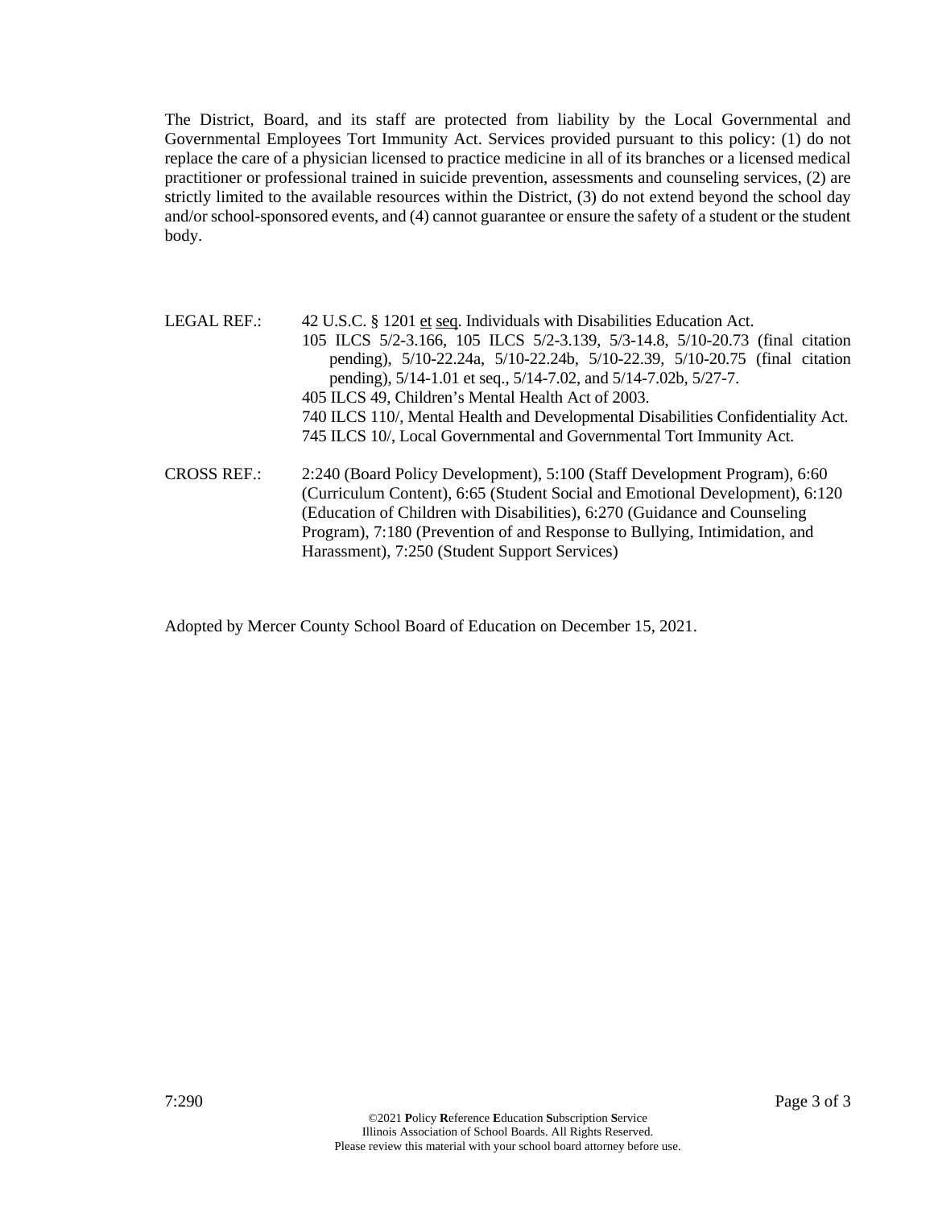The District, Board, and its staff are protected from liability by the Local Governmental and Governmental Employees Tort Immunity Act. Services provided pursuant to this policy: (1) do not replace the care of a physician licensed to practice medicine in all of its branches or a licensed medical practitioner or professional trained in suicide prevention, assessments and counseling services, (2) are strictly limited to the available resources within the District, (3) do not extend beyond the school day and/or school-sponsored events, and (4) cannot guarantee or ensure the safety of a student or the student body.

LEGAL REF.: 42 U.S.C. § 1201 et seq. Individuals with Disabilities Education Act.
105 ILCS 5/2-3.166, 105 ILCS 5/2-3.139, 5/3-14.8, 5/10-20.73 (final citation pending), 5/10-22.24a, 5/10-22.24b, 5/10-22.39, 5/10-20.75 (final citation pending), 5/14-1.01 et seq., 5/14-7.02, and 5/14-7.02b, 5/27-7.
405 ILCS 49, Children's Mental Health Act of 2003.
740 ILCS 110/, Mental Health and Developmental Disabilities Confidentiality Act.
745 ILCS 10/, Local Governmental and Governmental Tort Immunity Act.

CROSS REF.: 2:240 (Board Policy Development), 5:100 (Staff Development Program), 6:60 (Curriculum Content), 6:65 (Student Social and Emotional Development), 6:120 (Education of Children with Disabilities), 6:270 (Guidance and Counseling Program), 7:180 (Prevention of and Response to Bullying, Intimidation, and Harassment), 7:250 (Student Support Services)

Adopted by Mercer County School Board of Education on December 15, 2021.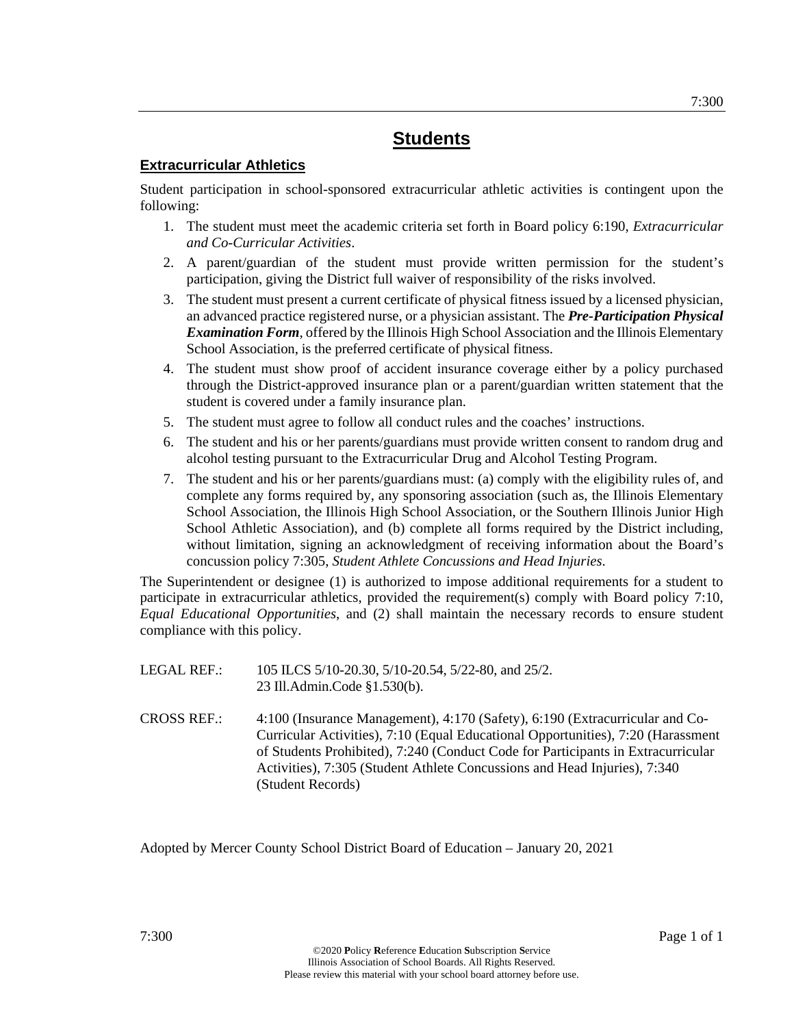# Students

## Extracurricular Athletics

Student participation in school-sponsored extracurricular athletic activities is contingent upon the following:

1. The student must meet the academic criteria set forth in Board policy 6:190, *Extracurricular and Co-Curricular Activities*.
2. A parent/guardian of the student must provide written permission for the student's participation, giving the District full waiver of responsibility of the risks involved.
3. The student must present a current certificate of physical fitness issued by a licensed physician, an advanced practice registered nurse, or a physician assistant. The ***Pre-Participation Physical Examination Form***, offered by the Illinois High School Association and the Illinois Elementary School Association, is the preferred certificate of physical fitness.
4. The student must show proof of accident insurance coverage either by a policy purchased through the District-approved insurance plan or a parent/guardian written statement that the student is covered under a family insurance plan.
5. The student must agree to follow all conduct rules and the coaches' instructions.
6. The student and his or her parents/guardians must provide written consent to random drug and alcohol testing pursuant to the Extracurricular Drug and Alcohol Testing Program.
7. The student and his or her parents/guardians must: (a) comply with the eligibility rules of, and complete any forms required by, any sponsoring association (such as, the Illinois Elementary School Association, the Illinois High School Association, or the Southern Illinois Junior High School Athletic Association), and (b) complete all forms required by the District including, without limitation, signing an acknowledgment of receiving information about the Board's concussion policy 7:305, *Student Athlete Concussions and Head Injuries*.

The Superintendent or designee (1) is authorized to impose additional requirements for a student to participate in extracurricular athletics, provided the requirement(s) comply with Board policy 7:10, *Equal Educational Opportunities*, and (2) shall maintain the necessary records to ensure student compliance with this policy.

LEGAL REF.: 105 ILCS 5/10-20.30, 5/10-20.54, 5/22-80, and 25/2.
23 Ill.Admin.Code §1.530(b).

CROSS REF.: 4:100 (Insurance Management), 4:170 (Safety), 6:190 (Extracurricular and Co-Curricular Activities), 7:10 (Equal Educational Opportunities), 7:20 (Harassment of Students Prohibited), 7:240 (Conduct Code for Participants in Extracurricular Activities), 7:305 (Student Athlete Concussions and Head Injuries), 7:340 (Student Records)

Adopted by Mercer County School District Board of Education – January 20, 2021

©2020 **P**olicy **R**eference **E**ducation **S**ubscription **S**ervice
Illinois Association of School Boards. All Rights Reserved.
Please review this material with your school board attorney before use.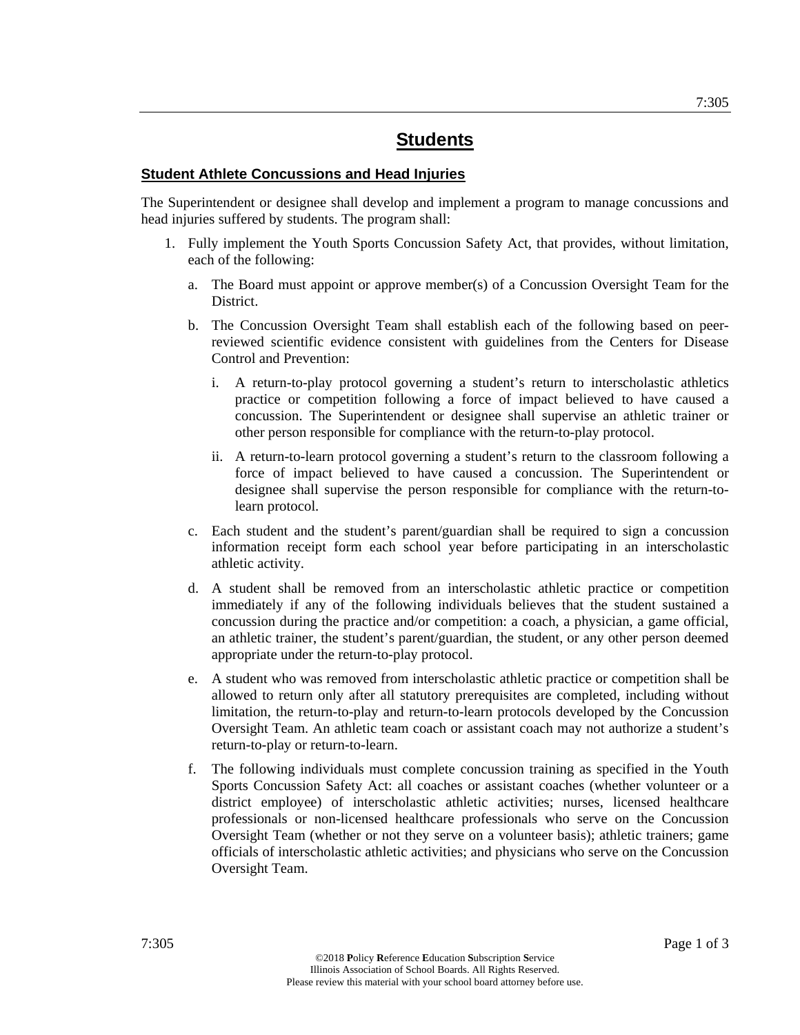# Students

## Student Athlete Concussions and Head Injuries

The Superintendent or designee shall develop and implement a program to manage concussions and head injuries suffered by students. The program shall:

1. Fully implement the Youth Sports Concussion Safety Act, that provides, without limitation, each of the following:

   a. The Board must appoint or approve member(s) of a Concussion Oversight Team for the District.

   b. The Concussion Oversight Team shall establish each of the following based on peer-reviewed scientific evidence consistent with guidelines from the Centers for Disease Control and Prevention:

      i. A return-to-play protocol governing a student's return to interscholastic athletics practice or competition following a force of impact believed to have caused a concussion. The Superintendent or designee shall supervise an athletic trainer or other person responsible for compliance with the return-to-play protocol.

      ii. A return-to-learn protocol governing a student's return to the classroom following a force of impact believed to have caused a concussion. The Superintendent or designee shall supervise the person responsible for compliance with the return-to-learn protocol.

   c. Each student and the student's parent/guardian shall be required to sign a concussion information receipt form each school year before participating in an interscholastic athletic activity.

   d. A student shall be removed from an interscholastic athletic practice or competition immediately if any of the following individuals believes that the student sustained a concussion during the practice and/or competition: a coach, a physician, a game official, an athletic trainer, the student's parent/guardian, the student, or any other person deemed appropriate under the return-to-play protocol.

   e. A student who was removed from interscholastic athletic practice or competition shall be allowed to return only after all statutory prerequisites are completed, including without limitation, the return-to-play and return-to-learn protocols developed by the Concussion Oversight Team. An athletic team coach or assistant coach may not authorize a student's return-to-play or return-to-learn.

   f. The following individuals must complete concussion training as specified in the Youth Sports Concussion Safety Act: all coaches or assistant coaches (whether volunteer or a district employee) of interscholastic athletic activities; nurses, licensed healthcare professionals or non-licensed healthcare professionals who serve on the Concussion Oversight Team (whether or not they serve on a volunteer basis); athletic trainers; game officials of interscholastic athletic activities; and physicians who serve on the Concussion Oversight Team.

©2018 Policy Reference Education Subscription Service
Illinois Association of School Boards. All Rights Reserved.
Please review this material with your school board attorney before use.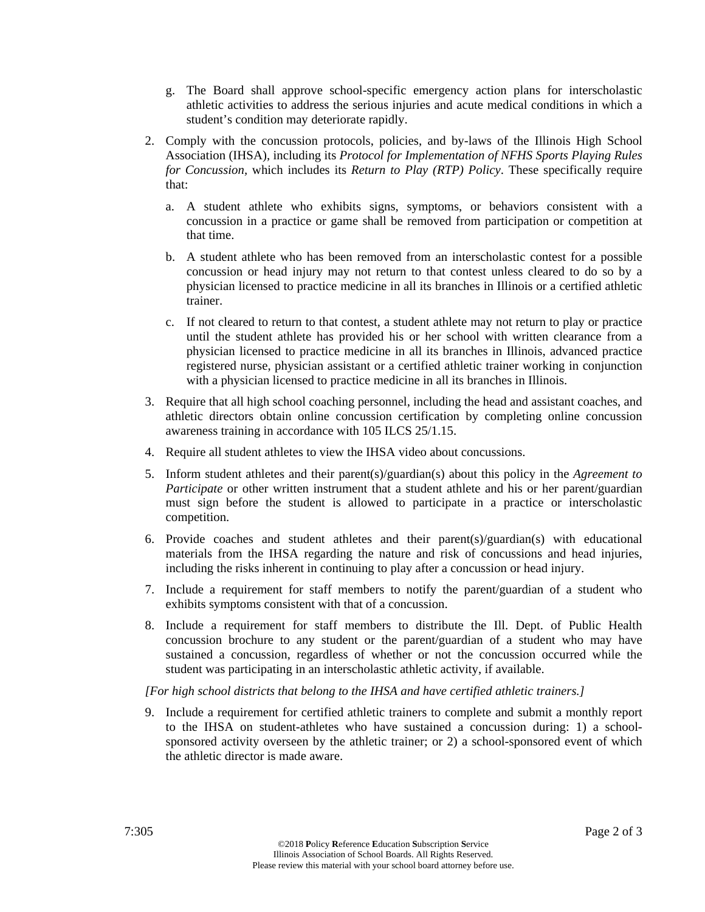g. The Board shall approve school-specific emergency action plans for interscholastic athletic activities to address the serious injuries and acute medical conditions in which a student's condition may deteriorate rapidly.

2. Comply with the concussion protocols, policies, and by-laws of the Illinois High School Association (IHSA), including its *Protocol for Implementation of NFHS Sports Playing Rules for Concussion*, which includes its *Return to Play (RTP) Policy*. These specifically require that:

   a. A student athlete who exhibits signs, symptoms, or behaviors consistent with a concussion in a practice or game shall be removed from participation or competition at that time.

   b. A student athlete who has been removed from an interscholastic contest for a possible concussion or head injury may not return to that contest unless cleared to do so by a physician licensed to practice medicine in all its branches in Illinois or a certified athletic trainer.

   c. If not cleared to return to that contest, a student athlete may not return to play or practice until the student athlete has provided his or her school with written clearance from a physician licensed to practice medicine in all its branches in Illinois, advanced practice registered nurse, physician assistant or a certified athletic trainer working in conjunction with a physician licensed to practice medicine in all its branches in Illinois.

3. Require that all high school coaching personnel, including the head and assistant coaches, and athletic directors obtain online concussion certification by completing online concussion awareness training in accordance with 105 ILCS 25/1.15.

4. Require all student athletes to view the IHSA video about concussions.

5. Inform student athletes and their parent(s)/guardian(s) about this policy in the *Agreement to Participate* or other written instrument that a student athlete and his or her parent/guardian must sign before the student is allowed to participate in a practice or interscholastic competition.

6. Provide coaches and student athletes and their parent(s)/guardian(s) with educational materials from the IHSA regarding the nature and risk of concussions and head injuries, including the risks inherent in continuing to play after a concussion or head injury.

7. Include a requirement for staff members to notify the parent/guardian of a student who exhibits symptoms consistent with that of a concussion.

8. Include a requirement for staff members to distribute the Ill. Dept. of Public Health concussion brochure to any student or the parent/guardian of a student who may have sustained a concussion, regardless of whether or not the concussion occurred while the student was participating in an interscholastic athletic activity, if available.

*[For high school districts that belong to the IHSA and have certified athletic trainers.]*

9. Include a requirement for certified athletic trainers to complete and submit a monthly report to the IHSA on student-athletes who have sustained a concussion during: 1) a school-sponsored activity overseen by the athletic trainer; or 2) a school-sponsored event of which the athletic director is made aware.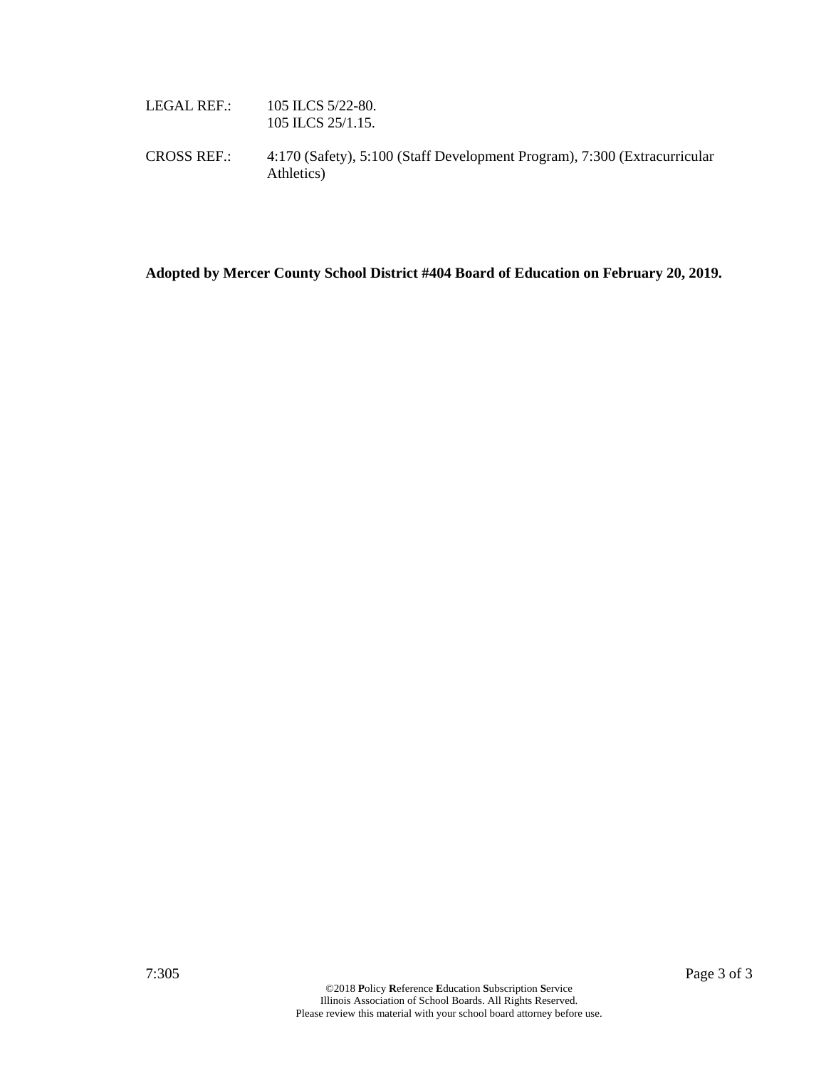LEGAL REF.: 105 ILCS 5/22-80.
105 ILCS 25/1.15.

CROSS REF.: 4:170 (Safety), 5:100 (Staff Development Program), 7:300 (Extracurricular Athletics)

**Adopted by Mercer County School District #404 Board of Education on February 20, 2019.**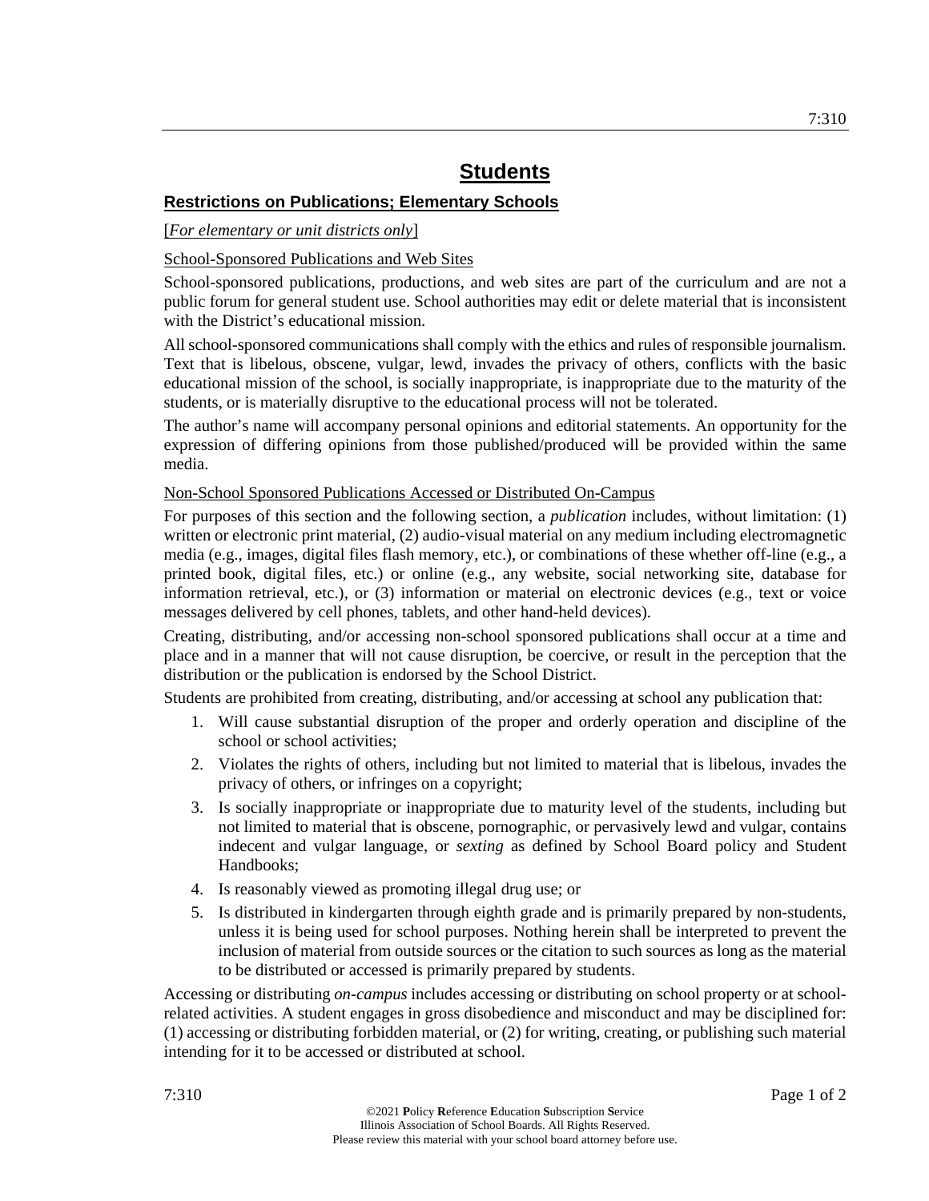# Students

## Restrictions on Publications; Elementary Schools

[*For elementary or unit districts only*]

### School-Sponsored Publications and Web Sites

School-sponsored publications, productions, and web sites are part of the curriculum and are not a public forum for general student use. School authorities may edit or delete material that is inconsistent with the District's educational mission.

All school-sponsored communications shall comply with the ethics and rules of responsible journalism. Text that is libelous, obscene, vulgar, lewd, invades the privacy of others, conflicts with the basic educational mission of the school, is socially inappropriate, is inappropriate due to the maturity of the students, or is materially disruptive to the educational process will not be tolerated.

The author's name will accompany personal opinions and editorial statements. An opportunity for the expression of differing opinions from those published/produced will be provided within the same media.

### Non-School Sponsored Publications Accessed or Distributed On-Campus

For purposes of this section and the following section, a *publication* includes, without limitation: (1) written or electronic print material, (2) audio-visual material on any medium including electromagnetic media (e.g., images, digital files flash memory, etc.), or combinations of these whether off-line (e.g., a printed book, digital files, etc.) or online (e.g., any website, social networking site, database for information retrieval, etc.), or (3) information or material on electronic devices (e.g., text or voice messages delivered by cell phones, tablets, and other hand-held devices).

Creating, distributing, and/or accessing non-school sponsored publications shall occur at a time and place and in a manner that will not cause disruption, be coercive, or result in the perception that the distribution or the publication is endorsed by the School District.

Students are prohibited from creating, distributing, and/or accessing at school any publication that:

1. Will cause substantial disruption of the proper and orderly operation and discipline of the school or school activities;
2. Violates the rights of others, including but not limited to material that is libelous, invades the privacy of others, or infringes on a copyright;
3. Is socially inappropriate or inappropriate due to maturity level of the students, including but not limited to material that is obscene, pornographic, or pervasively lewd and vulgar, contains indecent and vulgar language, or *sexting* as defined by School Board policy and Student Handbooks;
4. Is reasonably viewed as promoting illegal drug use; or
5. Is distributed in kindergarten through eighth grade and is primarily prepared by non-students, unless it is being used for school purposes. Nothing herein shall be interpreted to prevent the inclusion of material from outside sources or the citation to such sources as long as the material to be distributed or accessed is primarily prepared by students.

Accessing or distributing *on-campus* includes accessing or distributing on school property or at school-related activities. A student engages in gross disobedience and misconduct and may be disciplined for: (1) accessing or distributing forbidden material, or (2) for writing, creating, or publishing such material intending for it to be accessed or distributed at school.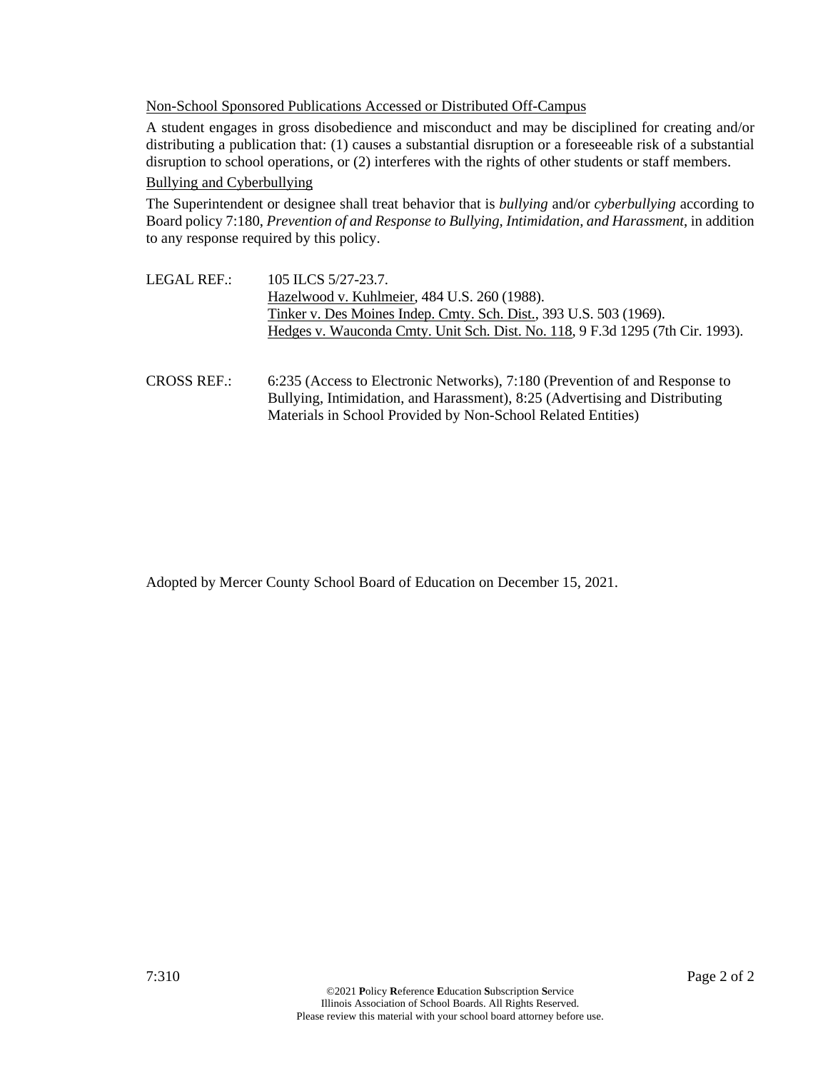Non-School Sponsored Publications Accessed or Distributed Off-Campus

A student engages in gross disobedience and misconduct and may be disciplined for creating and/or distributing a publication that: (1) causes a substantial disruption or a foreseeable risk of a substantial disruption to school operations, or (2) interferes with the rights of other students or staff members.

Bullying and Cyberbullying

The Superintendent or designee shall treat behavior that is *bullying* and/or *cyberbullying* according to Board policy 7:180, *Prevention of and Response to Bullying, Intimidation, and Harassment*, in addition to any response required by this policy.

LEGAL REF.: 105 ILCS 5/27-23.7.
Hazelwood v. Kuhlmeier, 484 U.S. 260 (1988).
Tinker v. Des Moines Indep. Cmty. Sch. Dist., 393 U.S. 503 (1969).
Hedges v. Wauconda Cmty. Unit Sch. Dist. No. 118, 9 F.3d 1295 (7th Cir. 1993).

CROSS REF.: 6:235 (Access to Electronic Networks), 7:180 (Prevention of and Response to Bullying, Intimidation, and Harassment), 8:25 (Advertising and Distributing Materials in School Provided by Non-School Related Entities)

Adopted by Mercer County School Board of Education on December 15, 2021.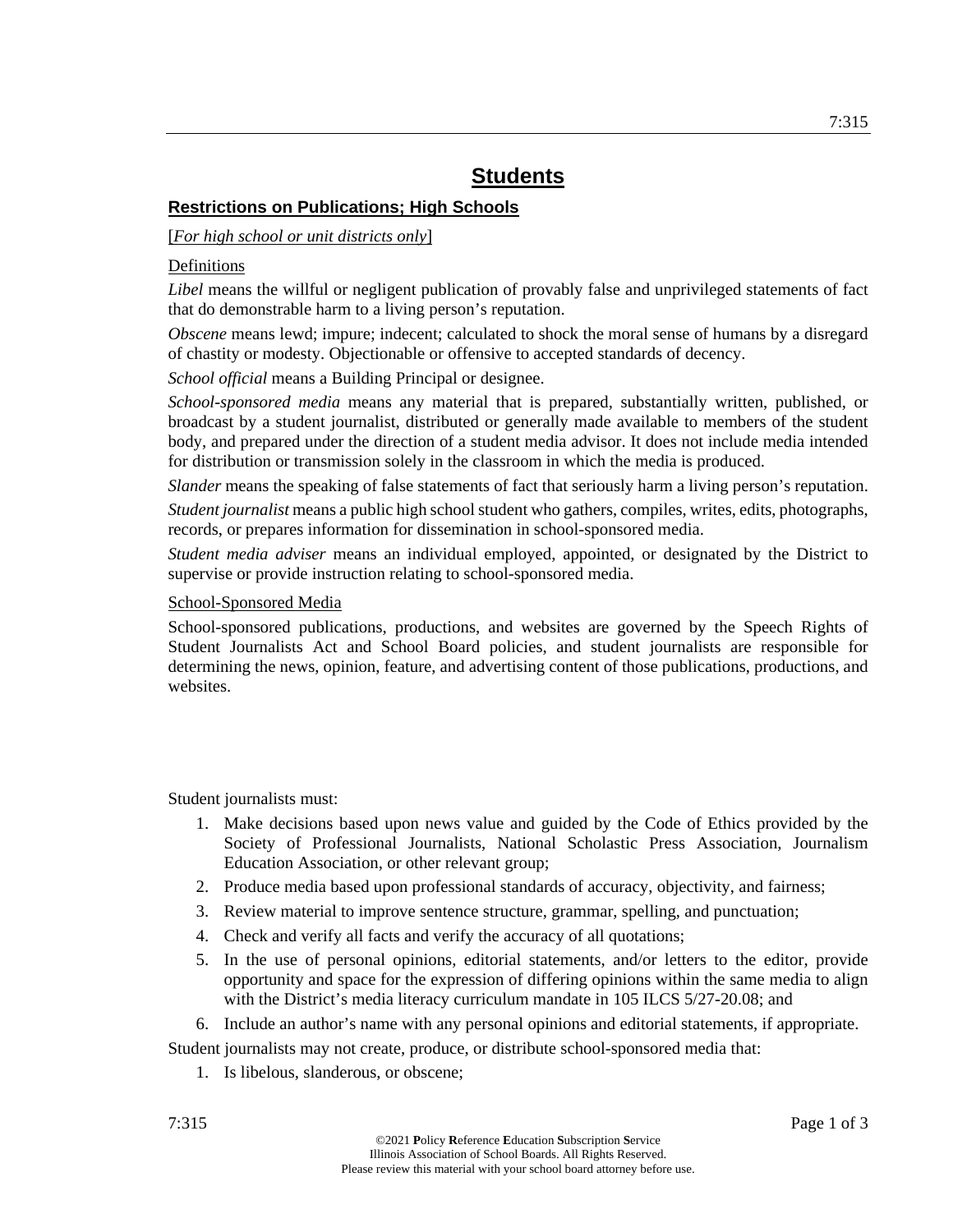# Students

## Restrictions on Publications; High Schools

[*For high school or unit districts only*]

Definitions

*Libel* means the willful or negligent publication of provably false and unprivileged statements of fact that do demonstrable harm to a living person's reputation.

*Obscene* means lewd; impure; indecent; calculated to shock the moral sense of humans by a disregard of chastity or modesty. Objectionable or offensive to accepted standards of decency.

*School official* means a Building Principal or designee.

*School-sponsored media* means any material that is prepared, substantially written, published, or broadcast by a student journalist, distributed or generally made available to members of the student body, and prepared under the direction of a student media advisor. It does not include media intended for distribution or transmission solely in the classroom in which the media is produced.

*Slander* means the speaking of false statements of fact that seriously harm a living person's reputation.

*Student journalist* means a public high school student who gathers, compiles, writes, edits, photographs, records, or prepares information for dissemination in school-sponsored media.

*Student media adviser* means an individual employed, appointed, or designated by the District to supervise or provide instruction relating to school-sponsored media.

School-Sponsored Media

School-sponsored publications, productions, and websites are governed by the Speech Rights of Student Journalists Act and School Board policies, and student journalists are responsible for determining the news, opinion, feature, and advertising content of those publications, productions, and websites.

Student journalists must:

1. Make decisions based upon news value and guided by the Code of Ethics provided by the Society of Professional Journalists, National Scholastic Press Association, Journalism Education Association, or other relevant group;
2. Produce media based upon professional standards of accuracy, objectivity, and fairness;
3. Review material to improve sentence structure, grammar, spelling, and punctuation;
4. Check and verify all facts and verify the accuracy of all quotations;
5. In the use of personal opinions, editorial statements, and/or letters to the editor, provide opportunity and space for the expression of differing opinions within the same media to align with the District's media literacy curriculum mandate in 105 ILCS 5/27-20.08; and
6. Include an author's name with any personal opinions and editorial statements, if appropriate.

Student journalists may not create, produce, or distribute school-sponsored media that:

1. Is libelous, slanderous, or obscene;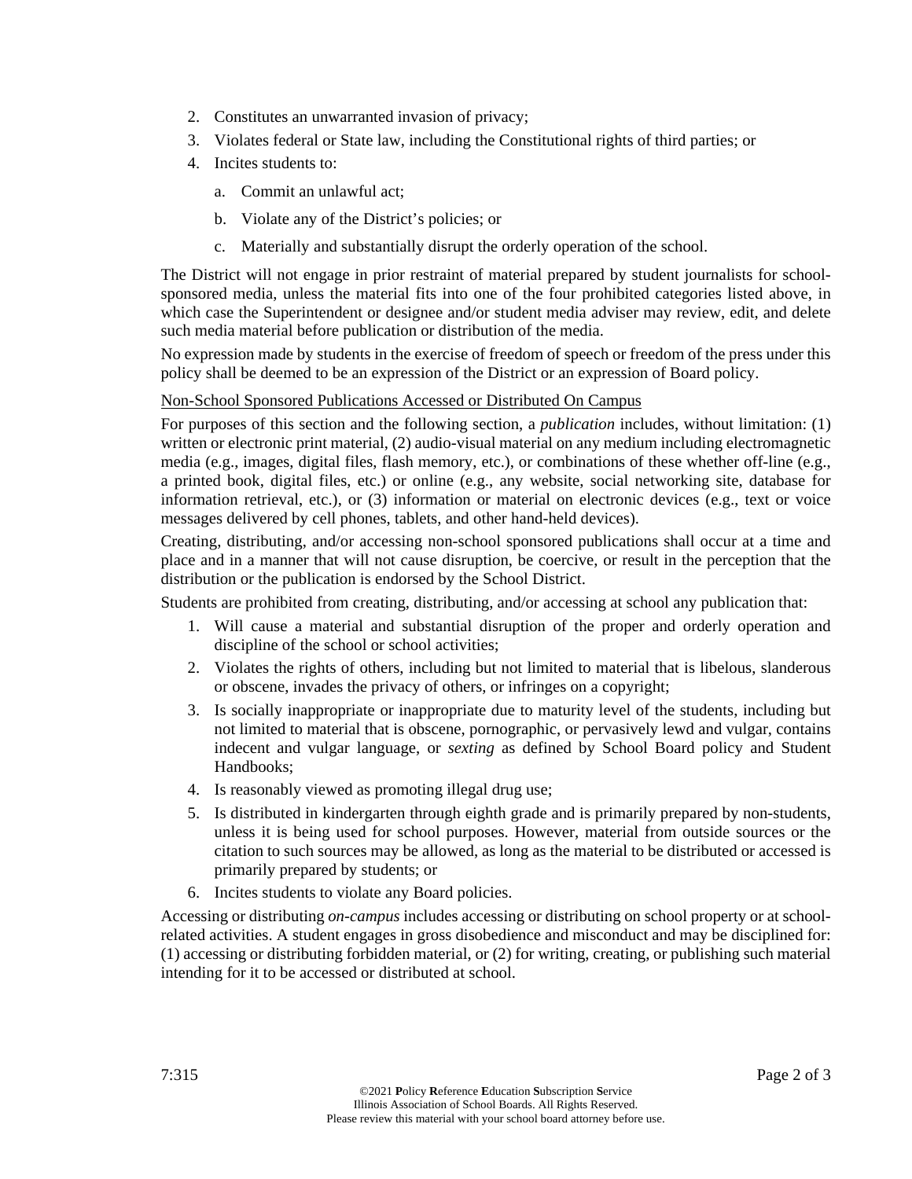2. Constitutes an unwarranted invasion of privacy;
3. Violates federal or State law, including the Constitutional rights of third parties; or
4. Incites students to:
   a. Commit an unlawful act;
   b. Violate any of the District's policies; or
   c. Materially and substantially disrupt the orderly operation of the school.

The District will not engage in prior restraint of material prepared by student journalists for school-sponsored media, unless the material fits into one of the four prohibited categories listed above, in which case the Superintendent or designee and/or student media adviser may review, edit, and delete such media material before publication or distribution of the media.

No expression made by students in the exercise of freedom of speech or freedom of the press under this policy shall be deemed to be an expression of the District or an expression of Board policy.

Non-School Sponsored Publications Accessed or Distributed On Campus

For purposes of this section and the following section, a *publication* includes, without limitation: (1) written or electronic print material, (2) audio-visual material on any medium including electromagnetic media (e.g., images, digital files, flash memory, etc.), or combinations of these whether off-line (e.g., a printed book, digital files, etc.) or online (e.g., any website, social networking site, database for information retrieval, etc.), or (3) information or material on electronic devices (e.g., text or voice messages delivered by cell phones, tablets, and other hand-held devices).

Creating, distributing, and/or accessing non-school sponsored publications shall occur at a time and place and in a manner that will not cause disruption, be coercive, or result in the perception that the distribution or the publication is endorsed by the School District.

Students are prohibited from creating, distributing, and/or accessing at school any publication that:

1. Will cause a material and substantial disruption of the proper and orderly operation and discipline of the school or school activities;
2. Violates the rights of others, including but not limited to material that is libelous, slanderous or obscene, invades the privacy of others, or infringes on a copyright;
3. Is socially inappropriate or inappropriate due to maturity level of the students, including but not limited to material that is obscene, pornographic, or pervasively lewd and vulgar, contains indecent and vulgar language, or *sexting* as defined by School Board policy and Student Handbooks;
4. Is reasonably viewed as promoting illegal drug use;
5. Is distributed in kindergarten through eighth grade and is primarily prepared by non-students, unless it is being used for school purposes. However, material from outside sources or the citation to such sources may be allowed, as long as the material to be distributed or accessed is primarily prepared by students; or
6. Incites students to violate any Board policies.

Accessing or distributing *on-campus* includes accessing or distributing on school property or at school-related activities. A student engages in gross disobedience and misconduct and may be disciplined for: (1) accessing or distributing forbidden material, or (2) for writing, creating, or publishing such material intending for it to be accessed or distributed at school.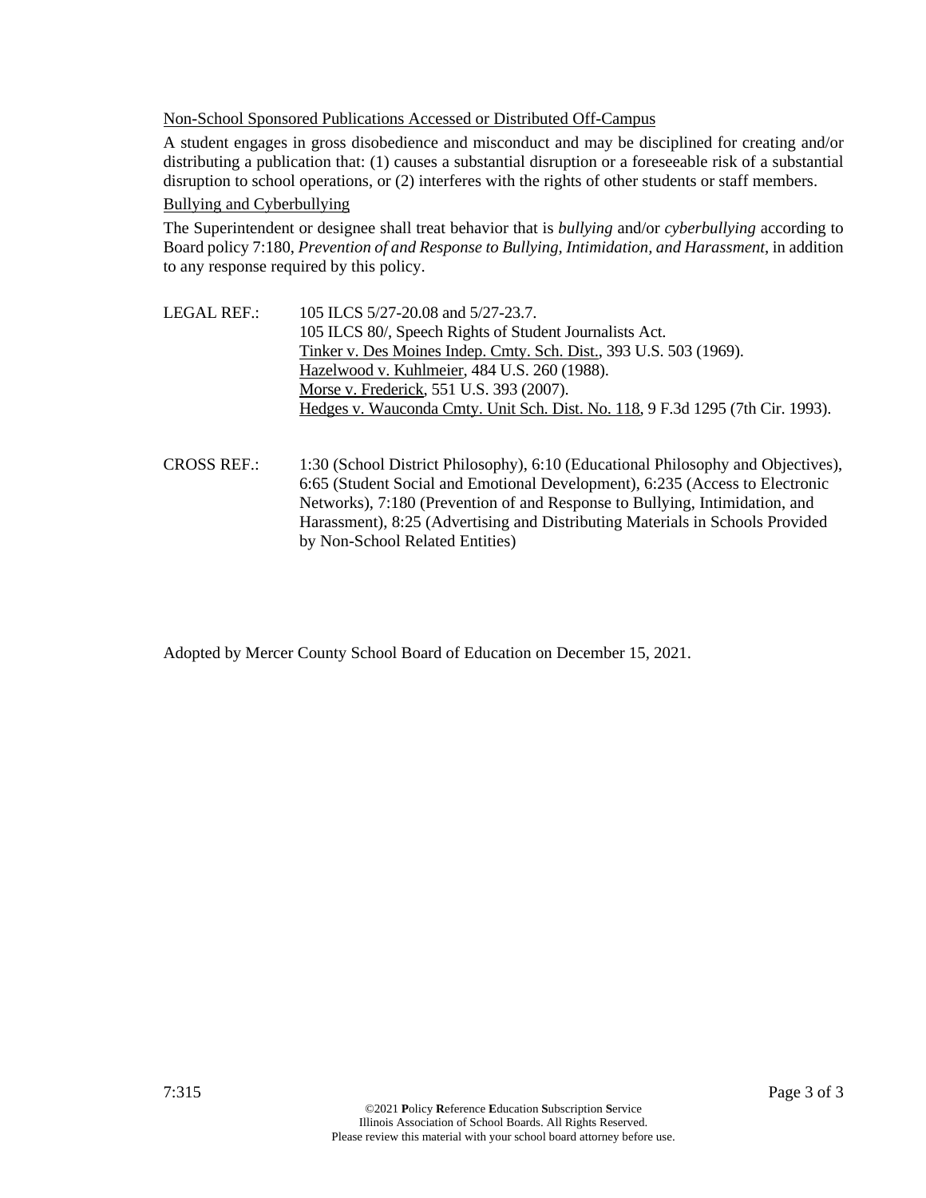Non-School Sponsored Publications Accessed or Distributed Off-Campus

A student engages in gross disobedience and misconduct and may be disciplined for creating and/or distributing a publication that: (1) causes a substantial disruption or a foreseeable risk of a substantial disruption to school operations, or (2) interferes with the rights of other students or staff members.

Bullying and Cyberbullying

The Superintendent or designee shall treat behavior that is *bullying* and/or *cyberbullying* according to Board policy 7:180, *Prevention of and Response to Bullying, Intimidation, and Harassment*, in addition to any response required by this policy.

LEGAL REF.: 105 ILCS 5/27-20.08 and 5/27-23.7.
105 ILCS 80/, Speech Rights of Student Journalists Act.
Tinker v. Des Moines Indep. Cmty. Sch. Dist., 393 U.S. 503 (1969).
Hazelwood v. Kuhlmeier, 484 U.S. 260 (1988).
Morse v. Frederick, 551 U.S. 393 (2007).
Hedges v. Wauconda Cmty. Unit Sch. Dist. No. 118, 9 F.3d 1295 (7th Cir. 1993).

CROSS REF.: 1:30 (School District Philosophy), 6:10 (Educational Philosophy and Objectives), 6:65 (Student Social and Emotional Development), 6:235 (Access to Electronic Networks), 7:180 (Prevention of and Response to Bullying, Intimidation, and Harassment), 8:25 (Advertising and Distributing Materials in Schools Provided by Non-School Related Entities)

Adopted by Mercer County School Board of Education on December 15, 2021.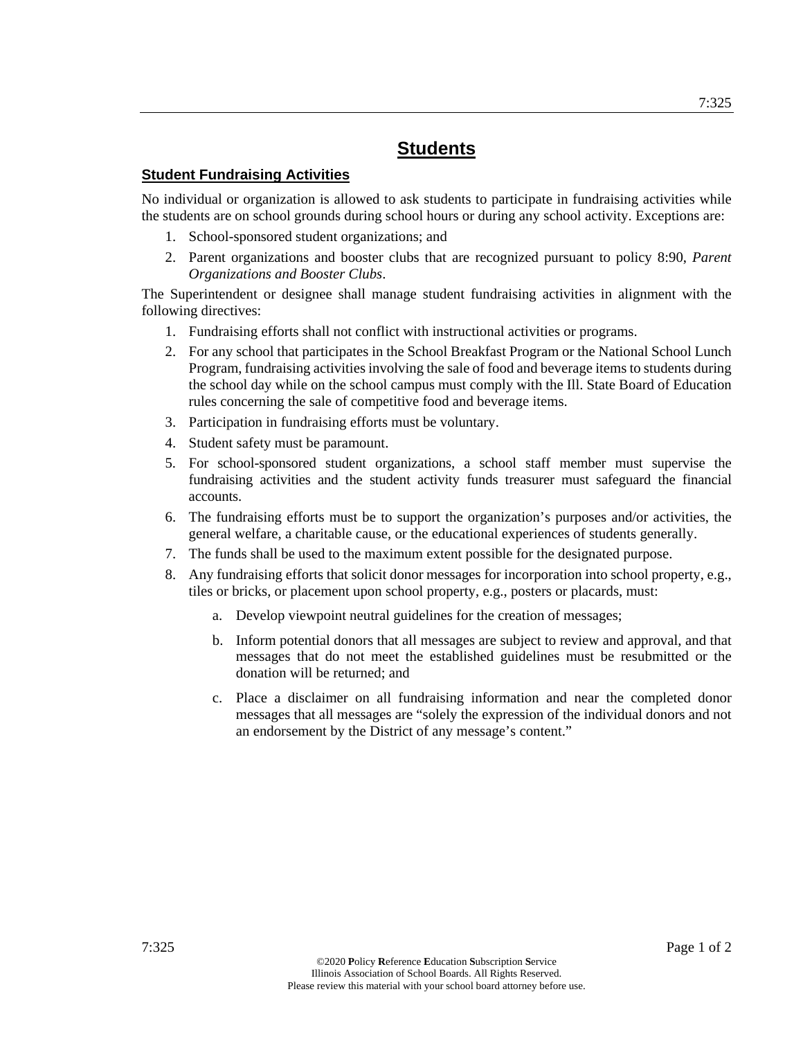# Students

## Student Fundraising Activities

No individual or organization is allowed to ask students to participate in fundraising activities while the students are on school grounds during school hours or during any school activity. Exceptions are:

1. School-sponsored student organizations; and
2. Parent organizations and booster clubs that are recognized pursuant to policy 8:90, *Parent Organizations and Booster Clubs*.

The Superintendent or designee shall manage student fundraising activities in alignment with the following directives:

1. Fundraising efforts shall not conflict with instructional activities or programs.
2. For any school that participates in the School Breakfast Program or the National School Lunch Program, fundraising activities involving the sale of food and beverage items to students during the school day while on the school campus must comply with the Ill. State Board of Education rules concerning the sale of competitive food and beverage items.
3. Participation in fundraising efforts must be voluntary.
4. Student safety must be paramount.
5. For school-sponsored student organizations, a school staff member must supervise the fundraising activities and the student activity funds treasurer must safeguard the financial accounts.
6. The fundraising efforts must be to support the organization's purposes and/or activities, the general welfare, a charitable cause, or the educational experiences of students generally.
7. The funds shall be used to the maximum extent possible for the designated purpose.
8. Any fundraising efforts that solicit donor messages for incorporation into school property, e.g., tiles or bricks, or placement upon school property, e.g., posters or placards, must:
   a. Develop viewpoint neutral guidelines for the creation of messages;
   b. Inform potential donors that all messages are subject to review and approval, and that messages that do not meet the established guidelines must be resubmitted or the donation will be returned; and
   c. Place a disclaimer on all fundraising information and near the completed donor messages that all messages are "solely the expression of the individual donors and not an endorsement by the District of any message's content."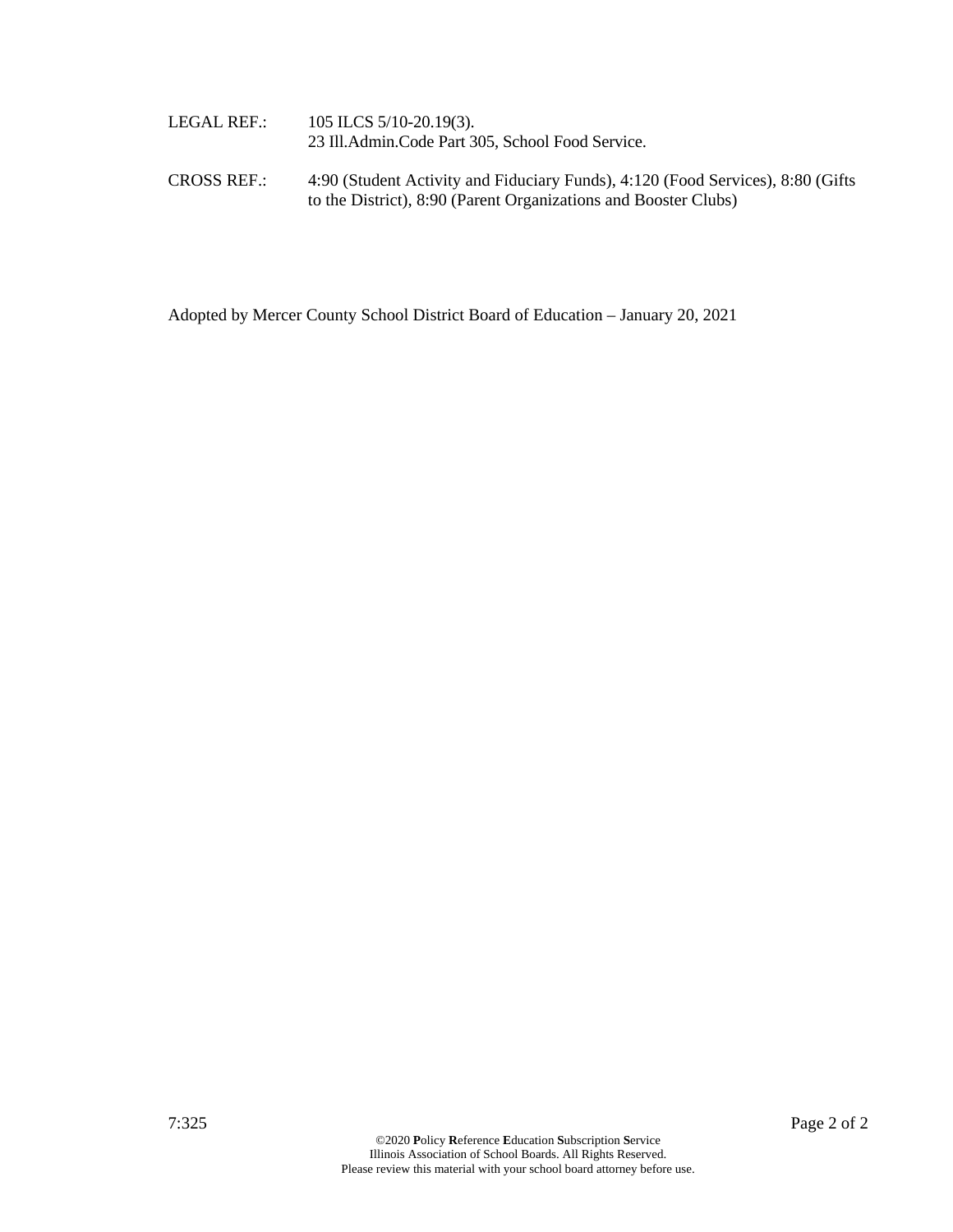LEGAL REF.: 105 ILCS 5/10-20.19(3).
23 Ill.Admin.Code Part 305, School Food Service.

CROSS REF.: 4:90 (Student Activity and Fiduciary Funds), 4:120 (Food Services), 8:80 (Gifts to the District), 8:90 (Parent Organizations and Booster Clubs)

Adopted by Mercer County School District Board of Education – January 20, 2021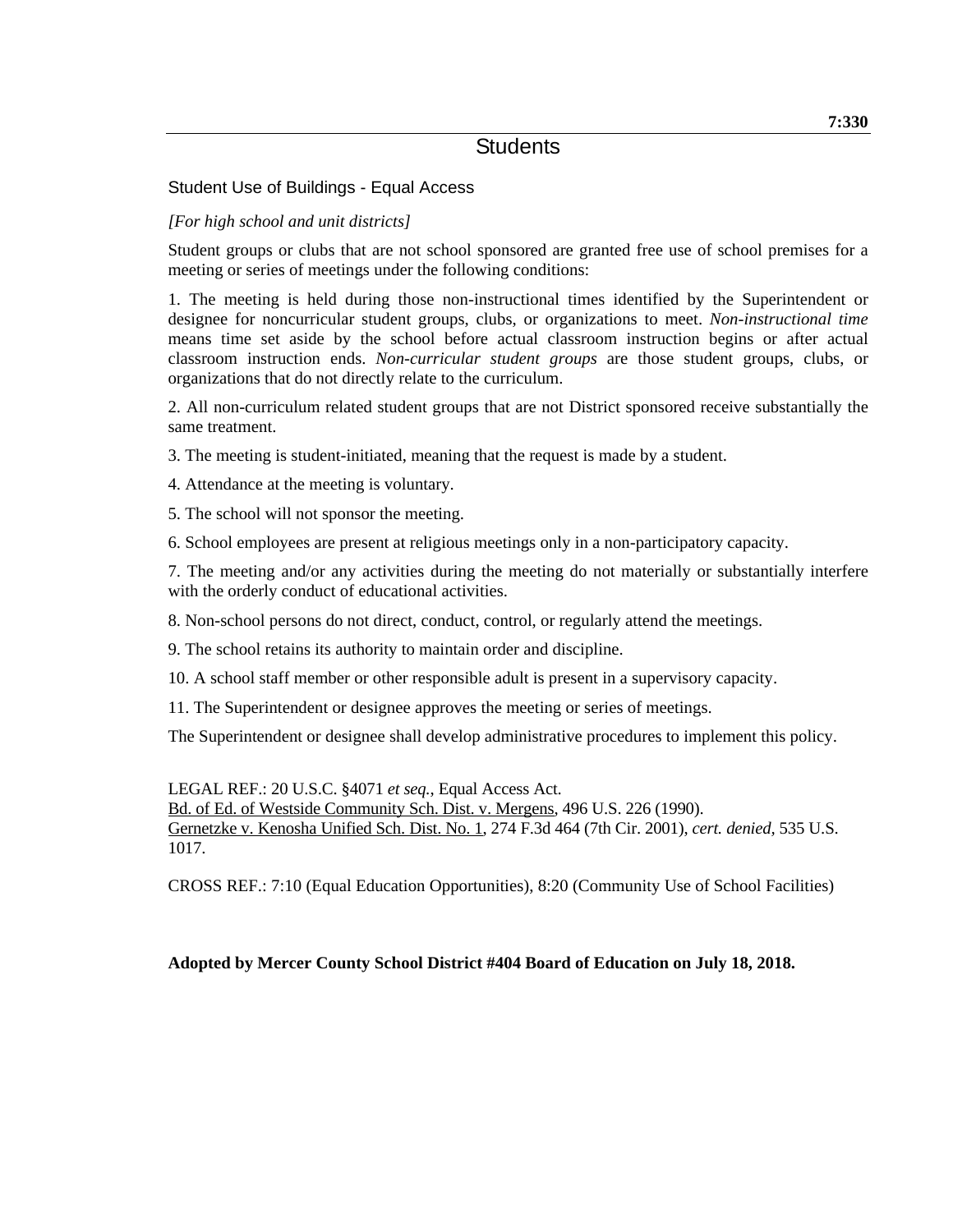7:330

# Students

## Student Use of Buildings - Equal Access

*[For high school and unit districts]*

Student groups or clubs that are not school sponsored are granted free use of school premises for a meeting or series of meetings under the following conditions:

1. The meeting is held during those non-instructional times identified by the Superintendent or designee for noncurricular student groups, clubs, or organizations to meet. *Non-instructional time* means time set aside by the school before actual classroom instruction begins or after actual classroom instruction ends. *Non-curricular student groups* are those student groups, clubs, or organizations that do not directly relate to the curriculum.

2. All non-curriculum related student groups that are not District sponsored receive substantially the same treatment.

3. The meeting is student-initiated, meaning that the request is made by a student.

4. Attendance at the meeting is voluntary.

5. The school will not sponsor the meeting.

6. School employees are present at religious meetings only in a non-participatory capacity.

7. The meeting and/or any activities during the meeting do not materially or substantially interfere with the orderly conduct of educational activities.

8. Non-school persons do not direct, conduct, control, or regularly attend the meetings.

9. The school retains its authority to maintain order and discipline.

10. A school staff member or other responsible adult is present in a supervisory capacity.

11. The Superintendent or designee approves the meeting or series of meetings.

The Superintendent or designee shall develop administrative procedures to implement this policy.

LEGAL REF.: 20 U.S.C. §4071 *et seq.*, Equal Access Act.
Bd. of Ed. of Westside Community Sch. Dist. v. Mergens, 496 U.S. 226 (1990).
Gernetzke v. Kenosha Unified Sch. Dist. No. 1, 274 F.3d 464 (7th Cir. 2001), *cert. denied*, 535 U.S. 1017.

CROSS REF.: 7:10 (Equal Education Opportunities), 8:20 (Community Use of School Facilities)

**Adopted by Mercer County School District #404 Board of Education on July 18, 2018.**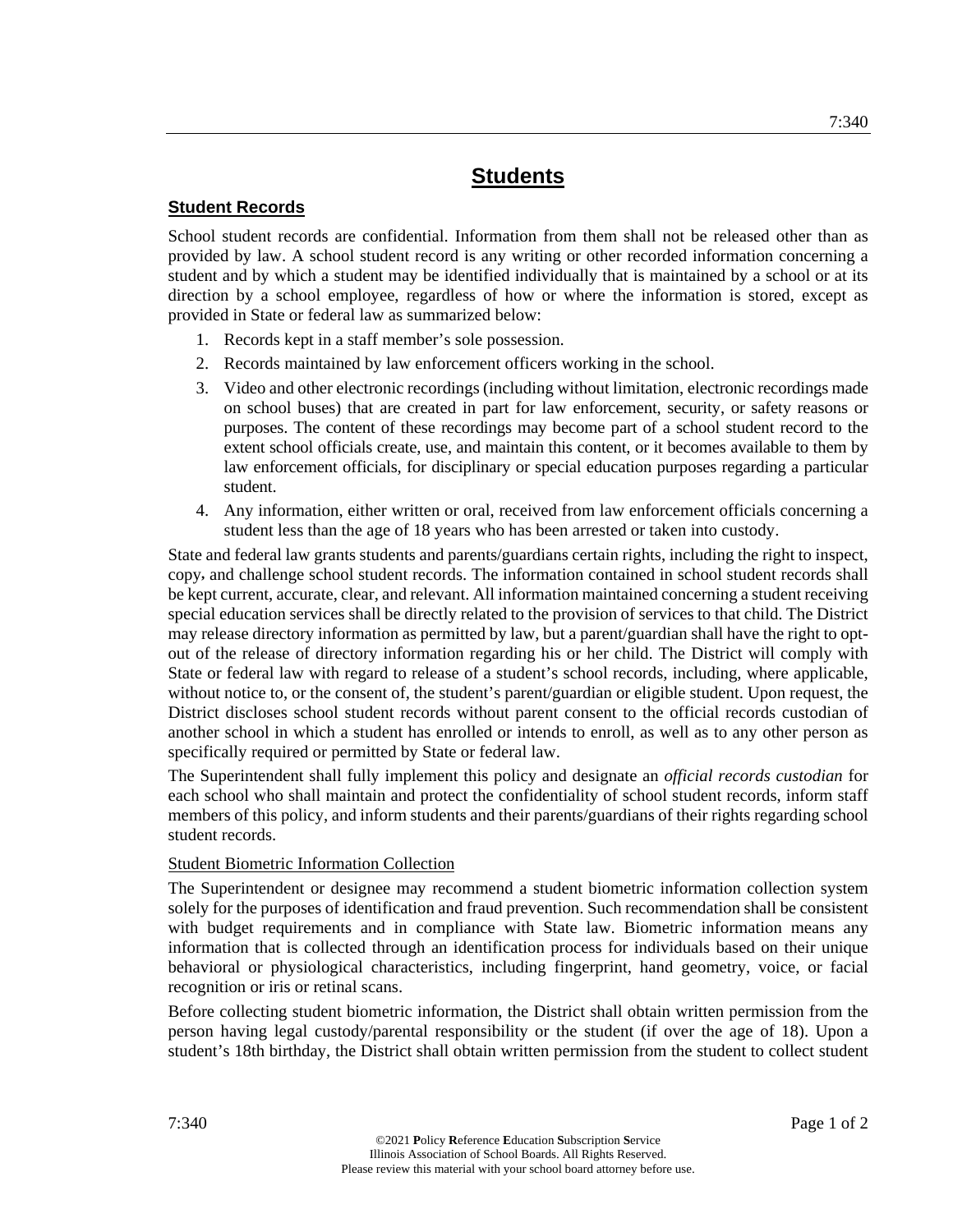# Students

## Student Records

School student records are confidential. Information from them shall not be released other than as provided by law. A school student record is any writing or other recorded information concerning a student and by which a student may be identified individually that is maintained by a school or at its direction by a school employee, regardless of how or where the information is stored, except as provided in State or federal law as summarized below:

1. Records kept in a staff member's sole possession.
2. Records maintained by law enforcement officers working in the school.
3. Video and other electronic recordings (including without limitation, electronic recordings made on school buses) that are created in part for law enforcement, security, or safety reasons or purposes. The content of these recordings may become part of a school student record to the extent school officials create, use, and maintain this content, or it becomes available to them by law enforcement officials, for disciplinary or special education purposes regarding a particular student.
4. Any information, either written or oral, received from law enforcement officials concerning a student less than the age of 18 years who has been arrested or taken into custody.

State and federal law grants students and parents/guardians certain rights, including the right to inspect, copy, and challenge school student records. The information contained in school student records shall be kept current, accurate, clear, and relevant. All information maintained concerning a student receiving special education services shall be directly related to the provision of services to that child. The District may release directory information as permitted by law, but a parent/guardian shall have the right to opt-out of the release of directory information regarding his or her child. The District will comply with State or federal law with regard to release of a student's school records, including, where applicable, without notice to, or the consent of, the student's parent/guardian or eligible student. Upon request, the District discloses school student records without parent consent to the official records custodian of another school in which a student has enrolled or intends to enroll, as well as to any other person as specifically required or permitted by State or federal law.

The Superintendent shall fully implement this policy and designate an *official records custodian* for each school who shall maintain and protect the confidentiality of school student records, inform staff members of this policy, and inform students and their parents/guardians of their rights regarding school student records.

### Student Biometric Information Collection

The Superintendent or designee may recommend a student biometric information collection system solely for the purposes of identification and fraud prevention. Such recommendation shall be consistent with budget requirements and in compliance with State law. Biometric information means any information that is collected through an identification process for individuals based on their unique behavioral or physiological characteristics, including fingerprint, hand geometry, voice, or facial recognition or iris or retinal scans.

Before collecting student biometric information, the District shall obtain written permission from the person having legal custody/parental responsibility or the student (if over the age of 18). Upon a student's 18th birthday, the District shall obtain written permission from the student to collect student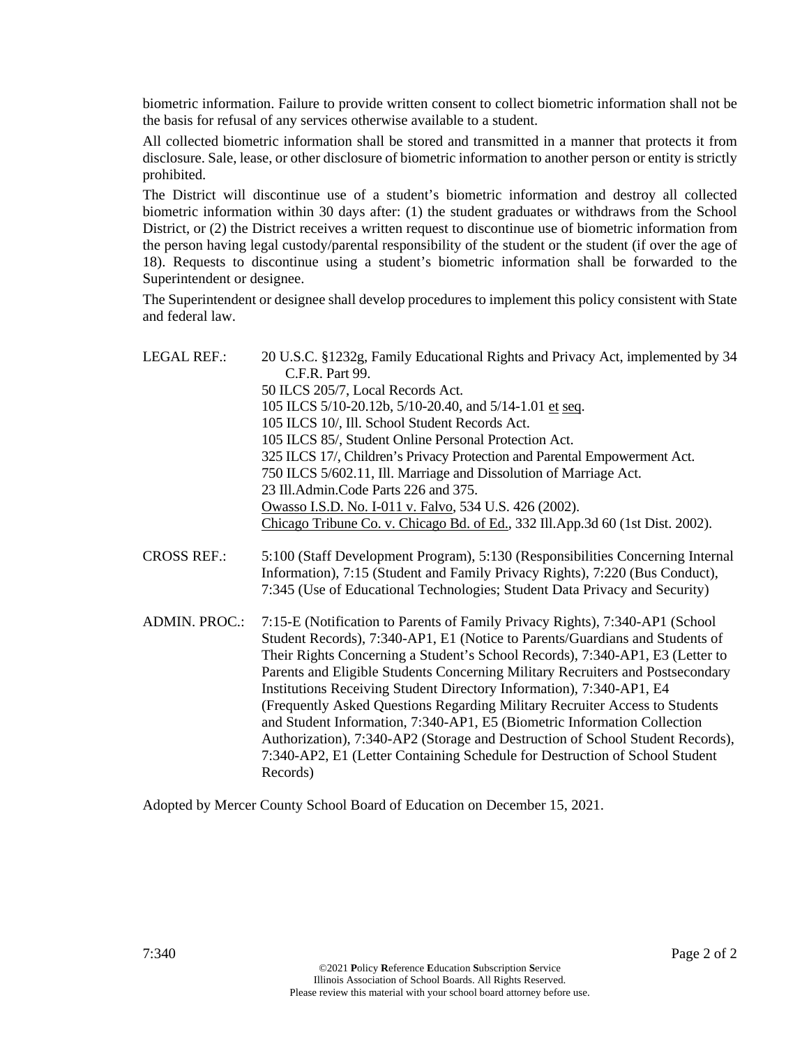biometric information. Failure to provide written consent to collect biometric information shall not be the basis for refusal of any services otherwise available to a student.

All collected biometric information shall be stored and transmitted in a manner that protects it from disclosure. Sale, lease, or other disclosure of biometric information to another person or entity is strictly prohibited.

The District will discontinue use of a student's biometric information and destroy all collected biometric information within 30 days after: (1) the student graduates or withdraws from the School District, or (2) the District receives a written request to discontinue use of biometric information from the person having legal custody/parental responsibility of the student or the student (if over the age of 18). Requests to discontinue using a student's biometric information shall be forwarded to the Superintendent or designee.

The Superintendent or designee shall develop procedures to implement this policy consistent with State and federal law.

LEGAL REF.: 20 U.S.C. §1232g, Family Educational Rights and Privacy Act, implemented by 34 C.F.R. Part 99.
50 ILCS 205/7, Local Records Act.
105 ILCS 5/10-20.12b, 5/10-20.40, and 5/14-1.01 et seq.
105 ILCS 10/, Ill. School Student Records Act.
105 ILCS 85/, Student Online Personal Protection Act.
325 ILCS 17/, Children's Privacy Protection and Parental Empowerment Act.
750 ILCS 5/602.11, Ill. Marriage and Dissolution of Marriage Act.
23 Ill.Admin.Code Parts 226 and 375.
Owasso I.S.D. No. I-011 v. Falvo, 534 U.S. 426 (2002).
Chicago Tribune Co. v. Chicago Bd. of Ed., 332 Ill.App.3d 60 (1st Dist. 2002).

CROSS REF.: 5:100 (Staff Development Program), 5:130 (Responsibilities Concerning Internal Information), 7:15 (Student and Family Privacy Rights), 7:220 (Bus Conduct), 7:345 (Use of Educational Technologies; Student Data Privacy and Security)

ADMIN. PROC.: 7:15-E (Notification to Parents of Family Privacy Rights), 7:340-AP1 (School Student Records), 7:340-AP1, E1 (Notice to Parents/Guardians and Students of Their Rights Concerning a Student's School Records), 7:340-AP1, E3 (Letter to Parents and Eligible Students Concerning Military Recruiters and Postsecondary Institutions Receiving Student Directory Information), 7:340-AP1, E4 (Frequently Asked Questions Regarding Military Recruiter Access to Students and Student Information, 7:340-AP1, E5 (Biometric Information Collection Authorization), 7:340-AP2 (Storage and Destruction of School Student Records), 7:340-AP2, E1 (Letter Containing Schedule for Destruction of School Student Records)

Adopted by Mercer County School Board of Education on December 15, 2021.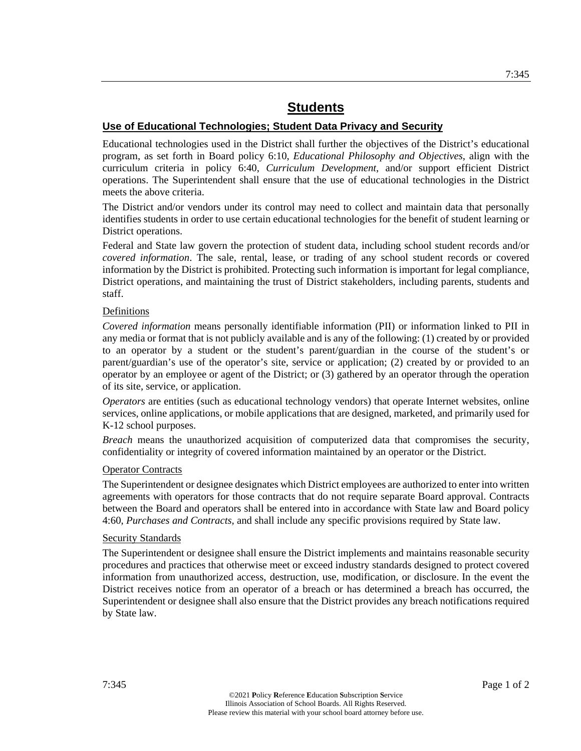# Students

## Use of Educational Technologies; Student Data Privacy and Security

Educational technologies used in the District shall further the objectives of the District's educational program, as set forth in Board policy 6:10, *Educational Philosophy and Objectives*, align with the curriculum criteria in policy 6:40, *Curriculum Development*, and/or support efficient District operations. The Superintendent shall ensure that the use of educational technologies in the District meets the above criteria.

The District and/or vendors under its control may need to collect and maintain data that personally identifies students in order to use certain educational technologies for the benefit of student learning or District operations.

Federal and State law govern the protection of student data, including school student records and/or *covered information*. The sale, rental, lease, or trading of any school student records or covered information by the District is prohibited. Protecting such information is important for legal compliance, District operations, and maintaining the trust of District stakeholders, including parents, students and staff.

### Definitions

*Covered information* means personally identifiable information (PII) or information linked to PII in any media or format that is not publicly available and is any of the following: (1) created by or provided to an operator by a student or the student's parent/guardian in the course of the student's or parent/guardian's use of the operator's site, service or application; (2) created by or provided to an operator by an employee or agent of the District; or (3) gathered by an operator through the operation of its site, service, or application.

*Operators* are entities (such as educational technology vendors) that operate Internet websites, online services, online applications, or mobile applications that are designed, marketed, and primarily used for K-12 school purposes.

*Breach* means the unauthorized acquisition of computerized data that compromises the security, confidentiality or integrity of covered information maintained by an operator or the District.

### Operator Contracts

The Superintendent or designee designates which District employees are authorized to enter into written agreements with operators for those contracts that do not require separate Board approval. Contracts between the Board and operators shall be entered into in accordance with State law and Board policy 4:60, *Purchases and Contracts*, and shall include any specific provisions required by State law.

### Security Standards

The Superintendent or designee shall ensure the District implements and maintains reasonable security procedures and practices that otherwise meet or exceed industry standards designed to protect covered information from unauthorized access, destruction, use, modification, or disclosure. In the event the District receives notice from an operator of a breach or has determined a breach has occurred, the Superintendent or designee shall also ensure that the District provides any breach notifications required by State law.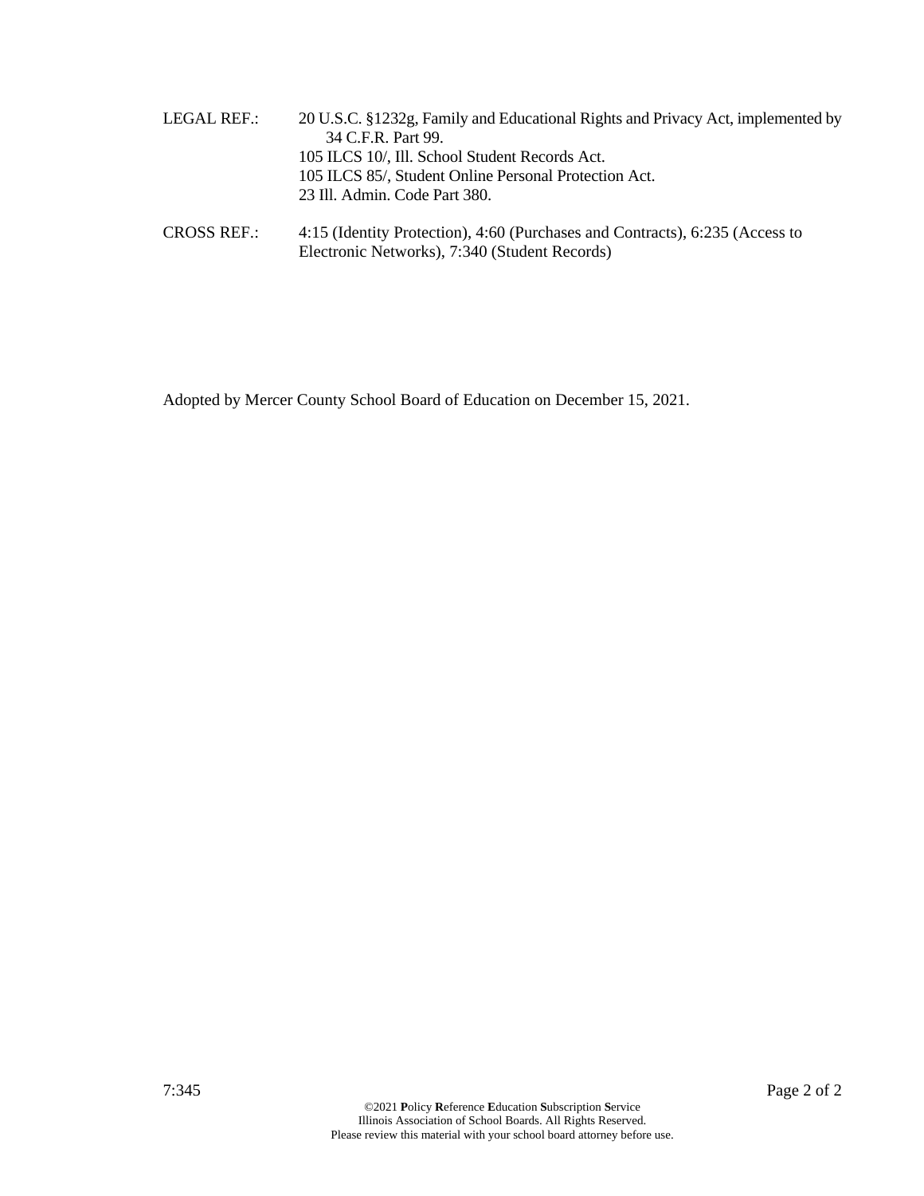LEGAL REF.: 20 U.S.C. §1232g, Family and Educational Rights and Privacy Act, implemented by 34 C.F.R. Part 99.
105 ILCS 10/, Ill. School Student Records Act.
105 ILCS 85/, Student Online Personal Protection Act.
23 Ill. Admin. Code Part 380.

CROSS REF.: 4:15 (Identity Protection), 4:60 (Purchases and Contracts), 6:235 (Access to Electronic Networks), 7:340 (Student Records)

Adopted by Mercer County School Board of Education on December 15, 2021.

©2021 **P**olicy **R**eference **E**ducation **S**ubscription **S**ervice
Illinois Association of School Boards. All Rights Reserved.
Please review this material with your school board attorney before use.